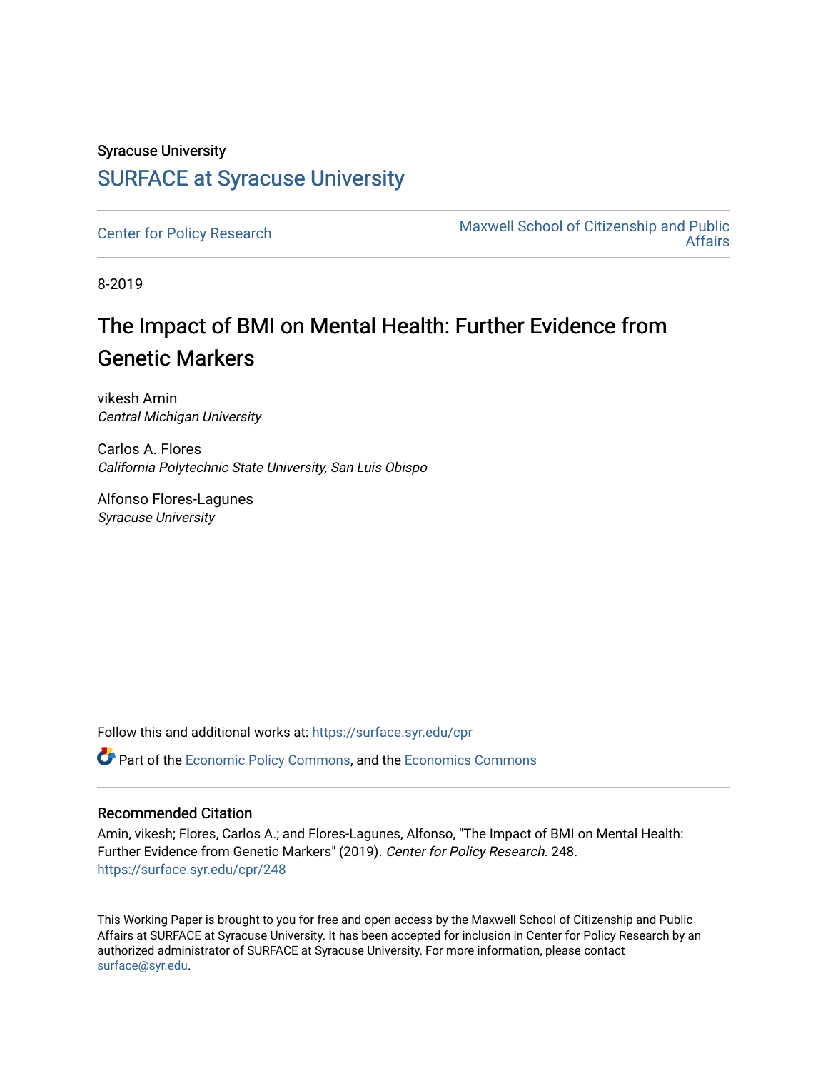Syracuse University

# SURFACE at Syracuse University

Center for Policy Research

Maxwell School of Citizenship and Public Affairs

8-2019

# The Impact of BMI on Mental Health: Further Evidence from Genetic Markers

vikesh Amin
*Central Michigan University*

Carlos A. Flores
*California Polytechnic State University, San Luis Obispo*

Alfonso Flores-Lagunes
*Syracuse University*

Follow this and additional works at: https://surface.syr.edu/cpr

Part of the Economic Policy Commons, and the Economics Commons

### Recommended Citation

Amin, vikesh; Flores, Carlos A.; and Flores-Lagunes, Alfonso, "The Impact of BMI on Mental Health: Further Evidence from Genetic Markers" (2019). *Center for Policy Research*. 248.
https://surface.syr.edu/cpr/248

This Working Paper is brought to you for free and open access by the Maxwell School of Citizenship and Public Affairs at SURFACE at Syracuse University. It has been accepted for inclusion in Center for Policy Research by an authorized administrator of SURFACE at Syracuse University. For more information, please contact surface@syr.edu.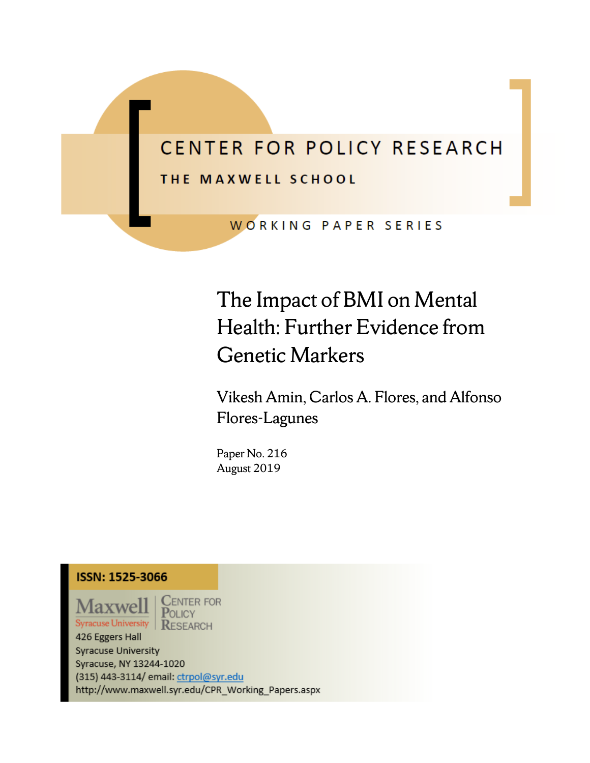CENTER FOR POLICY RESEARCH

THE MAXWELL SCHOOL

WORKING PAPER SERIES

# The Impact of BMI on Mental Health: Further Evidence from Genetic Markers

Vikesh Amin, Carlos A. Flores, and Alfonso Flores-Lagunes

Paper No. 216
August 2019

**ISSN: 1525-3066**

Maxwell
Syracuse University

Center for Policy Research

426 Eggers Hall
Syracuse University
Syracuse, NY 13244-1020
(315) 443-3114/ email: ctrpol@syr.edu
http://www.maxwell.syr.edu/CPR_Working_Papers.aspx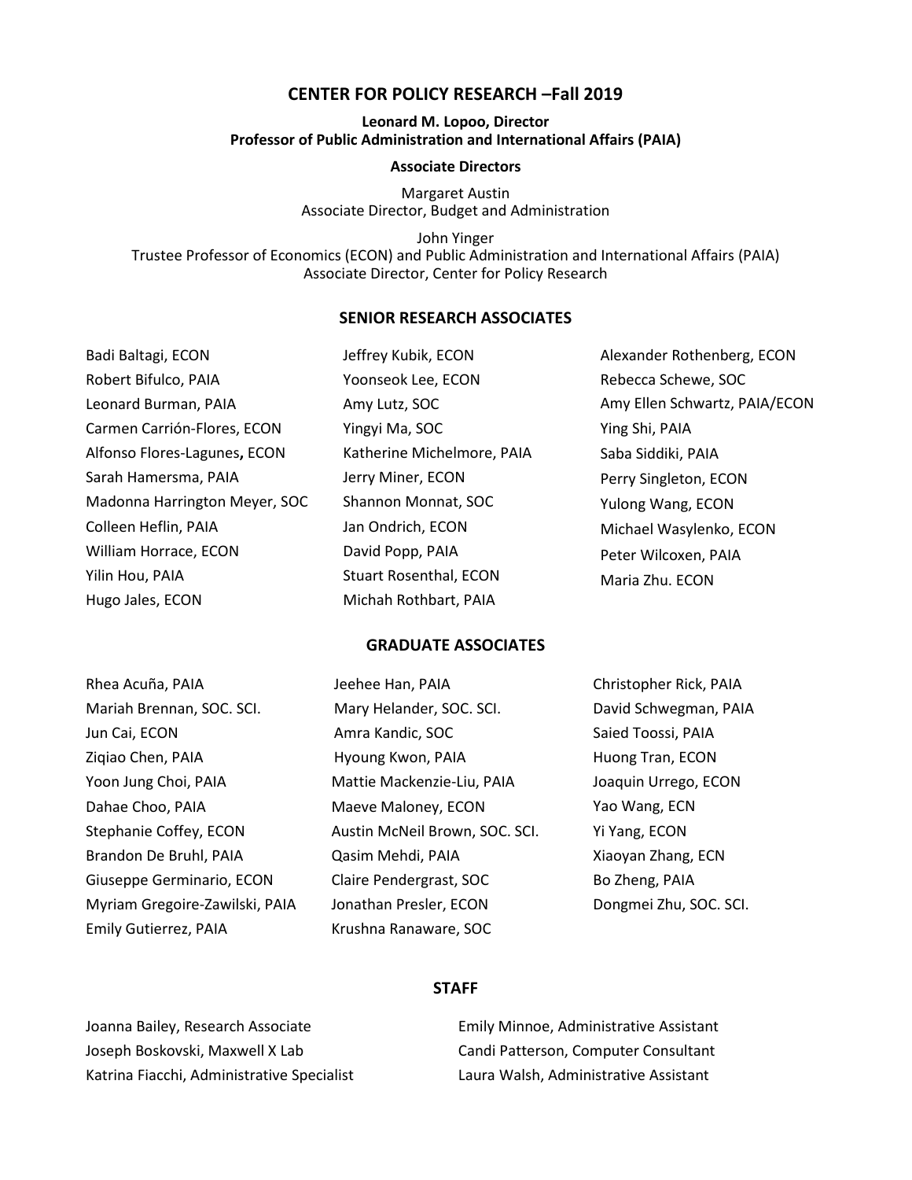# CENTER FOR POLICY RESEARCH –Fall 2019

**Leonard M. Lopoo, Director**
**Professor of Public Administration and International Affairs (PAIA)**

**Associate Directors**

Margaret Austin
Associate Director, Budget and Administration

John Yinger
Trustee Professor of Economics (ECON) and Public Administration and International Affairs (PAIA)
Associate Director, Center for Policy Research

## SENIOR RESEARCH ASSOCIATES

Badi Baltagi, ECON
Robert Bifulco, PAIA
Leonard Burman, PAIA
Carmen Carrión-Flores, ECON
Alfonso Flores-Lagunes**,** ECON
Sarah Hamersma, PAIA
Madonna Harrington Meyer, SOC
Colleen Heflin, PAIA
William Horrace, ECON
Yilin Hou, PAIA
Hugo Jales, ECON
Jeffrey Kubik, ECON
Yoonseok Lee, ECON
Amy Lutz, SOC
Yingyi Ma, SOC
Katherine Michelmore, PAIA
Jerry Miner, ECON
Shannon Monnat, SOC
Jan Ondrich, ECON
David Popp, PAIA
Stuart Rosenthal, ECON
Michah Rothbart, PAIA
Alexander Rothenberg, ECON
Rebecca Schewe, SOC
Amy Ellen Schwartz, PAIA/ECON
Ying Shi, PAIA
Saba Siddiki, PAIA
Perry Singleton, ECON
Yulong Wang, ECON
Michael Wasylenko, ECON
Peter Wilcoxen, PAIA
Maria Zhu. ECON

## GRADUATE ASSOCIATES

Rhea Acuña, PAIA
Mariah Brennan, SOC. SCI.
Jun Cai, ECON
Ziqiao Chen, PAIA
Yoon Jung Choi, PAIA
Dahae Choo, PAIA
Stephanie Coffey, ECON
Brandon De Bruhl, PAIA
Giuseppe Germinario, ECON
Myriam Gregoire-Zawilski, PAIA
Emily Gutierrez, PAIA
Jeehee Han, PAIA
Mary Helander, SOC. SCI.
Amra Kandic, SOC
Hyoung Kwon, PAIA
Mattie Mackenzie-Liu, PAIA
Maeve Maloney, ECON
Austin McNeil Brown, SOC. SCI.
Qasim Mehdi, PAIA
Claire Pendergrast, SOC
Jonathan Presler, ECON
Krushna Ranaware, SOC
Christopher Rick, PAIA
David Schwegman, PAIA
Saied Toossi, PAIA
Huong Tran, ECON
Joaquin Urrego, ECON
Yao Wang, ECN
Yi Yang, ECON
Xiaoyan Zhang, ECN
Bo Zheng, PAIA
Dongmei Zhu, SOC. SCI.

## STAFF

Joanna Bailey, Research Associate
Joseph Boskovski, Maxwell X Lab
Katrina Fiacchi, Administrative Specialist
Emily Minnoe, Administrative Assistant
Candi Patterson, Computer Consultant
Laura Walsh, Administrative Assistant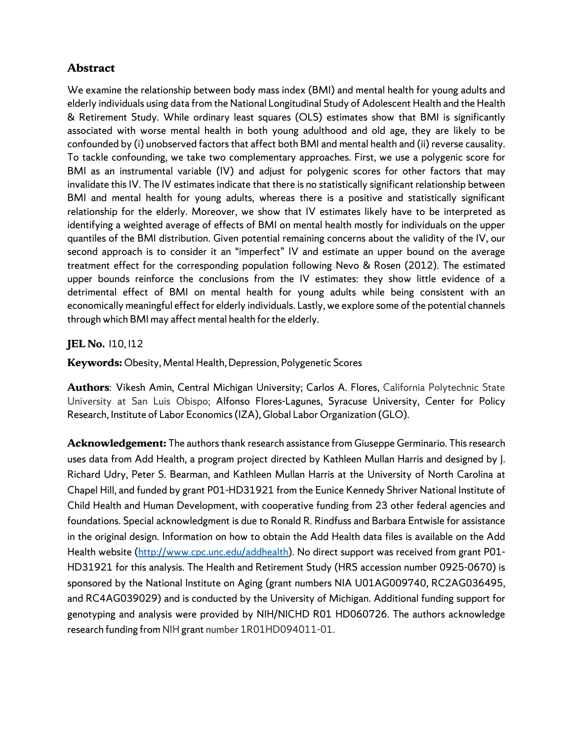## Abstract

We examine the relationship between body mass index (BMI) and mental health for young adults and elderly individuals using data from the National Longitudinal Study of Adolescent Health and the Health & Retirement Study. While ordinary least squares (OLS) estimates show that BMI is significantly associated with worse mental health in both young adulthood and old age, they are likely to be confounded by (i) unobserved factors that affect both BMI and mental health and (ii) reverse causality. To tackle confounding, we take two complementary approaches. First, we use a polygenic score for BMI as an instrumental variable (IV) and adjust for polygenic scores for other factors that may invalidate this IV. The IV estimates indicate that there is no statistically significant relationship between BMI and mental health for young adults, whereas there is a positive and statistically significant relationship for the elderly. Moreover, we show that IV estimates likely have to be interpreted as identifying a weighted average of effects of BMI on mental health mostly for individuals on the upper quantiles of the BMI distribution. Given potential remaining concerns about the validity of the IV, our second approach is to consider it an "imperfect" IV and estimate an upper bound on the average treatment effect for the corresponding population following Nevo & Rosen (2012). The estimated upper bounds reinforce the conclusions from the IV estimates: they show little evidence of a detrimental effect of BMI on mental health for young adults while being consistent with an economically meaningful effect for elderly individuals. Lastly, we explore some of the potential channels through which BMI may affect mental health for the elderly.

**JEL No.** I10, I12

**Keywords:** Obesity, Mental Health, Depression, Polygenetic Scores

**Authors**: Vikesh Amin, Central Michigan University; Carlos A. Flores, California Polytechnic State University at San Luis Obispo; Alfonso Flores-Lagunes, Syracuse University, Center for Policy Research, Institute of Labor Economics (IZA), Global Labor Organization (GLO).

**Acknowledgement:** The authors thank research assistance from Giuseppe Germinario. This research uses data from Add Health, a program project directed by Kathleen Mullan Harris and designed by J. Richard Udry, Peter S. Bearman, and Kathleen Mullan Harris at the University of North Carolina at Chapel Hill, and funded by grant P01-HD31921 from the Eunice Kennedy Shriver National Institute of Child Health and Human Development, with cooperative funding from 23 other federal agencies and foundations. Special acknowledgment is due to Ronald R. Rindfuss and Barbara Entwisle for assistance in the original design. Information on how to obtain the Add Health data files is available on the Add Health website (http://www.cpc.unc.edu/addhealth). No direct support was received from grant P01-HD31921 for this analysis. The Health and Retirement Study (HRS accession number 0925-0670) is sponsored by the National Institute on Aging (grant numbers NIA U01AG009740, RC2AG036495, and RC4AG039029) and is conducted by the University of Michigan. Additional funding support for genotyping and analysis were provided by NIH/NICHD R01 HD060726. The authors acknowledge research funding from NIH grant number 1R01HD094011-01.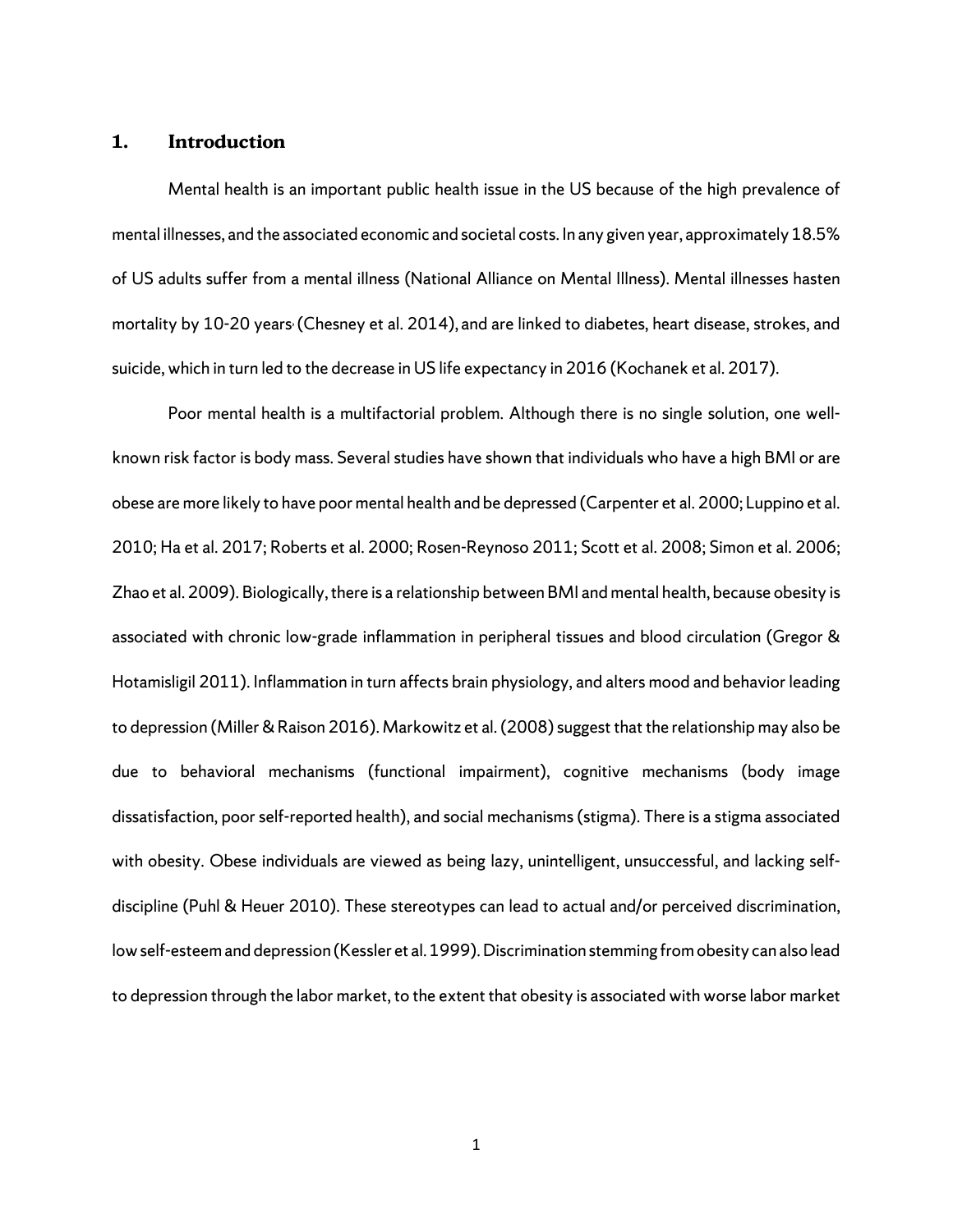## 1. Introduction

Mental health is an important public health issue in the US because of the high prevalence of mental illnesses, and the associated economic and societal costs. In any given year, approximately 18.5% of US adults suffer from a mental illness (National Alliance on Mental Illness). Mental illnesses hasten mortality by 10-20 years (Chesney et al. 2014), and are linked to diabetes, heart disease, strokes, and suicide, which in turn led to the decrease in US life expectancy in 2016 (Kochanek et al. 2017).

Poor mental health is a multifactorial problem. Although there is no single solution, one well-known risk factor is body mass. Several studies have shown that individuals who have a high BMI or are obese are more likely to have poor mental health and be depressed (Carpenter et al. 2000; Luppino et al. 2010; Ha et al. 2017; Roberts et al. 2000; Rosen-Reynoso 2011; Scott et al. 2008; Simon et al. 2006; Zhao et al. 2009). Biologically, there is a relationship between BMI and mental health, because obesity is associated with chronic low-grade inflammation in peripheral tissues and blood circulation (Gregor & Hotamisligil 2011). Inflammation in turn affects brain physiology, and alters mood and behavior leading to depression (Miller & Raison 2016). Markowitz et al. (2008) suggest that the relationship may also be due to behavioral mechanisms (functional impairment), cognitive mechanisms (body image dissatisfaction, poor self-reported health), and social mechanisms (stigma). There is a stigma associated with obesity. Obese individuals are viewed as being lazy, unintelligent, unsuccessful, and lacking self-discipline (Puhl & Heuer 2010). These stereotypes can lead to actual and/or perceived discrimination, low self-esteem and depression (Kessler et al. 1999). Discrimination stemming from obesity can also lead to depression through the labor market, to the extent that obesity is associated with worse labor market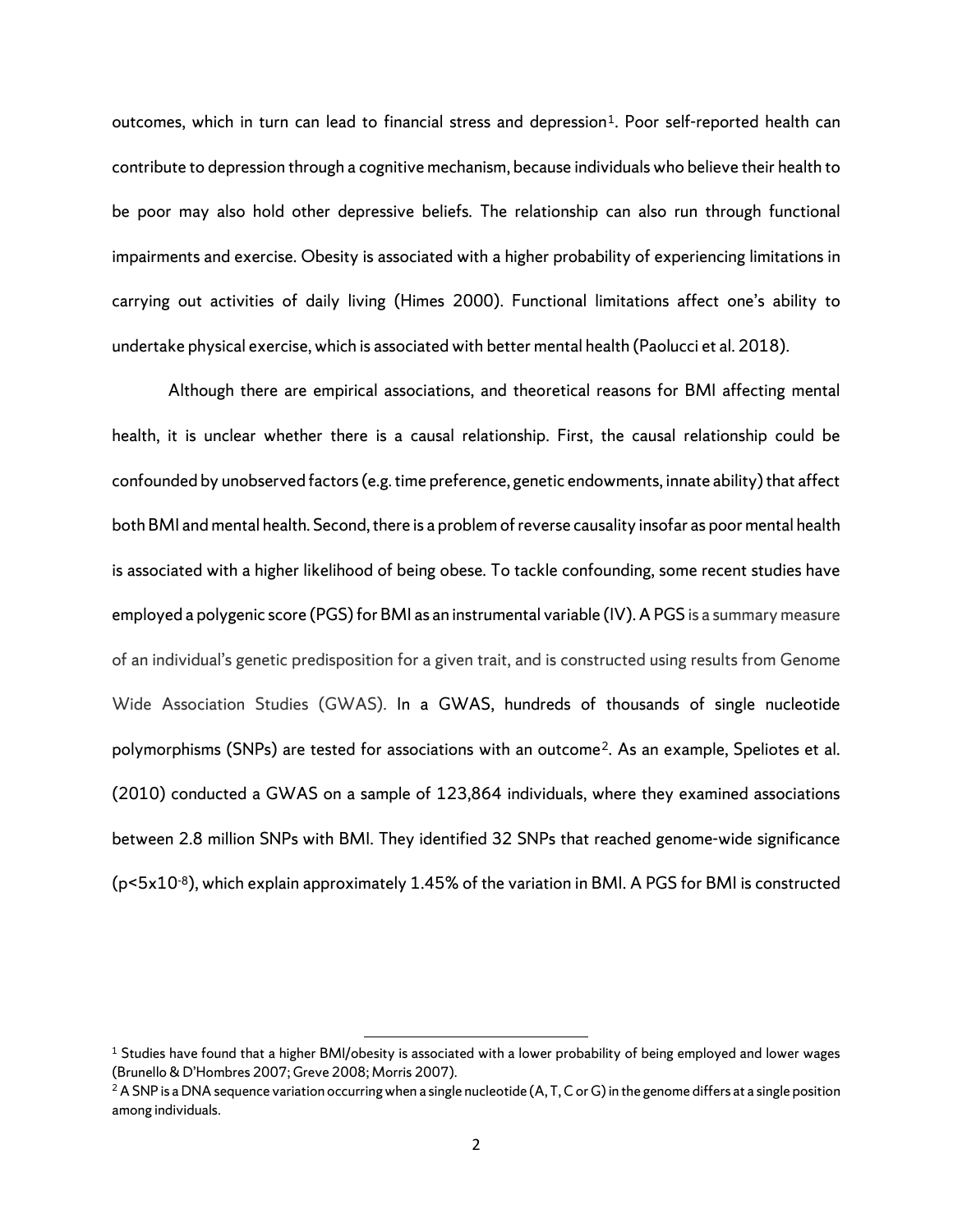outcomes, which in turn can lead to financial stress and depression[1]. Poor self-reported health can contribute to depression through a cognitive mechanism, because individuals who believe their health to be poor may also hold other depressive beliefs. The relationship can also run through functional impairments and exercise. Obesity is associated with a higher probability of experiencing limitations in carrying out activities of daily living (Himes 2000). Functional limitations affect one's ability to undertake physical exercise, which is associated with better mental health (Paolucci et al. 2018).

Although there are empirical associations, and theoretical reasons for BMI affecting mental health, it is unclear whether there is a causal relationship. First, the causal relationship could be confounded by unobserved factors (e.g. time preference, genetic endowments, innate ability) that affect both BMI and mental health. Second, there is a problem of reverse causality insofar as poor mental health is associated with a higher likelihood of being obese. To tackle confounding, some recent studies have employed a polygenic score (PGS) for BMI as an instrumental variable (IV). A PGS is a summary measure of an individual's genetic predisposition for a given trait, and is constructed using results from Genome Wide Association Studies (GWAS). In a GWAS, hundreds of thousands of single nucleotide polymorphisms (SNPs) are tested for associations with an outcome[2]. As an example, Speliotes et al. (2010) conducted a GWAS on a sample of 123,864 individuals, where they examined associations between 2.8 million SNPs with BMI. They identified 32 SNPs that reached genome-wide significance ($p<5x10^{-8}$), which explain approximately 1.45% of the variation in BMI. A PGS for BMI is constructed

---

[1] Studies have found that a higher BMI/obesity is associated with a lower probability of being employed and lower wages (Brunello & D'Hombres 2007; Greve 2008; Morris 2007).

[2] A SNP is a DNA sequence variation occurring when a single nucleotide (A, T, C or G) in the genome differs at a single position among individuals.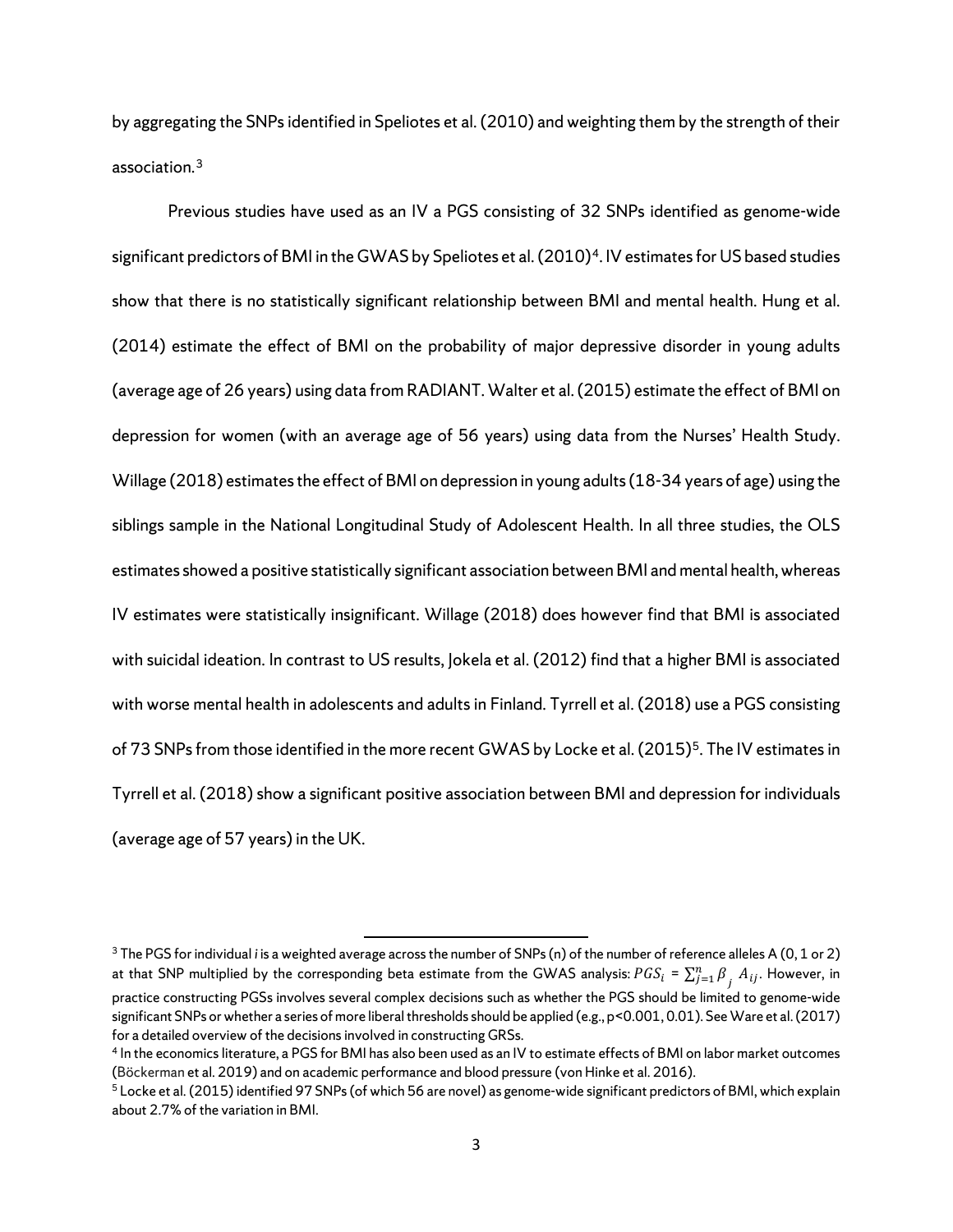by aggregating the SNPs identified in Speliotes et al. (2010) and weighting them by the strength of their association.[3]

Previous studies have used as an IV a PGS consisting of 32 SNPs identified as genome-wide significant predictors of BMI in the GWAS by Speliotes et al. (2010)[4]. IV estimates for US based studies show that there is no statistically significant relationship between BMI and mental health. Hung et al. (2014) estimate the effect of BMI on the probability of major depressive disorder in young adults (average age of 26 years) using data from RADIANT. Walter et al. (2015) estimate the effect of BMI on depression for women (with an average age of 56 years) using data from the Nurses' Health Study. Willage (2018) estimates the effect of BMI on depression in young adults (18-34 years of age) using the siblings sample in the National Longitudinal Study of Adolescent Health. In all three studies, the OLS estimates showed a positive statistically significant association between BMI and mental health, whereas IV estimates were statistically insignificant. Willage (2018) does however find that BMI is associated with suicidal ideation. In contrast to US results, Jokela et al. (2012) find that a higher BMI is associated with worse mental health in adolescents and adults in Finland. Tyrrell et al. (2018) use a PGS consisting of 73 SNPs from those identified in the more recent GWAS by Locke et al. (2015)[5]. The IV estimates in Tyrrell et al. (2018) show a significant positive association between BMI and depression for individuals (average age of 57 years) in the UK.

---

[3] The PGS for individual *i* is a weighted average across the number of SNPs (n) of the number of reference alleles A (0, 1 or 2) at that SNP multiplied by the corresponding beta estimate from the GWAS analysis: $PGS_i = \sum_{j=1}^{n} \beta_j \, A_{ij}$. However, in practice constructing PGSs involves several complex decisions such as whether the PGS should be limited to genome-wide significant SNPs or whether a series of more liberal thresholds should be applied (e.g., p<0.001, 0.01). See Ware et al. (2017) for a detailed overview of the decisions involved in constructing GRSs.

[4] In the economics literature, a PGS for BMI has also been used as an IV to estimate effects of BMI on labor market outcomes (Böckerman et al. 2019) and on academic performance and blood pressure (von Hinke et al. 2016).

[5] Locke et al. (2015) identified 97 SNPs (of which 56 are novel) as genome-wide significant predictors of BMI, which explain about 2.7% of the variation in BMI.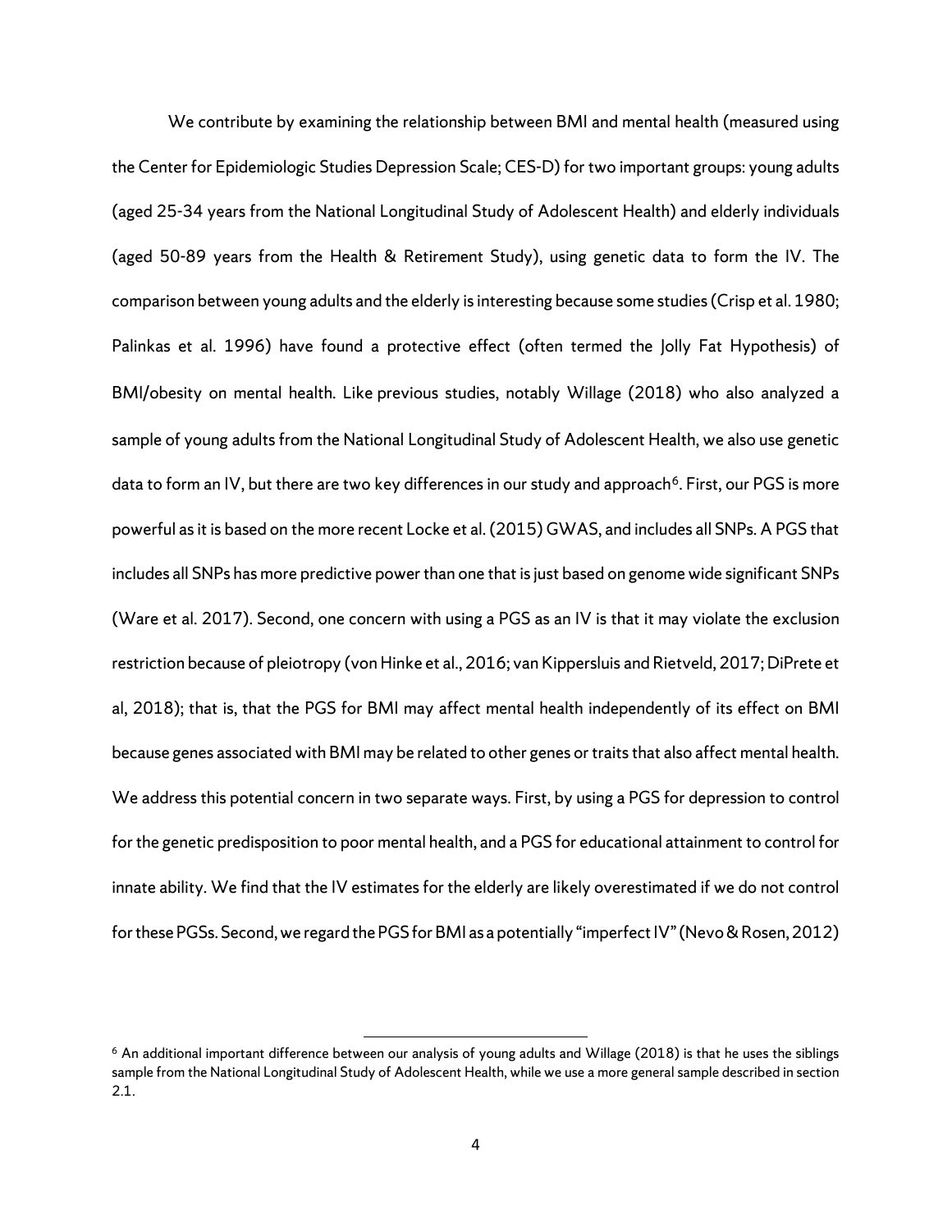We contribute by examining the relationship between BMI and mental health (measured using the Center for Epidemiologic Studies Depression Scale; CES-D) for two important groups: young adults (aged 25-34 years from the National Longitudinal Study of Adolescent Health) and elderly individuals (aged 50-89 years from the Health & Retirement Study), using genetic data to form the IV. The comparison between young adults and the elderly is interesting because some studies (Crisp et al. 1980; Palinkas et al. 1996) have found a protective effect (often termed the Jolly Fat Hypothesis) of BMI/obesity on mental health. Like previous studies, notably Willage (2018) who also analyzed a sample of young adults from the National Longitudinal Study of Adolescent Health, we also use genetic data to form an IV, but there are two key differences in our study and approach[6]. First, our PGS is more powerful as it is based on the more recent Locke et al. (2015) GWAS, and includes all SNPs. A PGS that includes all SNPs has more predictive power than one that is just based on genome wide significant SNPs (Ware et al. 2017). Second, one concern with using a PGS as an IV is that it may violate the exclusion restriction because of pleiotropy (von Hinke et al., 2016; van Kippersluis and Rietveld, 2017; DiPrete et al, 2018); that is, that the PGS for BMI may affect mental health independently of its effect on BMI because genes associated with BMI may be related to other genes or traits that also affect mental health. We address this potential concern in two separate ways. First, by using a PGS for depression to control for the genetic predisposition to poor mental health, and a PGS for educational attainment to control for innate ability. We find that the IV estimates for the elderly are likely overestimated if we do not control for these PGSs. Second, we regard the PGS for BMI as a potentially "imperfect IV" (Nevo & Rosen, 2012)

[6] An additional important difference between our analysis of young adults and Willage (2018) is that he uses the siblings sample from the National Longitudinal Study of Adolescent Health, while we use a more general sample described in section 2.1.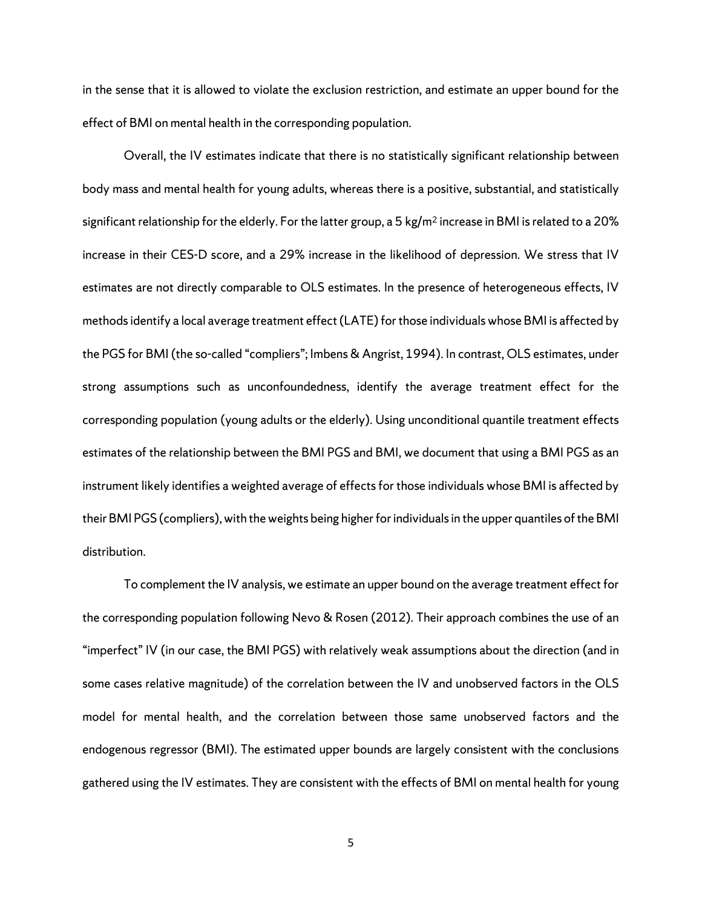in the sense that it is allowed to violate the exclusion restriction, and estimate an upper bound for the effect of BMI on mental health in the corresponding population.

Overall, the IV estimates indicate that there is no statistically significant relationship between body mass and mental health for young adults, whereas there is a positive, substantial, and statistically significant relationship for the elderly. For the latter group, a 5 $kg/m^2$ increase in BMI is related to a 20% increase in their CES-D score, and a 29% increase in the likelihood of depression. We stress that IV estimates are not directly comparable to OLS estimates. In the presence of heterogeneous effects, IV methods identify a local average treatment effect (LATE) for those individuals whose BMI is affected by the PGS for BMI (the so-called "compliers"; Imbens & Angrist, 1994). In contrast, OLS estimates, under strong assumptions such as unconfoundedness, identify the average treatment effect for the corresponding population (young adults or the elderly). Using unconditional quantile treatment effects estimates of the relationship between the BMI PGS and BMI, we document that using a BMI PGS as an instrument likely identifies a weighted average of effects for those individuals whose BMI is affected by their BMI PGS (compliers), with the weights being higher for individuals in the upper quantiles of the BMI distribution.

To complement the IV analysis, we estimate an upper bound on the average treatment effect for the corresponding population following Nevo & Rosen (2012). Their approach combines the use of an "imperfect" IV (in our case, the BMI PGS) with relatively weak assumptions about the direction (and in some cases relative magnitude) of the correlation between the IV and unobserved factors in the OLS model for mental health, and the correlation between those same unobserved factors and the endogenous regressor (BMI). The estimated upper bounds are largely consistent with the conclusions gathered using the IV estimates. They are consistent with the effects of BMI on mental health for young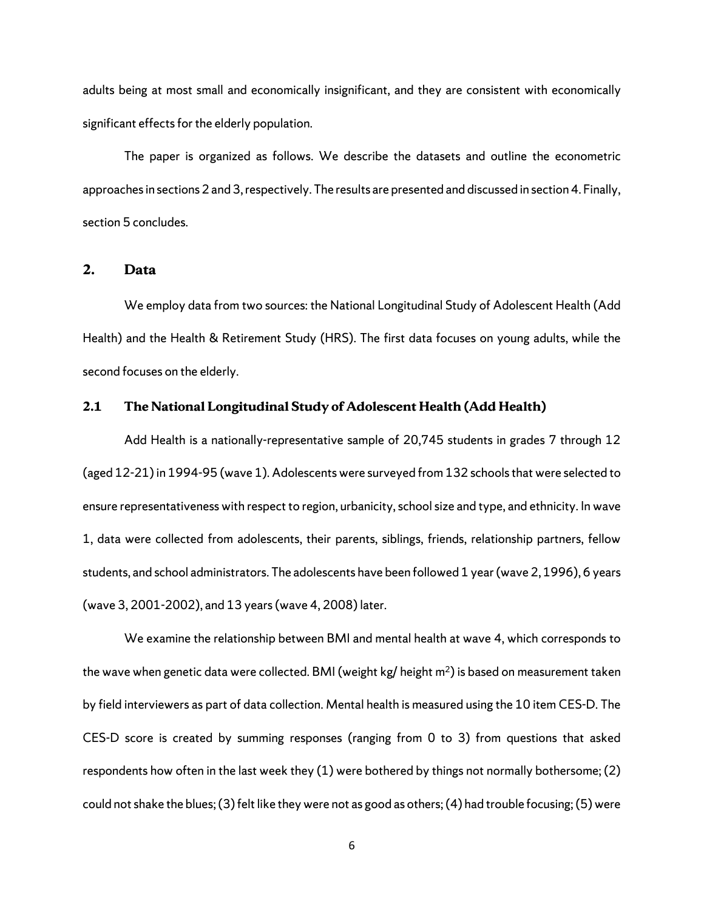adults being at most small and economically insignificant, and they are consistent with economically significant effects for the elderly population.

The paper is organized as follows. We describe the datasets and outline the econometric approaches in sections 2 and 3, respectively. The results are presented and discussed in section 4. Finally, section 5 concludes.

## 2. Data

We employ data from two sources: the National Longitudinal Study of Adolescent Health (Add Health) and the Health & Retirement Study (HRS). The first data focuses on young adults, while the second focuses on the elderly.

### 2.1 The National Longitudinal Study of Adolescent Health (Add Health)

Add Health is a nationally-representative sample of 20,745 students in grades 7 through 12 (aged 12-21) in 1994-95 (wave 1). Adolescents were surveyed from 132 schools that were selected to ensure representativeness with respect to region, urbanicity, school size and type, and ethnicity. In wave 1, data were collected from adolescents, their parents, siblings, friends, relationship partners, fellow students, and school administrators. The adolescents have been followed 1 year (wave 2, 1996), 6 years (wave 3, 2001-2002), and 13 years (wave 4, 2008) later.

We examine the relationship between BMI and mental health at wave 4, which corresponds to the wave when genetic data were collected. BMI (weight kg/ height $m^2$) is based on measurement taken by field interviewers as part of data collection. Mental health is measured using the 10 item CES-D. The CES-D score is created by summing responses (ranging from 0 to 3) from questions that asked respondents how often in the last week they (1) were bothered by things not normally bothersome; (2) could not shake the blues; (3) felt like they were not as good as others; (4) had trouble focusing; (5) were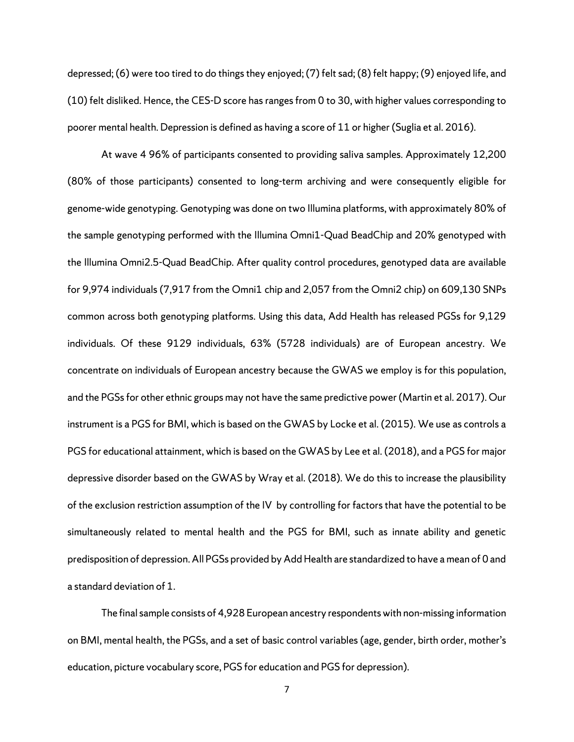depressed; (6) were too tired to do things they enjoyed; (7) felt sad; (8) felt happy; (9) enjoyed life, and (10) felt disliked. Hence, the CES-D score has ranges from 0 to 30, with higher values corresponding to poorer mental health. Depression is defined as having a score of 11 or higher (Suglia et al. 2016).

At wave 4 96% of participants consented to providing saliva samples. Approximately 12,200 (80% of those participants) consented to long-term archiving and were consequently eligible for genome-wide genotyping. Genotyping was done on two Illumina platforms, with approximately 80% of the sample genotyping performed with the Illumina Omni1-Quad BeadChip and 20% genotyped with the Illumina Omni2.5-Quad BeadChip. After quality control procedures, genotyped data are available for 9,974 individuals (7,917 from the Omni1 chip and 2,057 from the Omni2 chip) on 609,130 SNPs common across both genotyping platforms. Using this data, Add Health has released PGSs for 9,129 individuals. Of these 9129 individuals, 63% (5728 individuals) are of European ancestry. We concentrate on individuals of European ancestry because the GWAS we employ is for this population, and the PGSs for other ethnic groups may not have the same predictive power (Martin et al. 2017). Our instrument is a PGS for BMI, which is based on the GWAS by Locke et al. (2015). We use as controls a PGS for educational attainment, which is based on the GWAS by Lee et al. (2018), and a PGS for major depressive disorder based on the GWAS by Wray et al. (2018). We do this to increase the plausibility of the exclusion restriction assumption of the IV by controlling for factors that have the potential to be simultaneously related to mental health and the PGS for BMI, such as innate ability and genetic predisposition of depression. All PGSs provided by Add Health are standardized to have a mean of 0 and a standard deviation of 1.

The final sample consists of 4,928 European ancestry respondents with non-missing information on BMI, mental health, the PGSs, and a set of basic control variables (age, gender, birth order, mother's education, picture vocabulary score, PGS for education and PGS for depression).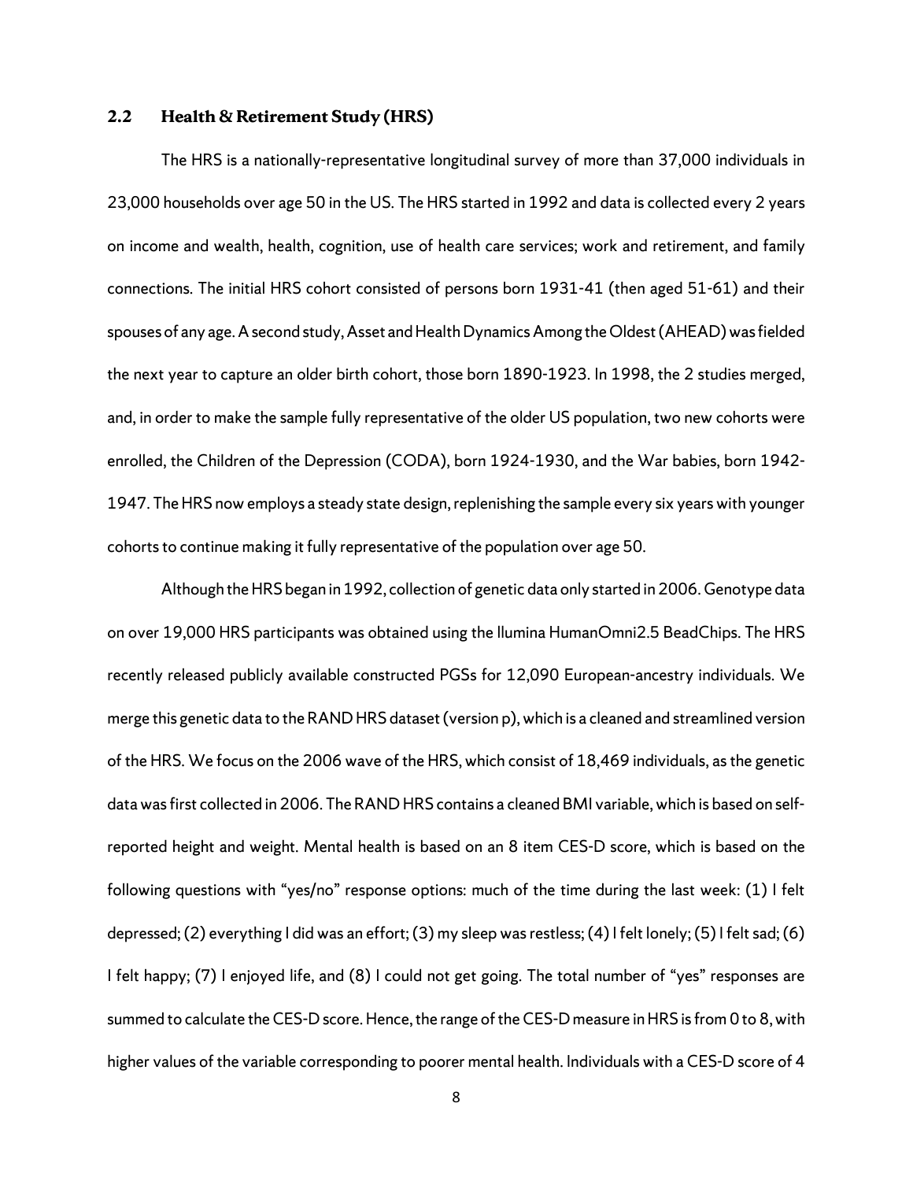## 2.2 Health & Retirement Study (HRS)

The HRS is a nationally-representative longitudinal survey of more than 37,000 individuals in 23,000 households over age 50 in the US. The HRS started in 1992 and data is collected every 2 years on income and wealth, health, cognition, use of health care services; work and retirement, and family connections. The initial HRS cohort consisted of persons born 1931-41 (then aged 51-61) and their spouses of any age. A second study, Asset and Health Dynamics Among the Oldest (AHEAD) was fielded the next year to capture an older birth cohort, those born 1890-1923. In 1998, the 2 studies merged, and, in order to make the sample fully representative of the older US population, two new cohorts were enrolled, the Children of the Depression (CODA), born 1924-1930, and the War babies, born 1942-1947. The HRS now employs a steady state design, replenishing the sample every six years with younger cohorts to continue making it fully representative of the population over age 50.

Although the HRS began in 1992, collection of genetic data only started in 2006. Genotype data on over 19,000 HRS participants was obtained using the llumina HumanOmni2.5 BeadChips. The HRS recently released publicly available constructed PGSs for 12,090 European-ancestry individuals. We merge this genetic data to the RAND HRS dataset (version p), which is a cleaned and streamlined version of the HRS. We focus on the 2006 wave of the HRS, which consist of 18,469 individuals, as the genetic data was first collected in 2006. The RAND HRS contains a cleaned BMI variable, which is based on self-reported height and weight. Mental health is based on an 8 item CES-D score, which is based on the following questions with "yes/no" response options: much of the time during the last week: (1) I felt depressed; (2) everything I did was an effort; (3) my sleep was restless; (4) I felt lonely; (5) I felt sad; (6) I felt happy; (7) I enjoyed life, and (8) I could not get going. The total number of "yes" responses are summed to calculate the CES-D score. Hence, the range of the CES-D measure in HRS is from 0 to 8, with higher values of the variable corresponding to poorer mental health. Individuals with a CES-D score of 4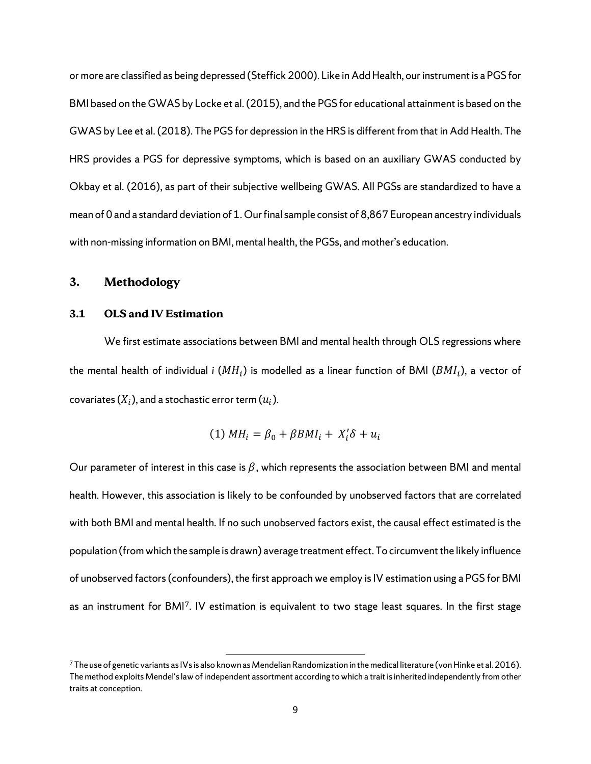or more are classified as being depressed (Steffick 2000). Like in Add Health, our instrument is a PGS for BMI based on the GWAS by Locke et al. (2015), and the PGS for educational attainment is based on the GWAS by Lee et al. (2018). The PGS for depression in the HRS is different from that in Add Health. The HRS provides a PGS for depressive symptoms, which is based on an auxiliary GWAS conducted by Okbay et al. (2016), as part of their subjective wellbeing GWAS. All PGSs are standardized to have a mean of 0 and a standard deviation of 1. Our final sample consist of 8,867 European ancestry individuals with non-missing information on BMI, mental health, the PGSs, and mother's education.

## 3. Methodology

### 3.1 OLS and IV Estimation

We first estimate associations between BMI and mental health through OLS regressions where the mental health of individual *i* ($MH_i$) is modelled as a linear function of BMI ($BMI_i$), a vector of covariates ($X_i$), and a stochastic error term ($u_i$).

$$(1)\ MH_i = \beta_0 + \beta BMI_i + X_i'\delta + u_i$$

Our parameter of interest in this case is $\beta$, which represents the association between BMI and mental health. However, this association is likely to be confounded by unobserved factors that are correlated with both BMI and mental health. If no such unobserved factors exist, the causal effect estimated is the population (from which the sample is drawn) average treatment effect. To circumvent the likely influence of unobserved factors (confounders), the first approach we employ is IV estimation using a PGS for BMI as an instrument for BMI[7]. IV estimation is equivalent to two stage least squares. In the first stage

[7] The use of genetic variants as IVs is also known as Mendelian Randomization in the medical literature (von Hinke et al. 2016). The method exploits Mendel's law of independent assortment according to which a trait is inherited independently from other traits at conception.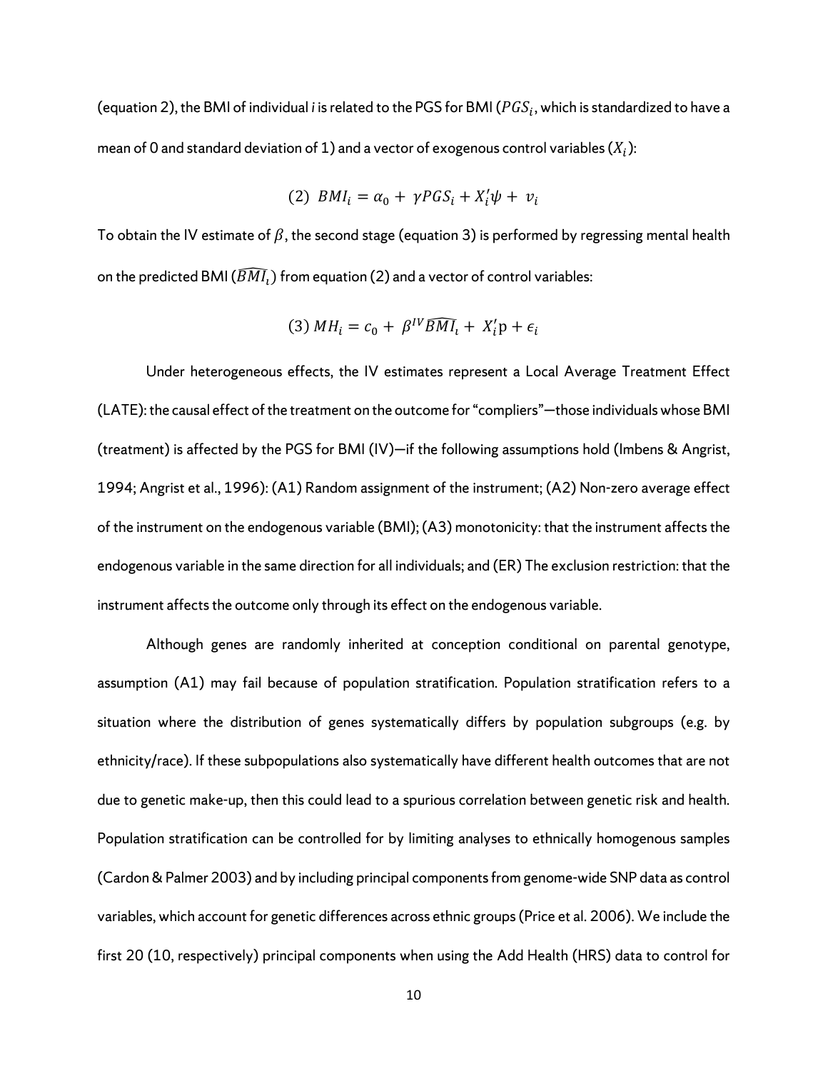(equation 2), the BMI of individual *i* is related to the PGS for BMI ($PGS_i$, which is standardized to have a mean of 0 and standard deviation of 1) and a vector of exogenous control variables ($X_i$):

$$(2)\ \ BMI_i = \alpha_0 + \gamma PGS_i + X_i'\psi + v_i$$

To obtain the IV estimate of $\beta$, the second stage (equation 3) is performed by regressing mental health on the predicted BMI ($\widehat{BMI_i}$) from equation (2) and a vector of control variables:

$$(3)\ MH_i = c_0 + \beta^{IV}\widehat{BMI_i} + X_i'\mathrm{p} + \epsilon_i$$

Under heterogeneous effects, the IV estimates represent a Local Average Treatment Effect (LATE): the causal effect of the treatment on the outcome for "compliers"—those individuals whose BMI (treatment) is affected by the PGS for BMI (IV)—if the following assumptions hold (Imbens & Angrist, 1994; Angrist et al., 1996): (A1) Random assignment of the instrument; (A2) Non-zero average effect of the instrument on the endogenous variable (BMI); (A3) monotonicity: that the instrument affects the endogenous variable in the same direction for all individuals; and (ER) The exclusion restriction: that the instrument affects the outcome only through its effect on the endogenous variable.

Although genes are randomly inherited at conception conditional on parental genotype, assumption (A1) may fail because of population stratification. Population stratification refers to a situation where the distribution of genes systematically differs by population subgroups (e.g. by ethnicity/race). If these subpopulations also systematically have different health outcomes that are not due to genetic make-up, then this could lead to a spurious correlation between genetic risk and health. Population stratification can be controlled for by limiting analyses to ethnically homogenous samples (Cardon & Palmer 2003) and by including principal components from genome-wide SNP data as control variables, which account for genetic differences across ethnic groups (Price et al. 2006). We include the first 20 (10, respectively) principal components when using the Add Health (HRS) data to control for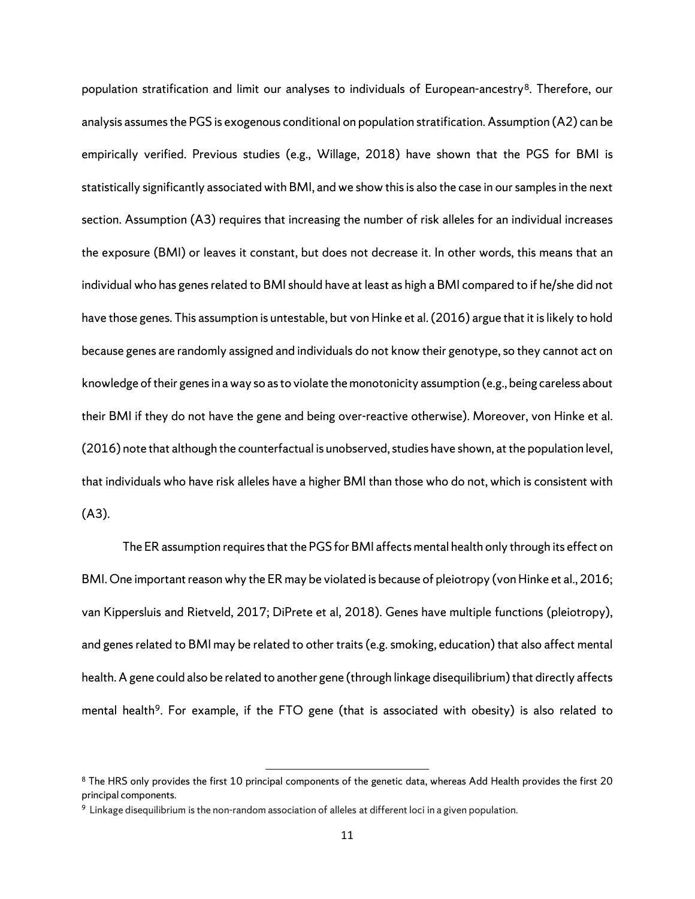population stratification and limit our analyses to individuals of European-ancestry[8]. Therefore, our analysis assumes the PGS is exogenous conditional on population stratification. Assumption (A2) can be empirically verified. Previous studies (e.g., Willage, 2018) have shown that the PGS for BMI is statistically significantly associated with BMI, and we show this is also the case in our samples in the next section. Assumption (A3) requires that increasing the number of risk alleles for an individual increases the exposure (BMI) or leaves it constant, but does not decrease it. In other words, this means that an individual who has genes related to BMI should have at least as high a BMI compared to if he/she did not have those genes. This assumption is untestable, but von Hinke et al. (2016) argue that it is likely to hold because genes are randomly assigned and individuals do not know their genotype, so they cannot act on knowledge of their genes in a way so as to violate the monotonicity assumption (e.g., being careless about their BMI if they do not have the gene and being over-reactive otherwise). Moreover, von Hinke et al. (2016) note that although the counterfactual is unobserved, studies have shown, at the population level, that individuals who have risk alleles have a higher BMI than those who do not, which is consistent with (A3).

The ER assumption requires that the PGS for BMI affects mental health only through its effect on BMI. One important reason why the ER may be violated is because of pleiotropy (von Hinke et al., 2016; van Kippersluis and Rietveld, 2017; DiPrete et al, 2018). Genes have multiple functions (pleiotropy), and genes related to BMI may be related to other traits (e.g. smoking, education) that also affect mental health. A gene could also be related to another gene (through linkage disequilibrium) that directly affects mental health[9]. For example, if the FTO gene (that is associated with obesity) is also related to

[8] The HRS only provides the first 10 principal components of the genetic data, whereas Add Health provides the first 20 principal components.

[9] Linkage disequilibrium is the non-random association of alleles at different loci in a given population.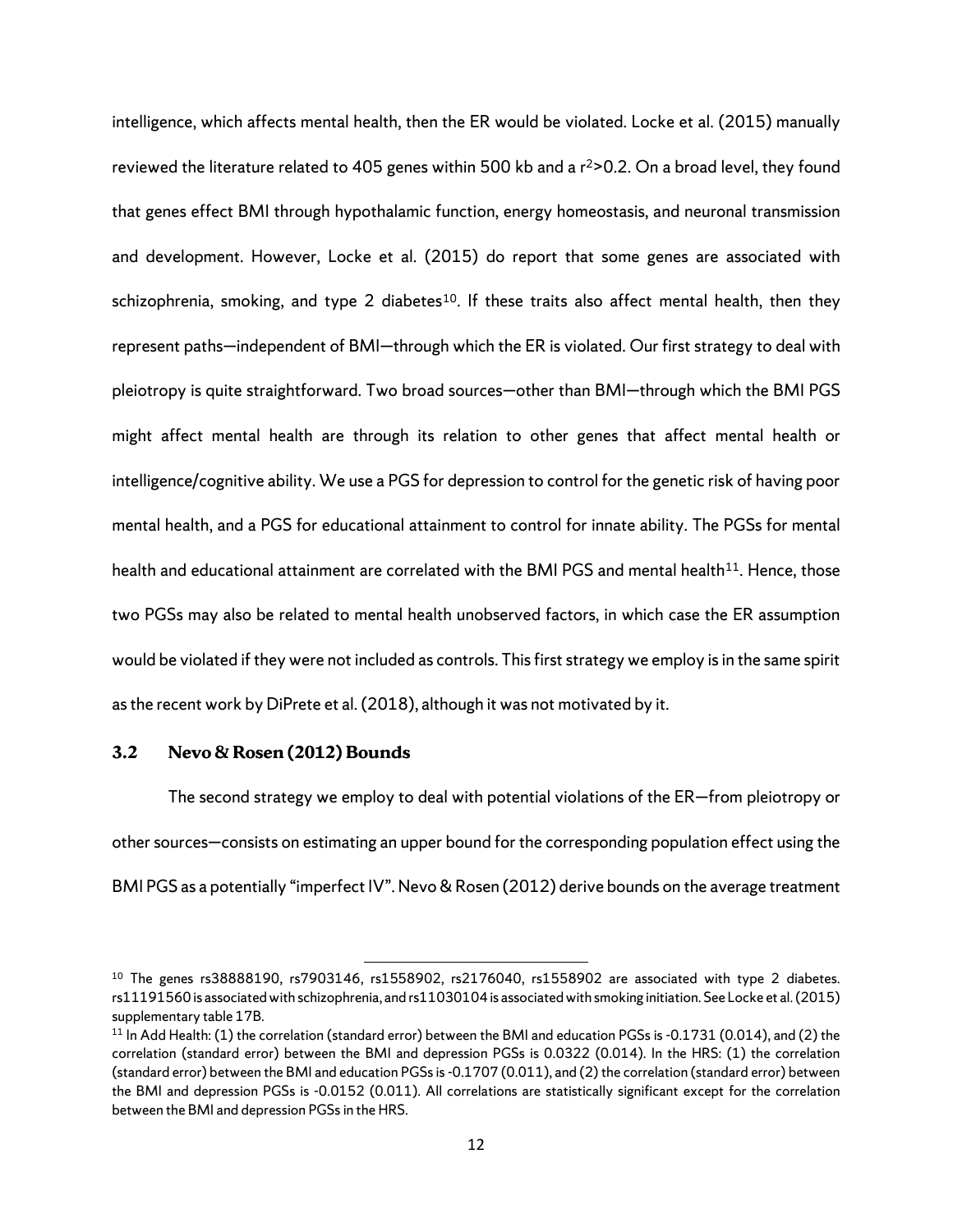intelligence, which affects mental health, then the ER would be violated. Locke et al. (2015) manually reviewed the literature related to 405 genes within 500 kb and a $r^2>0.2$. On a broad level, they found that genes effect BMI through hypothalamic function, energy homeostasis, and neuronal transmission and development. However, Locke et al. (2015) do report that some genes are associated with schizophrenia, smoking, and type 2 diabetes[10]. If these traits also affect mental health, then they represent paths—independent of BMI—through which the ER is violated. Our first strategy to deal with pleiotropy is quite straightforward. Two broad sources—other than BMI—through which the BMI PGS might affect mental health are through its relation to other genes that affect mental health or intelligence/cognitive ability. We use a PGS for depression to control for the genetic risk of having poor mental health, and a PGS for educational attainment to control for innate ability. The PGSs for mental health and educational attainment are correlated with the BMI PGS and mental health[11]. Hence, those two PGSs may also be related to mental health unobserved factors, in which case the ER assumption would be violated if they were not included as controls. This first strategy we employ is in the same spirit as the recent work by DiPrete et al. (2018), although it was not motivated by it.

## 3.2 Nevo & Rosen (2012) Bounds

The second strategy we employ to deal with potential violations of the ER—from pleiotropy or other sources—consists on estimating an upper bound for the corresponding population effect using the BMI PGS as a potentially "imperfect IV". Nevo & Rosen (2012) derive bounds on the average treatment

[10] The genes rs38888190, rs7903146, rs1558902, rs2176040, rs1558902 are associated with type 2 diabetes. rs11191560 is associated with schizophrenia, and rs11030104 is associated with smoking initiation. See Locke et al. (2015) supplementary table 17B.

[11] In Add Health: (1) the correlation (standard error) between the BMI and education PGSs is -0.1731 (0.014), and (2) the correlation (standard error) between the BMI and depression PGSs is 0.0322 (0.014). In the HRS: (1) the correlation (standard error) between the BMI and education PGSs is -0.1707 (0.011), and (2) the correlation (standard error) between the BMI and depression PGSs is -0.0152 (0.011). All correlations are statistically significant except for the correlation between the BMI and depression PGSs in the HRS.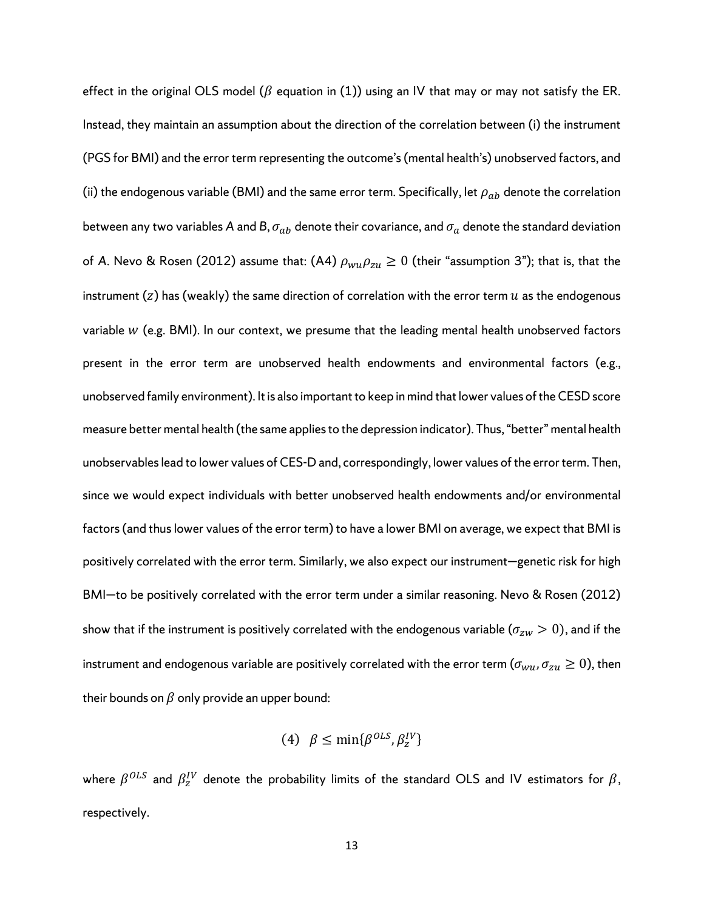effect in the original OLS model ($\beta$ equation in (1)) using an IV that may or may not satisfy the ER. Instead, they maintain an assumption about the direction of the correlation between (i) the instrument (PGS for BMI) and the error term representing the outcome's (mental health's) unobserved factors, and (ii) the endogenous variable (BMI) and the same error term. Specifically, let $\rho_{ab}$ denote the correlation between any two variables A and B, $\sigma_{ab}$ denote their covariance, and $\sigma_a$ denote the standard deviation of A. Nevo & Rosen (2012) assume that: (A4) $\rho_{wu}\rho_{zu} \geq 0$ (their "assumption 3"); that is, that the instrument ($z$) has (weakly) the same direction of correlation with the error term $u$ as the endogenous variable $w$ (e.g. BMI). In our context, we presume that the leading mental health unobserved factors present in the error term are unobserved health endowments and environmental factors (e.g., unobserved family environment). It is also important to keep in mind that lower values of the CESD score measure better mental health (the same applies to the depression indicator). Thus, "better" mental health unobservables lead to lower values of CES-D and, correspondingly, lower values of the error term. Then, since we would expect individuals with better unobserved health endowments and/or environmental factors (and thus lower values of the error term) to have a lower BMI on average, we expect that BMI is positively correlated with the error term. Similarly, we also expect our instrument—genetic risk for high BMI—to be positively correlated with the error term under a similar reasoning. Nevo & Rosen (2012) show that if the instrument is positively correlated with the endogenous variable ($\sigma_{zw} > 0$), and if the instrument and endogenous variable are positively correlated with the error term ($\sigma_{wu}, \sigma_{zu} \geq 0$), then their bounds on $\beta$ only provide an upper bound:

$$(4) \quad \beta \leq \min\{\beta^{OLS}, \beta_z^{IV}\}$$

where $\beta^{OLS}$ and $\beta_z^{IV}$ denote the probability limits of the standard OLS and IV estimators for $\beta$, respectively.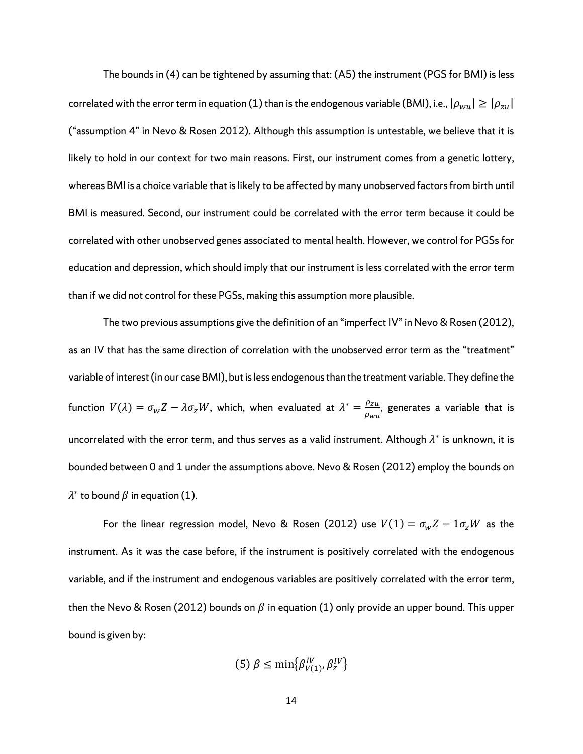The bounds in (4) can be tightened by assuming that: (A5) the instrument (PGS for BMI) is less correlated with the error term in equation (1) than is the endogenous variable (BMI), i.e., $|\rho_{wu}| \geq |\rho_{zu}|$ ("assumption 4" in Nevo & Rosen 2012). Although this assumption is untestable, we believe that it is likely to hold in our context for two main reasons. First, our instrument comes from a genetic lottery, whereas BMI is a choice variable that is likely to be affected by many unobserved factors from birth until BMI is measured. Second, our instrument could be correlated with the error term because it could be correlated with other unobserved genes associated to mental health. However, we control for PGSs for education and depression, which should imply that our instrument is less correlated with the error term than if we did not control for these PGSs, making this assumption more plausible.

The two previous assumptions give the definition of an "imperfect IV" in Nevo & Rosen (2012), as an IV that has the same direction of correlation with the unobserved error term as the "treatment" variable of interest (in our case BMI), but is less endogenous than the treatment variable. They define the function $V(\lambda) = \sigma_w Z - \lambda \sigma_z W$, which, when evaluated at $\lambda^* = \frac{\rho_{zu}}{\rho_{wu}}$, generates a variable that is uncorrelated with the error term, and thus serves as a valid instrument. Although $\lambda^*$ is unknown, it is bounded between 0 and 1 under the assumptions above. Nevo & Rosen (2012) employ the bounds on $\lambda^*$ to bound $\beta$ in equation (1).

For the linear regression model, Nevo & Rosen (2012) use $V(1) = \sigma_w Z - 1\sigma_z W$ as the instrument. As it was the case before, if the instrument is positively correlated with the endogenous variable, and if the instrument and endogenous variables are positively correlated with the error term, then the Nevo & Rosen (2012) bounds on $\beta$ in equation (1) only provide an upper bound. This upper bound is given by:

$$(5)\ \beta \leq \min\{\beta^{IV}_{V(1)}, \beta^{IV}_{z}\}$$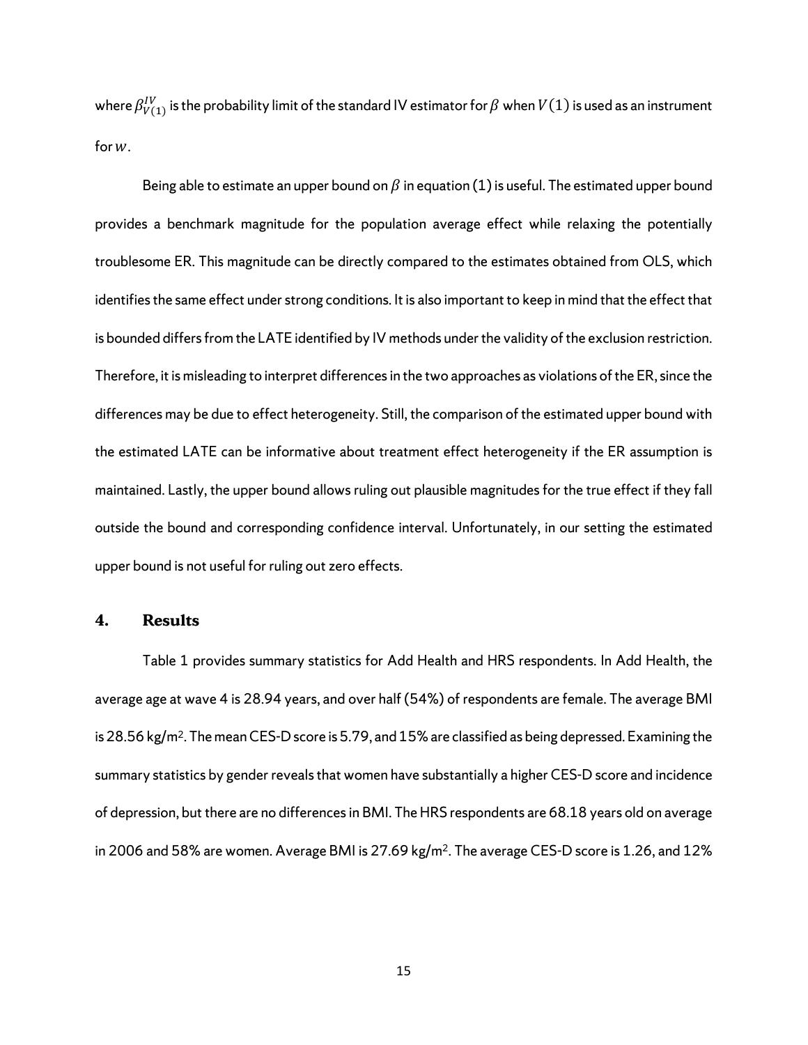where $\beta_{V(1)}^{IV}$ is the probability limit of the standard IV estimator for $\beta$ when $V(1)$ is used as an instrument for $w$.

Being able to estimate an upper bound on $\beta$ in equation (1) is useful. The estimated upper bound provides a benchmark magnitude for the population average effect while relaxing the potentially troublesome ER. This magnitude can be directly compared to the estimates obtained from OLS, which identifies the same effect under strong conditions. It is also important to keep in mind that the effect that is bounded differs from the LATE identified by IV methods under the validity of the exclusion restriction. Therefore, it is misleading to interpret differences in the two approaches as violations of the ER, since the differences may be due to effect heterogeneity. Still, the comparison of the estimated upper bound with the estimated LATE can be informative about treatment effect heterogeneity if the ER assumption is maintained. Lastly, the upper bound allows ruling out plausible magnitudes for the true effect if they fall outside the bound and corresponding confidence interval. Unfortunately, in our setting the estimated upper bound is not useful for ruling out zero effects.

## 4. Results

Table 1 provides summary statistics for Add Health and HRS respondents. In Add Health, the average age at wave 4 is 28.94 years, and over half (54%) of respondents are female. The average BMI is 28.56 kg/m$^2$. The mean CES-D score is 5.79, and 15% are classified as being depressed. Examining the summary statistics by gender reveals that women have substantially a higher CES-D score and incidence of depression, but there are no differences in BMI. The HRS respondents are 68.18 years old on average in 2006 and 58% are women. Average BMI is 27.69 kg/m$^2$. The average CES-D score is 1.26, and 12%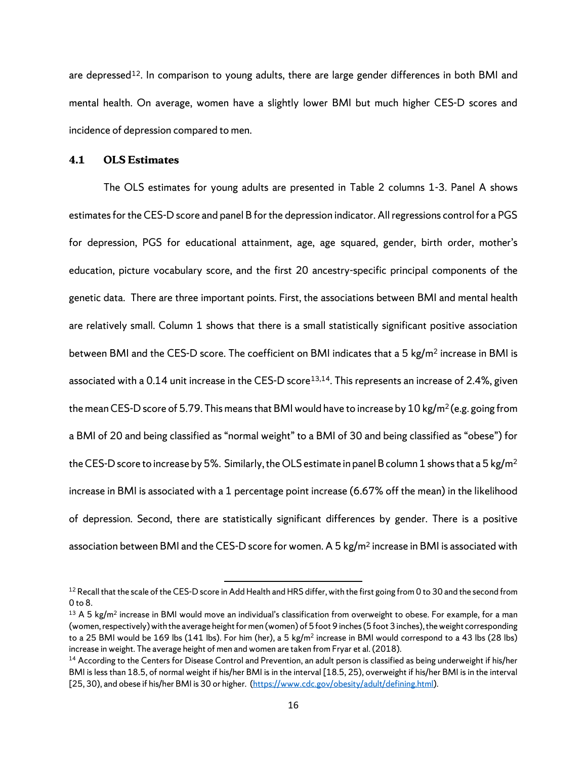are depressed[12]. In comparison to young adults, there are large gender differences in both BMI and mental health. On average, women have a slightly lower BMI but much higher CES-D scores and incidence of depression compared to men.

### 4.1 OLS Estimates

The OLS estimates for young adults are presented in Table 2 columns 1-3. Panel A shows estimates for the CES-D score and panel B for the depression indicator. All regressions control for a PGS for depression, PGS for educational attainment, age, age squared, gender, birth order, mother's education, picture vocabulary score, and the first 20 ancestry-specific principal components of the genetic data. There are three important points. First, the associations between BMI and mental health are relatively small. Column 1 shows that there is a small statistically significant positive association between BMI and the CES-D score. The coefficient on BMI indicates that a 5 kg/m$^2$ increase in BMI is associated with a 0.14 unit increase in the CES-D score[13,14]. This represents an increase of 2.4%, given the mean CES-D score of 5.79. This means that BMI would have to increase by 10 kg/m$^2$ (e.g. going from a BMI of 20 and being classified as "normal weight" to a BMI of 30 and being classified as "obese") for the CES-D score to increase by 5%. Similarly, the OLS estimate in panel B column 1 shows that a 5 kg/m$^2$ increase in BMI is associated with a 1 percentage point increase (6.67% off the mean) in the likelihood of depression. Second, there are statistically significant differences by gender. There is a positive association between BMI and the CES-D score for women. A 5 kg/m$^2$ increase in BMI is associated with

---

[12] Recall that the scale of the CES-D score in Add Health and HRS differ, with the first going from 0 to 30 and the second from 0 to 8.

[13] A 5 kg/m$^2$ increase in BMI would move an individual's classification from overweight to obese. For example, for a man (women, respectively) with the average height for men (women) of 5 foot 9 inches (5 foot 3 inches), the weight corresponding to a 25 BMI would be 169 lbs (141 lbs). For him (her), a 5 kg/m$^2$ increase in BMI would correspond to a 43 lbs (28 lbs) increase in weight. The average height of men and women are taken from Fryar et al. (2018).

[14] According to the Centers for Disease Control and Prevention, an adult person is classified as being underweight if his/her BMI is less than 18.5, of normal weight if his/her BMI is in the interval [18.5, 25), overweight if his/her BMI is in the interval [25, 30), and obese if his/her BMI is 30 or higher. (https://www.cdc.gov/obesity/adult/defining.html).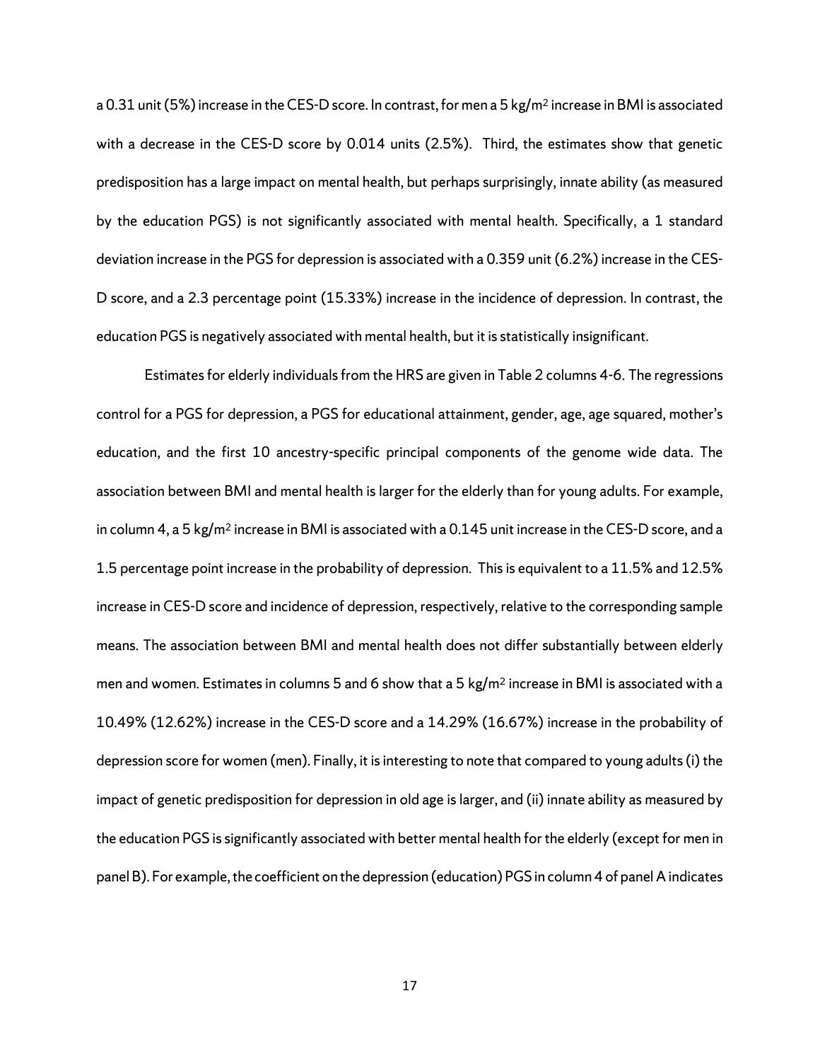a 0.31 unit (5%) increase in the CES-D score. In contrast, for men a 5 kg/m$^2$ increase in BMI is associated with a decrease in the CES-D score by 0.014 units (2.5%). Third, the estimates show that genetic predisposition has a large impact on mental health, but perhaps surprisingly, innate ability (as measured by the education PGS) is not significantly associated with mental health. Specifically, a 1 standard deviation increase in the PGS for depression is associated with a 0.359 unit (6.2%) increase in the CES-D score, and a 2.3 percentage point (15.33%) increase in the incidence of depression. In contrast, the education PGS is negatively associated with mental health, but it is statistically insignificant.

Estimates for elderly individuals from the HRS are given in Table 2 columns 4-6. The regressions control for a PGS for depression, a PGS for educational attainment, gender, age, age squared, mother's education, and the first 10 ancestry-specific principal components of the genome wide data. The association between BMI and mental health is larger for the elderly than for young adults. For example, in column 4, a 5 kg/m$^2$ increase in BMI is associated with a 0.145 unit increase in the CES-D score, and a 1.5 percentage point increase in the probability of depression. This is equivalent to a 11.5% and 12.5% increase in CES-D score and incidence of depression, respectively, relative to the corresponding sample means. The association between BMI and mental health does not differ substantially between elderly men and women. Estimates in columns 5 and 6 show that a 5 kg/m$^2$ increase in BMI is associated with a 10.49% (12.62%) increase in the CES-D score and a 14.29% (16.67%) increase in the probability of depression score for women (men). Finally, it is interesting to note that compared to young adults (i) the impact of genetic predisposition for depression in old age is larger, and (ii) innate ability as measured by the education PGS is significantly associated with better mental health for the elderly (except for men in panel B). For example, the coefficient on the depression (education) PGS in column 4 of panel A indicates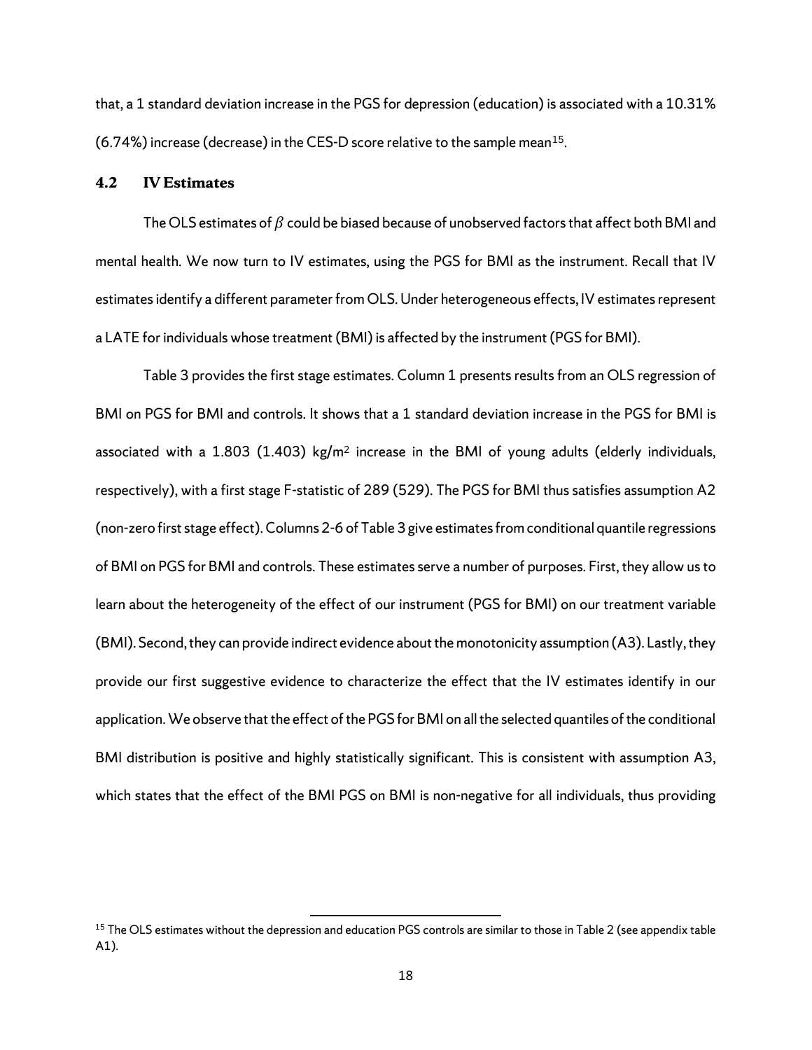that, a 1 standard deviation increase in the PGS for depression (education) is associated with a 10.31% (6.74%) increase (decrease) in the CES-D score relative to the sample mean[15].

### 4.2 IV Estimates

The OLS estimates of $\beta$ could be biased because of unobserved factors that affect both BMI and mental health. We now turn to IV estimates, using the PGS for BMI as the instrument. Recall that IV estimates identify a different parameter from OLS. Under heterogeneous effects, IV estimates represent a LATE for individuals whose treatment (BMI) is affected by the instrument (PGS for BMI).

Table 3 provides the first stage estimates. Column 1 presents results from an OLS regression of BMI on PGS for BMI and controls. It shows that a 1 standard deviation increase in the PGS for BMI is associated with a 1.803 (1.403) kg/m$^2$ increase in the BMI of young adults (elderly individuals, respectively), with a first stage F-statistic of 289 (529). The PGS for BMI thus satisfies assumption A2 (non-zero first stage effect). Columns 2-6 of Table 3 give estimates from conditional quantile regressions of BMI on PGS for BMI and controls. These estimates serve a number of purposes. First, they allow us to learn about the heterogeneity of the effect of our instrument (PGS for BMI) on our treatment variable (BMI). Second, they can provide indirect evidence about the monotonicity assumption (A3). Lastly, they provide our first suggestive evidence to characterize the effect that the IV estimates identify in our application. We observe that the effect of the PGS for BMI on all the selected quantiles of the conditional BMI distribution is positive and highly statistically significant. This is consistent with assumption A3, which states that the effect of the BMI PGS on BMI is non-negative for all individuals, thus providing

[15] The OLS estimates without the depression and education PGS controls are similar to those in Table 2 (see appendix table A1).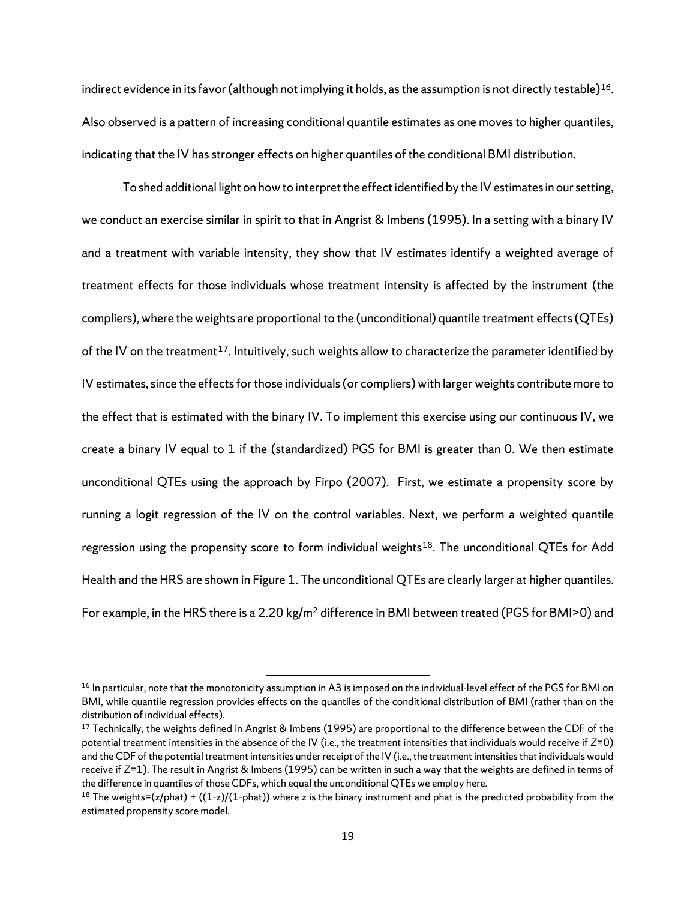indirect evidence in its favor (although not implying it holds, as the assumption is not directly testable)[16]. Also observed is a pattern of increasing conditional quantile estimates as one moves to higher quantiles, indicating that the IV has stronger effects on higher quantiles of the conditional BMI distribution.

To shed additional light on how to interpret the effect identified by the IV estimates in our setting, we conduct an exercise similar in spirit to that in Angrist & Imbens (1995). In a setting with a binary IV and a treatment with variable intensity, they show that IV estimates identify a weighted average of treatment effects for those individuals whose treatment intensity is affected by the instrument (the compliers), where the weights are proportional to the (unconditional) quantile treatment effects (QTEs) of the IV on the treatment[17]. Intuitively, such weights allow to characterize the parameter identified by IV estimates, since the effects for those individuals (or compliers) with larger weights contribute more to the effect that is estimated with the binary IV. To implement this exercise using our continuous IV, we create a binary IV equal to 1 if the (standardized) PGS for BMI is greater than 0. We then estimate unconditional QTEs using the approach by Firpo (2007). First, we estimate a propensity score by running a logit regression of the IV on the control variables. Next, we perform a weighted quantile regression using the propensity score to form individual weights[18]. The unconditional QTEs for Add Health and the HRS are shown in Figure 1. The unconditional QTEs are clearly larger at higher quantiles. For example, in the HRS there is a 2.20 kg/m$^2$ difference in BMI between treated (PGS for BMI>0) and

---

[16] In particular, note that the monotonicity assumption in A3 is imposed on the individual-level effect of the PGS for BMI on BMI, while quantile regression provides effects on the quantiles of the conditional distribution of BMI (rather than on the distribution of individual effects).

[17] Technically, the weights defined in Angrist & Imbens (1995) are proportional to the difference between the CDF of the potential treatment intensities in the absence of the IV (i.e., the treatment intensities that individuals would receive if $Z$=0) and the CDF of the potential treatment intensities under receipt of the IV (i.e., the treatment intensities that individuals would receive if $Z$=1). The result in Angrist & Imbens (1995) can be written in such a way that the weights are defined in terms of the difference in quantiles of those CDFs, which equal the unconditional QTEs we employ here.

[18] The weights=(z/phat) + ((1-z)/(1-phat)) where z is the binary instrument and phat is the predicted probability from the estimated propensity score model.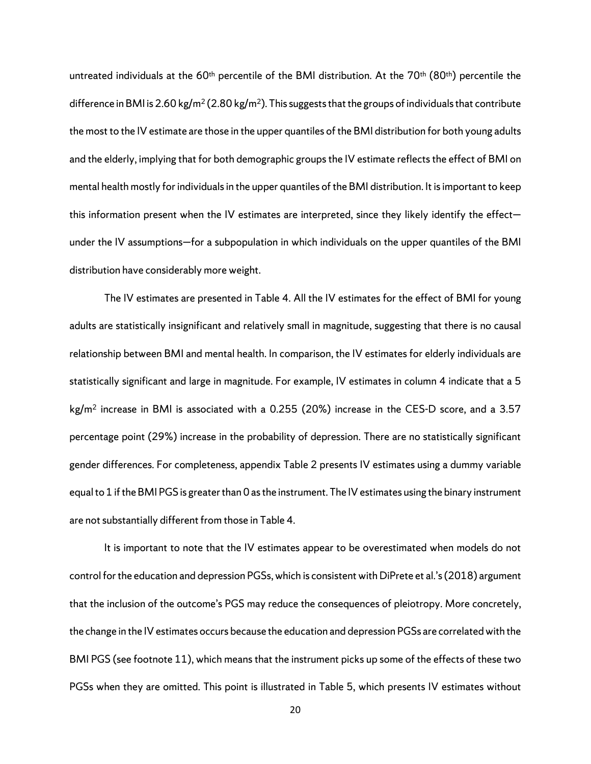untreated individuals at the 60th percentile of the BMI distribution. At the 70th (80th) percentile the difference in BMI is 2.60 kg/m$^2$ (2.80 kg/m$^2$). This suggests that the groups of individuals that contribute the most to the IV estimate are those in the upper quantiles of the BMI distribution for both young adults and the elderly, implying that for both demographic groups the IV estimate reflects the effect of BMI on mental health mostly for individuals in the upper quantiles of the BMI distribution. It is important to keep this information present when the IV estimates are interpreted, since they likely identify the effect—under the IV assumptions—for a subpopulation in which individuals on the upper quantiles of the BMI distribution have considerably more weight.

The IV estimates are presented in Table 4. All the IV estimates for the effect of BMI for young adults are statistically insignificant and relatively small in magnitude, suggesting that there is no causal relationship between BMI and mental health. In comparison, the IV estimates for elderly individuals are statistically significant and large in magnitude. For example, IV estimates in column 4 indicate that a 5 kg/m$^2$ increase in BMI is associated with a 0.255 (20%) increase in the CES-D score, and a 3.57 percentage point (29%) increase in the probability of depression. There are no statistically significant gender differences. For completeness, appendix Table 2 presents IV estimates using a dummy variable equal to 1 if the BMI PGS is greater than 0 as the instrument. The IV estimates using the binary instrument are not substantially different from those in Table 4.

It is important to note that the IV estimates appear to be overestimated when models do not control for the education and depression PGSs, which is consistent with DiPrete et al.'s (2018) argument that the inclusion of the outcome's PGS may reduce the consequences of pleiotropy. More concretely, the change in the IV estimates occurs because the education and depression PGSs are correlated with the BMI PGS (see footnote 11), which means that the instrument picks up some of the effects of these two PGSs when they are omitted. This point is illustrated in Table 5, which presents IV estimates without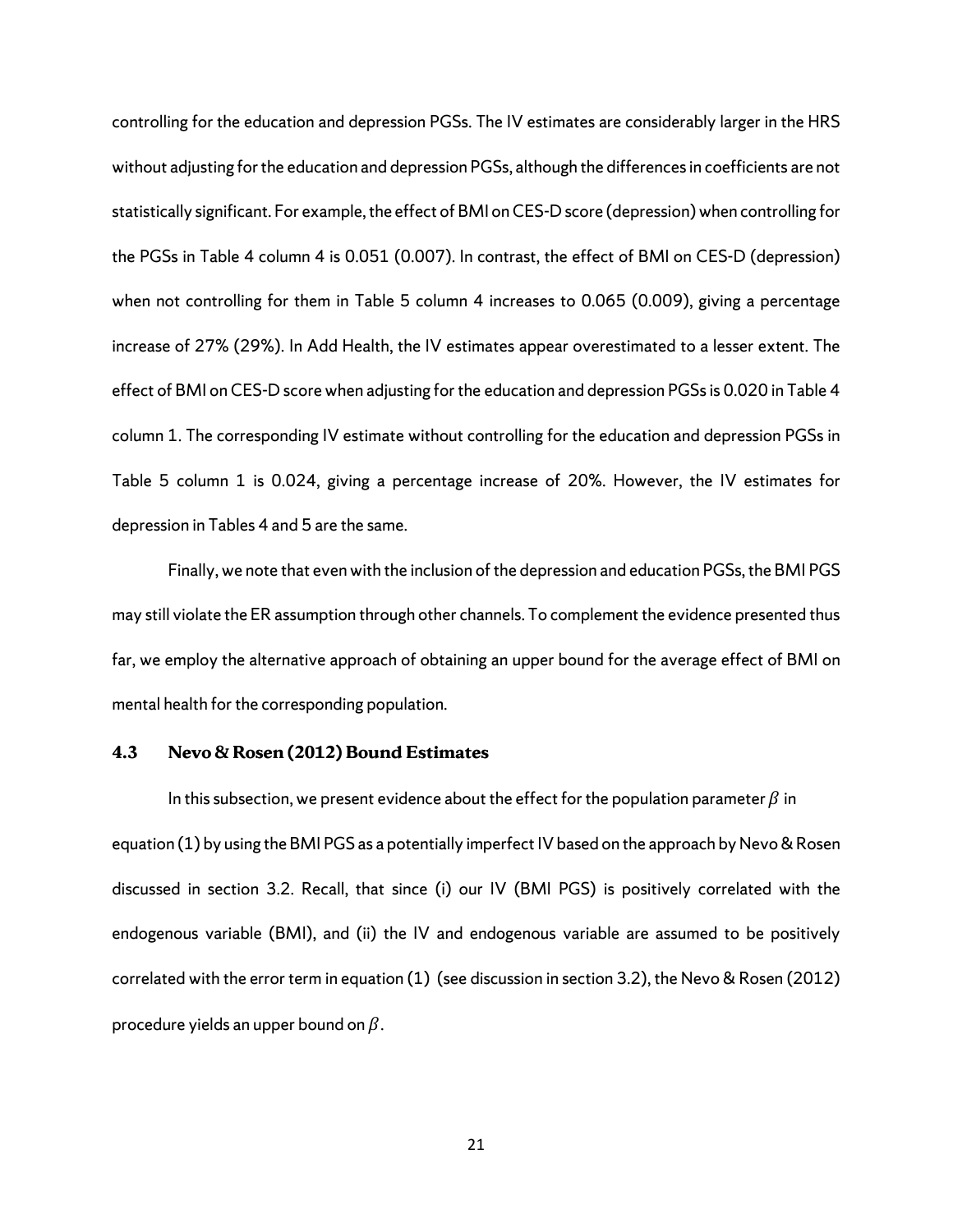controlling for the education and depression PGSs. The IV estimates are considerably larger in the HRS without adjusting for the education and depression PGSs, although the differences in coefficients are not statistically significant. For example, the effect of BMI on CES-D score (depression) when controlling for the PGSs in Table 4 column 4 is 0.051 (0.007). In contrast, the effect of BMI on CES-D (depression) when not controlling for them in Table 5 column 4 increases to 0.065 (0.009), giving a percentage increase of 27% (29%). In Add Health, the IV estimates appear overestimated to a lesser extent. The effect of BMI on CES-D score when adjusting for the education and depression PGSs is 0.020 in Table 4 column 1. The corresponding IV estimate without controlling for the education and depression PGSs in Table 5 column 1 is 0.024, giving a percentage increase of 20%. However, the IV estimates for depression in Tables 4 and 5 are the same.

Finally, we note that even with the inclusion of the depression and education PGSs, the BMI PGS may still violate the ER assumption through other channels. To complement the evidence presented thus far, we employ the alternative approach of obtaining an upper bound for the average effect of BMI on mental health for the corresponding population.

### 4.3 Nevo & Rosen (2012) Bound Estimates

In this subsection, we present evidence about the effect for the population parameter $\beta$ in equation (1) by using the BMI PGS as a potentially imperfect IV based on the approach by Nevo & Rosen discussed in section 3.2. Recall, that since (i) our IV (BMI PGS) is positively correlated with the endogenous variable (BMI), and (ii) the IV and endogenous variable are assumed to be positively correlated with the error term in equation (1) (see discussion in section 3.2), the Nevo & Rosen (2012) procedure yields an upper bound on $\beta$.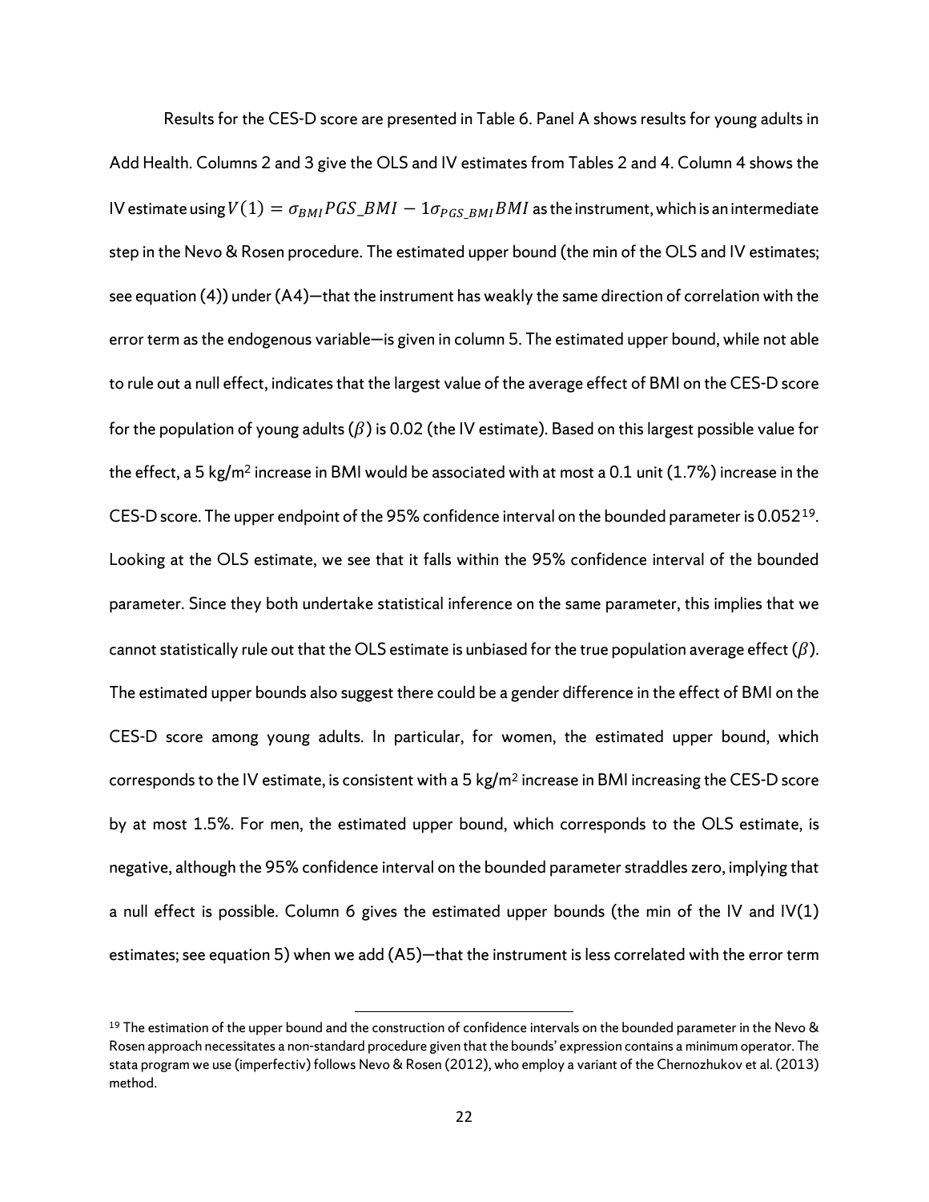Results for the CES-D score are presented in Table 6. Panel A shows results for young adults in Add Health. Columns 2 and 3 give the OLS and IV estimates from Tables 2 and 4. Column 4 shows the IV estimate using $V(1) = \sigma_{BMI} PGS\_BMI - 1\sigma_{PGS\_BMI} BMI$ as the instrument, which is an intermediate step in the Nevo & Rosen procedure. The estimated upper bound (the min of the OLS and IV estimates; see equation (4)) under (A4)—that the instrument has weakly the same direction of correlation with the error term as the endogenous variable—is given in column 5. The estimated upper bound, while not able to rule out a null effect, indicates that the largest value of the average effect of BMI on the CES-D score for the population of young adults ($\beta$) is 0.02 (the IV estimate). Based on this largest possible value for the effect, a 5 kg/m$^2$ increase in BMI would be associated with at most a 0.1 unit (1.7%) increase in the CES-D score. The upper endpoint of the 95% confidence interval on the bounded parameter is 0.052[19]. Looking at the OLS estimate, we see that it falls within the 95% confidence interval of the bounded parameter. Since they both undertake statistical inference on the same parameter, this implies that we cannot statistically rule out that the OLS estimate is unbiased for the true population average effect ($\beta$). The estimated upper bounds also suggest there could be a gender difference in the effect of BMI on the CES-D score among young adults. In particular, for women, the estimated upper bound, which corresponds to the IV estimate, is consistent with a 5 kg/m$^2$ increase in BMI increasing the CES-D score by at most 1.5%. For men, the estimated upper bound, which corresponds to the OLS estimate, is negative, although the 95% confidence interval on the bounded parameter straddles zero, implying that a null effect is possible. Column 6 gives the estimated upper bounds (the min of the IV and IV(1) estimates; see equation 5) when we add (A5)—that the instrument is less correlated with the error term

[19] The estimation of the upper bound and the construction of confidence intervals on the bounded parameter in the Nevo & Rosen approach necessitates a non-standard procedure given that the bounds' expression contains a minimum operator. The stata program we use (imperfectiv) follows Nevo & Rosen (2012), who employ a variant of the Chernozhukov et al. (2013) method.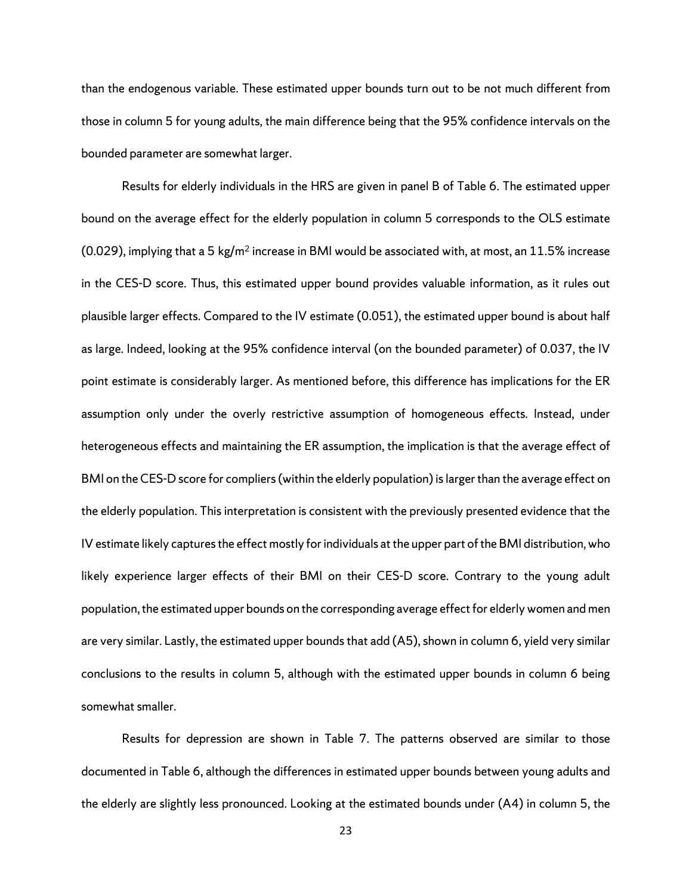than the endogenous variable. These estimated upper bounds turn out to be not much different from those in column 5 for young adults, the main difference being that the 95% confidence intervals on the bounded parameter are somewhat larger.

Results for elderly individuals in the HRS are given in panel B of Table 6. The estimated upper bound on the average effect for the elderly population in column 5 corresponds to the OLS estimate (0.029), implying that a 5 kg/m$^2$ increase in BMI would be associated with, at most, an 11.5% increase in the CES-D score. Thus, this estimated upper bound provides valuable information, as it rules out plausible larger effects. Compared to the IV estimate (0.051), the estimated upper bound is about half as large. Indeed, looking at the 95% confidence interval (on the bounded parameter) of 0.037, the IV point estimate is considerably larger. As mentioned before, this difference has implications for the ER assumption only under the overly restrictive assumption of homogeneous effects. Instead, under heterogeneous effects and maintaining the ER assumption, the implication is that the average effect of BMI on the CES-D score for compliers (within the elderly population) is larger than the average effect on the elderly population. This interpretation is consistent with the previously presented evidence that the IV estimate likely captures the effect mostly for individuals at the upper part of the BMI distribution, who likely experience larger effects of their BMI on their CES-D score. Contrary to the young adult population, the estimated upper bounds on the corresponding average effect for elderly women and men are very similar. Lastly, the estimated upper bounds that add (A5), shown in column 6, yield very similar conclusions to the results in column 5, although with the estimated upper bounds in column 6 being somewhat smaller.

Results for depression are shown in Table 7. The patterns observed are similar to those documented in Table 6, although the differences in estimated upper bounds between young adults and the elderly are slightly less pronounced. Looking at the estimated bounds under (A4) in column 5, the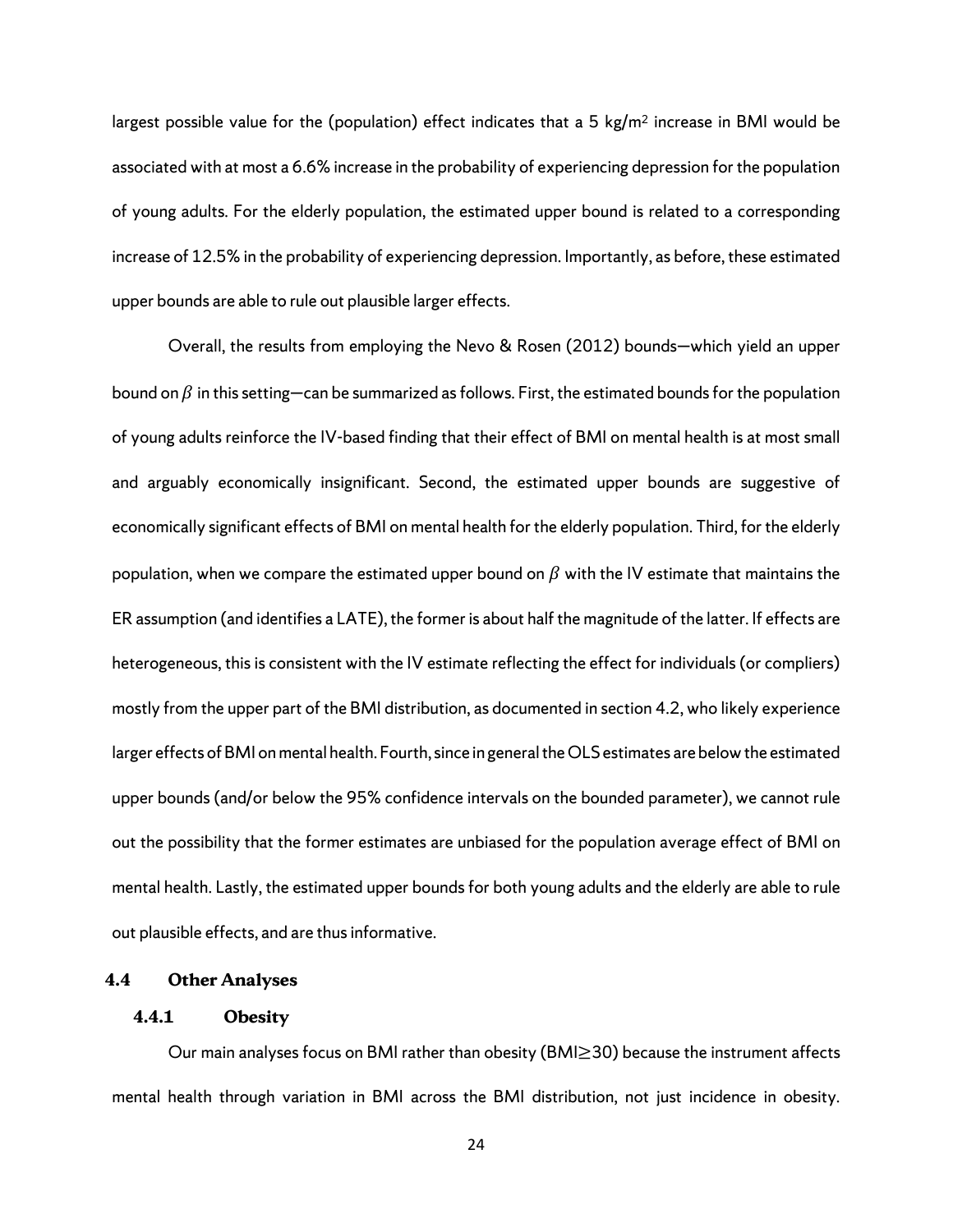largest possible value for the (population) effect indicates that a 5 kg/m$^2$ increase in BMI would be associated with at most a 6.6% increase in the probability of experiencing depression for the population of young adults. For the elderly population, the estimated upper bound is related to a corresponding increase of 12.5% in the probability of experiencing depression. Importantly, as before, these estimated upper bounds are able to rule out plausible larger effects.

Overall, the results from employing the Nevo & Rosen (2012) bounds—which yield an upper bound on $\beta$ in this setting—can be summarized as follows. First, the estimated bounds for the population of young adults reinforce the IV-based finding that their effect of BMI on mental health is at most small and arguably economically insignificant. Second, the estimated upper bounds are suggestive of economically significant effects of BMI on mental health for the elderly population. Third, for the elderly population, when we compare the estimated upper bound on $\beta$ with the IV estimate that maintains the ER assumption (and identifies a LATE), the former is about half the magnitude of the latter. If effects are heterogeneous, this is consistent with the IV estimate reflecting the effect for individuals (or compliers) mostly from the upper part of the BMI distribution, as documented in section 4.2, who likely experience larger effects of BMI on mental health. Fourth, since in general the OLS estimates are below the estimated upper bounds (and/or below the 95% confidence intervals on the bounded parameter), we cannot rule out the possibility that the former estimates are unbiased for the population average effect of BMI on mental health. Lastly, the estimated upper bounds for both young adults and the elderly are able to rule out plausible effects, and are thus informative.

## 4.4 Other Analyses

### 4.4.1 Obesity

Our main analyses focus on BMI rather than obesity (BMI≥30) because the instrument affects mental health through variation in BMI across the BMI distribution, not just incidence in obesity.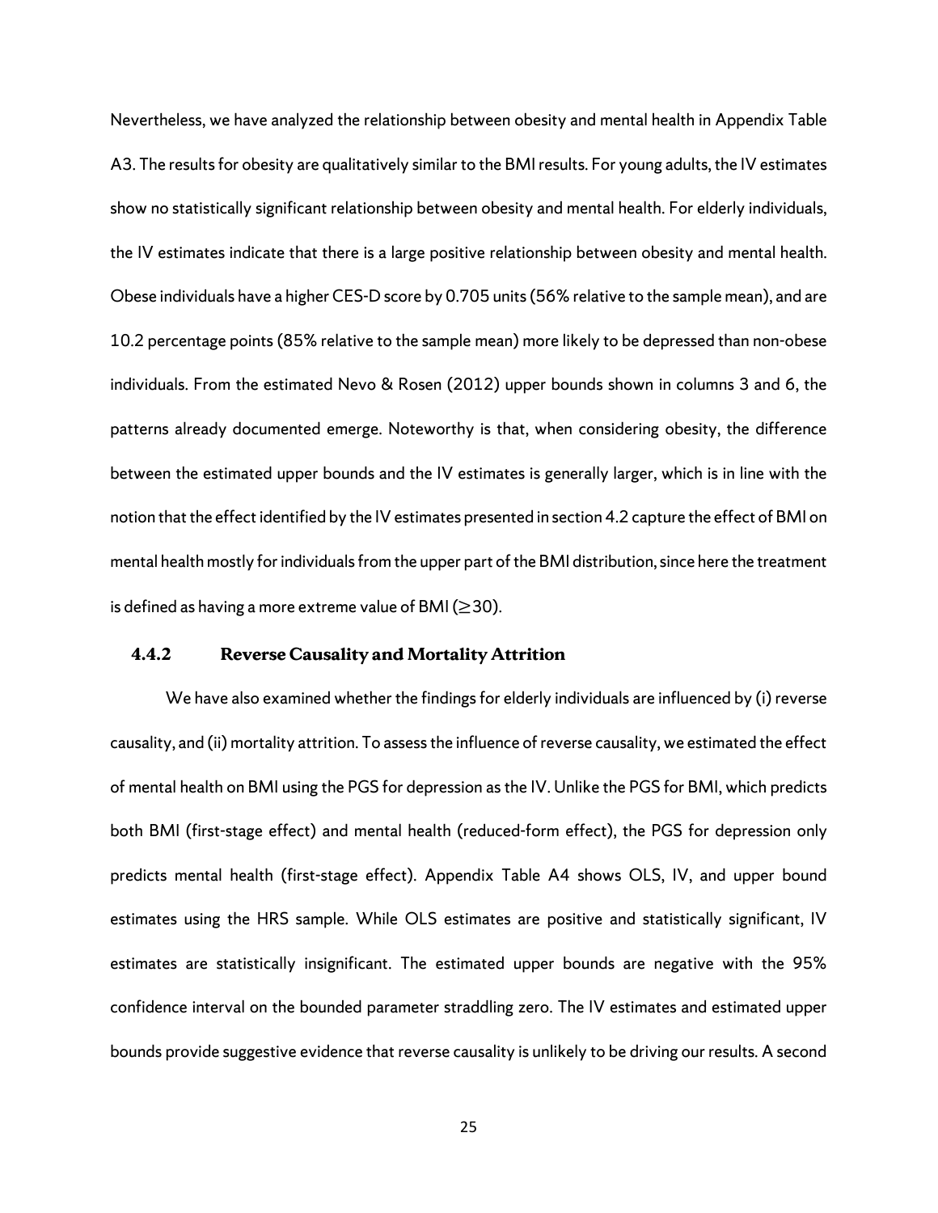Nevertheless, we have analyzed the relationship between obesity and mental health in Appendix Table A3. The results for obesity are qualitatively similar to the BMI results. For young adults, the IV estimates show no statistically significant relationship between obesity and mental health. For elderly individuals, the IV estimates indicate that there is a large positive relationship between obesity and mental health. Obese individuals have a higher CES-D score by 0.705 units (56% relative to the sample mean), and are 10.2 percentage points (85% relative to the sample mean) more likely to be depressed than non-obese individuals. From the estimated Nevo & Rosen (2012) upper bounds shown in columns 3 and 6, the patterns already documented emerge. Noteworthy is that, when considering obesity, the difference between the estimated upper bounds and the IV estimates is generally larger, which is in line with the notion that the effect identified by the IV estimates presented in section 4.2 capture the effect of BMI on mental health mostly for individuals from the upper part of the BMI distribution, since here the treatment is defined as having a more extreme value of BMI ($\geq$30).

### 4.4.2 Reverse Causality and Mortality Attrition

We have also examined whether the findings for elderly individuals are influenced by (i) reverse causality, and (ii) mortality attrition. To assess the influence of reverse causality, we estimated the effect of mental health on BMI using the PGS for depression as the IV. Unlike the PGS for BMI, which predicts both BMI (first-stage effect) and mental health (reduced-form effect), the PGS for depression only predicts mental health (first-stage effect). Appendix Table A4 shows OLS, IV, and upper bound estimates using the HRS sample. While OLS estimates are positive and statistically significant, IV estimates are statistically insignificant. The estimated upper bounds are negative with the 95% confidence interval on the bounded parameter straddling zero. The IV estimates and estimated upper bounds provide suggestive evidence that reverse causality is unlikely to be driving our results. A second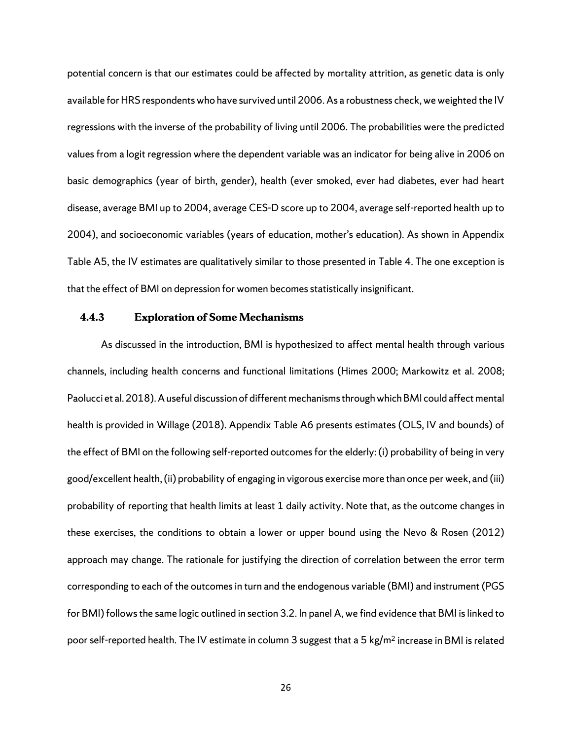potential concern is that our estimates could be affected by mortality attrition, as genetic data is only available for HRS respondents who have survived until 2006. As a robustness check, we weighted the IV regressions with the inverse of the probability of living until 2006. The probabilities were the predicted values from a logit regression where the dependent variable was an indicator for being alive in 2006 on basic demographics (year of birth, gender), health (ever smoked, ever had diabetes, ever had heart disease, average BMI up to 2004, average CES-D score up to 2004, average self-reported health up to 2004), and socioeconomic variables (years of education, mother's education). As shown in Appendix Table A5, the IV estimates are qualitatively similar to those presented in Table 4. The one exception is that the effect of BMI on depression for women becomes statistically insignificant.

### 4.4.3 Exploration of Some Mechanisms

As discussed in the introduction, BMI is hypothesized to affect mental health through various channels, including health concerns and functional limitations (Himes 2000; Markowitz et al. 2008; Paolucci et al. 2018). A useful discussion of different mechanisms through which BMI could affect mental health is provided in Willage (2018). Appendix Table A6 presents estimates (OLS, IV and bounds) of the effect of BMI on the following self-reported outcomes for the elderly: (i) probability of being in very good/excellent health, (ii) probability of engaging in vigorous exercise more than once per week, and (iii) probability of reporting that health limits at least 1 daily activity. Note that, as the outcome changes in these exercises, the conditions to obtain a lower or upper bound using the Nevo & Rosen (2012) approach may change. The rationale for justifying the direction of correlation between the error term corresponding to each of the outcomes in turn and the endogenous variable (BMI) and instrument (PGS for BMI) follows the same logic outlined in section 3.2. In panel A, we find evidence that BMI is linked to poor self-reported health. The IV estimate in column 3 suggest that a 5 kg/m$^2$ increase in BMI is related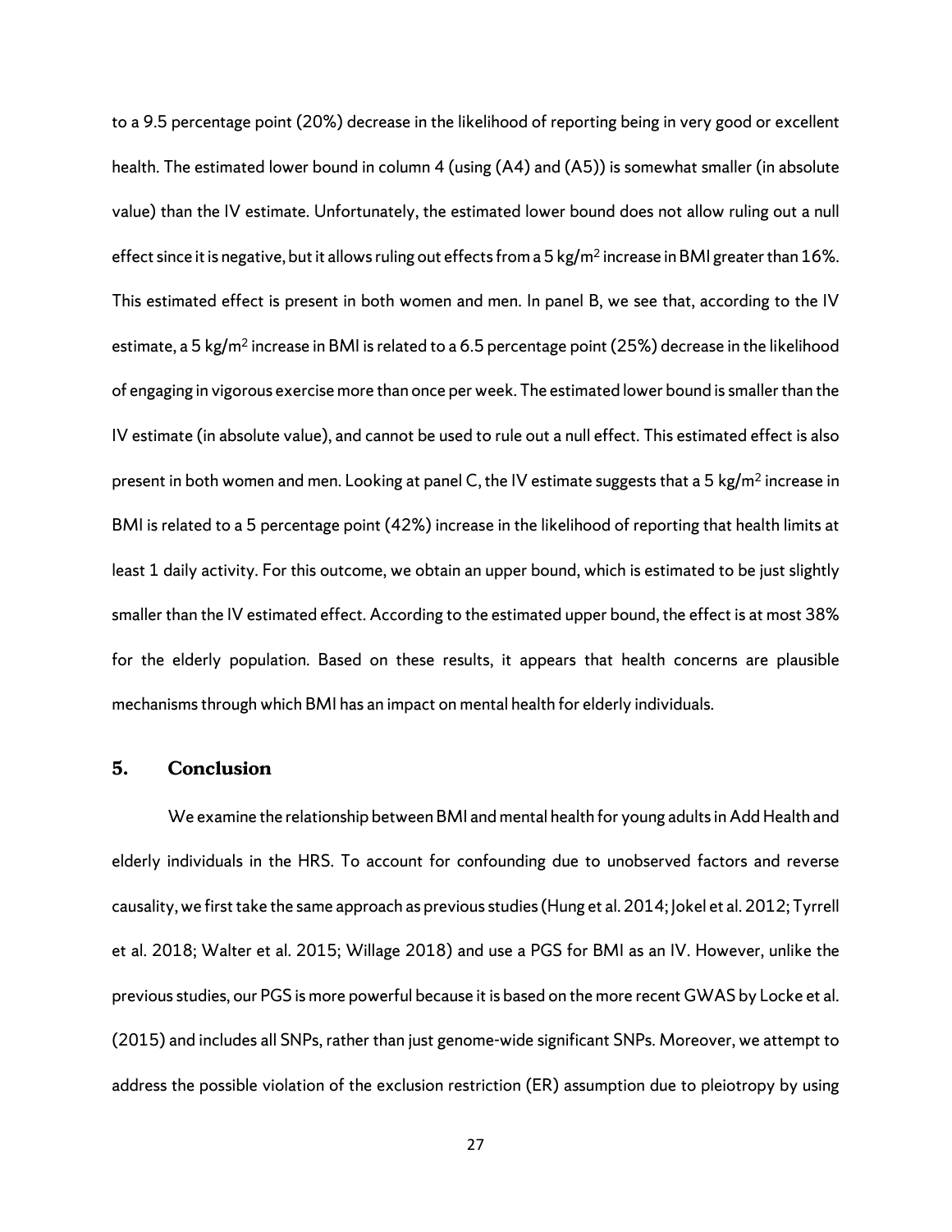to a 9.5 percentage point (20%) decrease in the likelihood of reporting being in very good or excellent health. The estimated lower bound in column 4 (using (A4) and (A5)) is somewhat smaller (in absolute value) than the IV estimate. Unfortunately, the estimated lower bound does not allow ruling out a null effect since it is negative, but it allows ruling out effects from a 5 kg/m$^2$ increase in BMI greater than 16%. This estimated effect is present in both women and men. In panel B, we see that, according to the IV estimate, a 5 kg/m$^2$ increase in BMI is related to a 6.5 percentage point (25%) decrease in the likelihood of engaging in vigorous exercise more than once per week. The estimated lower bound is smaller than the IV estimate (in absolute value), and cannot be used to rule out a null effect. This estimated effect is also present in both women and men. Looking at panel C, the IV estimate suggests that a 5 kg/m$^2$ increase in BMI is related to a 5 percentage point (42%) increase in the likelihood of reporting that health limits at least 1 daily activity. For this outcome, we obtain an upper bound, which is estimated to be just slightly smaller than the IV estimated effect. According to the estimated upper bound, the effect is at most 38% for the elderly population. Based on these results, it appears that health concerns are plausible mechanisms through which BMI has an impact on mental health for elderly individuals.

## 5. Conclusion

We examine the relationship between BMI and mental health for young adults in Add Health and elderly individuals in the HRS. To account for confounding due to unobserved factors and reverse causality, we first take the same approach as previous studies (Hung et al. 2014; Jokel et al. 2012; Tyrrell et al. 2018; Walter et al. 2015; Willage 2018) and use a PGS for BMI as an IV. However, unlike the previous studies, our PGS is more powerful because it is based on the more recent GWAS by Locke et al. (2015) and includes all SNPs, rather than just genome-wide significant SNPs. Moreover, we attempt to address the possible violation of the exclusion restriction (ER) assumption due to pleiotropy by using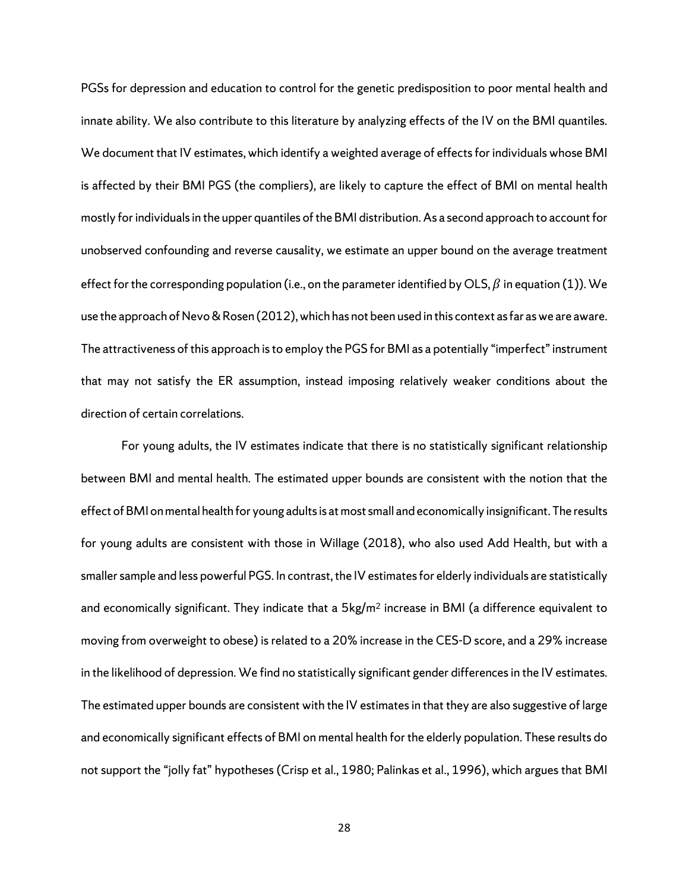PGSs for depression and education to control for the genetic predisposition to poor mental health and innate ability. We also contribute to this literature by analyzing effects of the IV on the BMI quantiles. We document that IV estimates, which identify a weighted average of effects for individuals whose BMI is affected by their BMI PGS (the compliers), are likely to capture the effect of BMI on mental health mostly for individuals in the upper quantiles of the BMI distribution. As a second approach to account for unobserved confounding and reverse causality, we estimate an upper bound on the average treatment effect for the corresponding population (i.e., on the parameter identified by OLS, $\beta$ in equation (1)). We use the approach of Nevo & Rosen (2012), which has not been used in this context as far as we are aware. The attractiveness of this approach is to employ the PGS for BMI as a potentially "imperfect" instrument that may not satisfy the ER assumption, instead imposing relatively weaker conditions about the direction of certain correlations.

For young adults, the IV estimates indicate that there is no statistically significant relationship between BMI and mental health. The estimated upper bounds are consistent with the notion that the effect of BMI on mental health for young adults is at most small and economically insignificant. The results for young adults are consistent with those in Willage (2018), who also used Add Health, but with a smaller sample and less powerful PGS. In contrast, the IV estimates for elderly individuals are statistically and economically significant. They indicate that a 5kg/m$^2$ increase in BMI (a difference equivalent to moving from overweight to obese) is related to a 20% increase in the CES-D score, and a 29% increase in the likelihood of depression. We find no statistically significant gender differences in the IV estimates. The estimated upper bounds are consistent with the IV estimates in that they are also suggestive of large and economically significant effects of BMI on mental health for the elderly population. These results do not support the "jolly fat" hypotheses (Crisp et al., 1980; Palinkas et al., 1996), which argues that BMI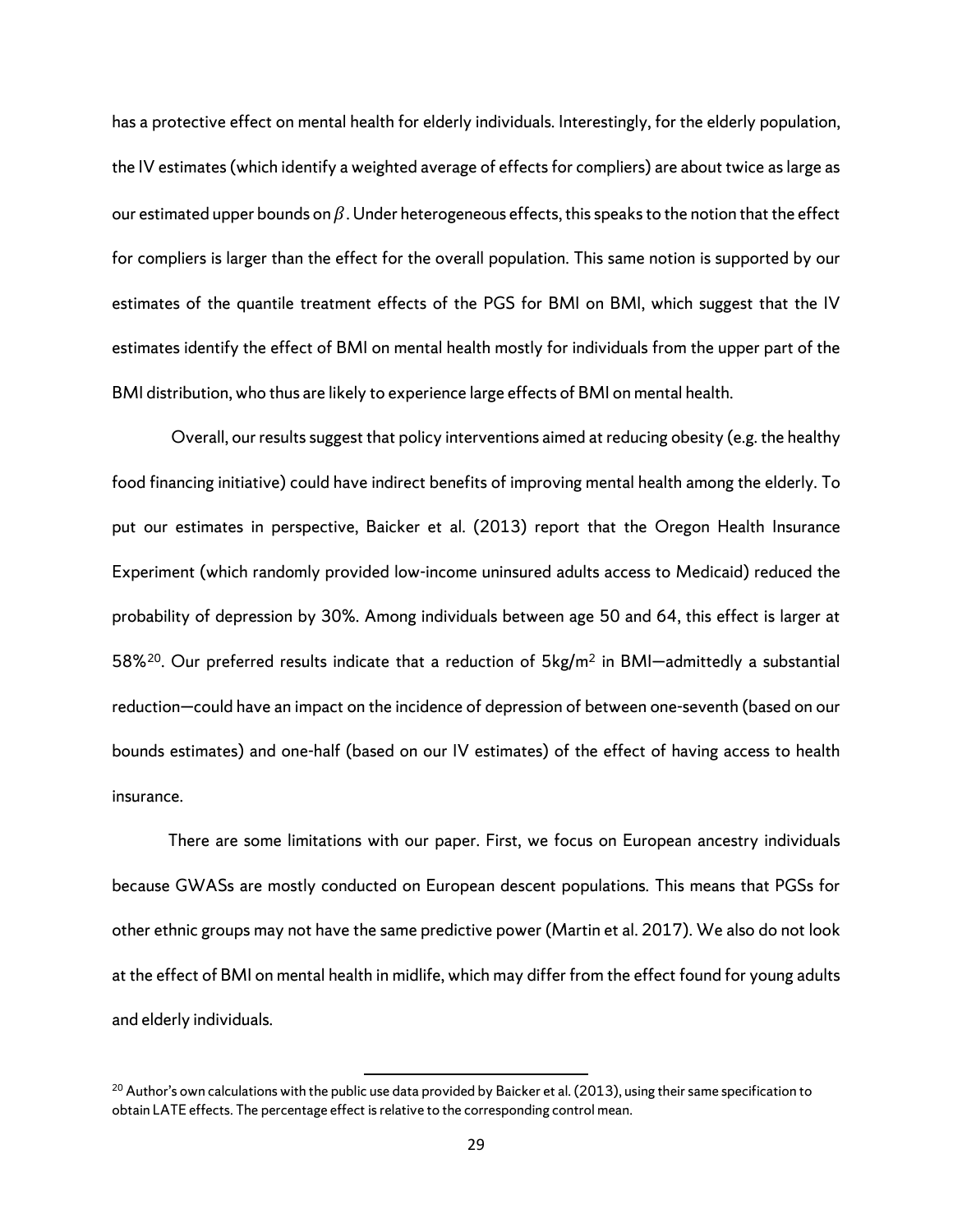has a protective effect on mental health for elderly individuals. Interestingly, for the elderly population, the IV estimates (which identify a weighted average of effects for compliers) are about twice as large as our estimated upper bounds on $\beta$. Under heterogeneous effects, this speaks to the notion that the effect for compliers is larger than the effect for the overall population. This same notion is supported by our estimates of the quantile treatment effects of the PGS for BMI on BMI, which suggest that the IV estimates identify the effect of BMI on mental health mostly for individuals from the upper part of the BMI distribution, who thus are likely to experience large effects of BMI on mental health.

Overall, our results suggest that policy interventions aimed at reducing obesity (e.g. the healthy food financing initiative) could have indirect benefits of improving mental health among the elderly. To put our estimates in perspective, Baicker et al. (2013) report that the Oregon Health Insurance Experiment (which randomly provided low-income uninsured adults access to Medicaid) reduced the probability of depression by 30%. Among individuals between age 50 and 64, this effect is larger at 58%[20]. Our preferred results indicate that a reduction of 5kg/m$^2$ in BMI—admittedly a substantial reduction—could have an impact on the incidence of depression of between one-seventh (based on our bounds estimates) and one-half (based on our IV estimates) of the effect of having access to health insurance.

There are some limitations with our paper. First, we focus on European ancestry individuals because GWASs are mostly conducted on European descent populations. This means that PGSs for other ethnic groups may not have the same predictive power (Martin et al. 2017). We also do not look at the effect of BMI on mental health in midlife, which may differ from the effect found for young adults and elderly individuals.

[20] Author's own calculations with the public use data provided by Baicker et al. (2013), using their same specification to obtain LATE effects. The percentage effect is relative to the corresponding control mean.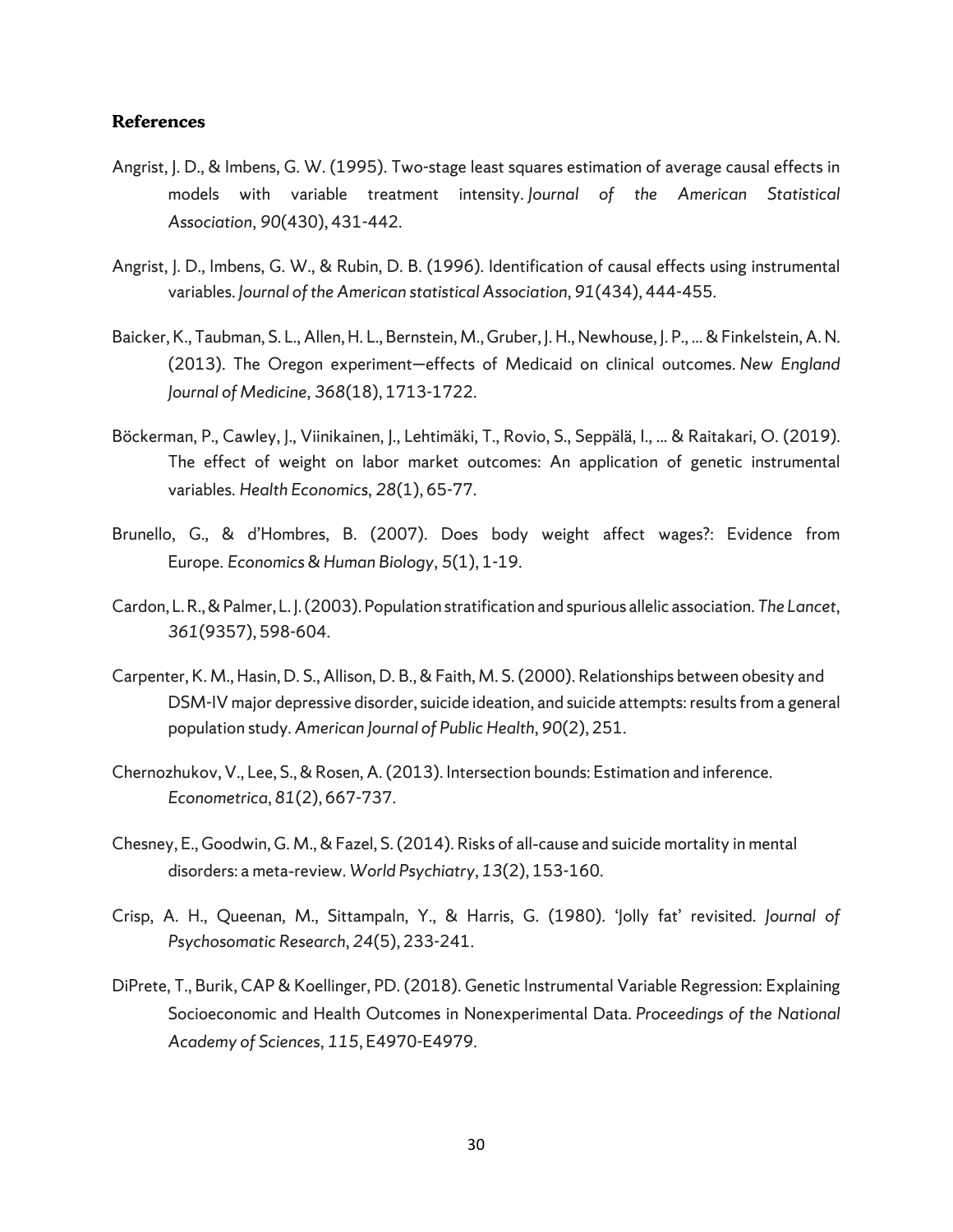### References

Angrist, J. D., & Imbens, G. W. (1995). Two-stage least squares estimation of average causal effects in models with variable treatment intensity. *Journal of the American Statistical Association*, *90*(430), 431-442.

Angrist, J. D., Imbens, G. W., & Rubin, D. B. (1996). Identification of causal effects using instrumental variables. *Journal of the American statistical Association*, *91*(434), 444-455.

Baicker, K., Taubman, S. L., Allen, H. L., Bernstein, M., Gruber, J. H., Newhouse, J. P., ... & Finkelstein, A. N. (2013). The Oregon experiment—effects of Medicaid on clinical outcomes. *New England Journal of Medicine*, *368*(18), 1713-1722.

Böckerman, P., Cawley, J., Viinikainen, J., Lehtimäki, T., Rovio, S., Seppälä, I., ... & Raitakari, O. (2019). The effect of weight on labor market outcomes: An application of genetic instrumental variables. *Health Economics*, *28*(1), 65-77.

Brunello, G., & d'Hombres, B. (2007). Does body weight affect wages?: Evidence from Europe. *Economics & Human Biology*, *5*(1), 1-19.

Cardon, L. R., & Palmer, L. J. (2003). Population stratification and spurious allelic association. *The Lancet*, *361*(9357), 598-604.

Carpenter, K. M., Hasin, D. S., Allison, D. B., & Faith, M. S. (2000). Relationships between obesity and DSM-IV major depressive disorder, suicide ideation, and suicide attempts: results from a general population study. *American Journal of Public Health*, *90*(2), 251.

Chernozhukov, V., Lee, S., & Rosen, A. (2013). Intersection bounds: Estimation and inference. *Econometrica*, *81*(2), 667-737.

Chesney, E., Goodwin, G. M., & Fazel, S. (2014). Risks of all-cause and suicide mortality in mental disorders: a meta-review. *World Psychiatry*, *13*(2), 153-160.

Crisp, A. H., Queenan, M., Sittampaln, Y., & Harris, G. (1980). 'Jolly fat' revisited. *Journal of Psychosomatic Research*, *24*(5), 233-241.

DiPrete, T., Burik, CAP & Koellinger, PD. (2018). Genetic Instrumental Variable Regression: Explaining Socioeconomic and Health Outcomes in Nonexperimental Data. *Proceedings of the National Academy of Sciences*, *115*, E4970-E4979.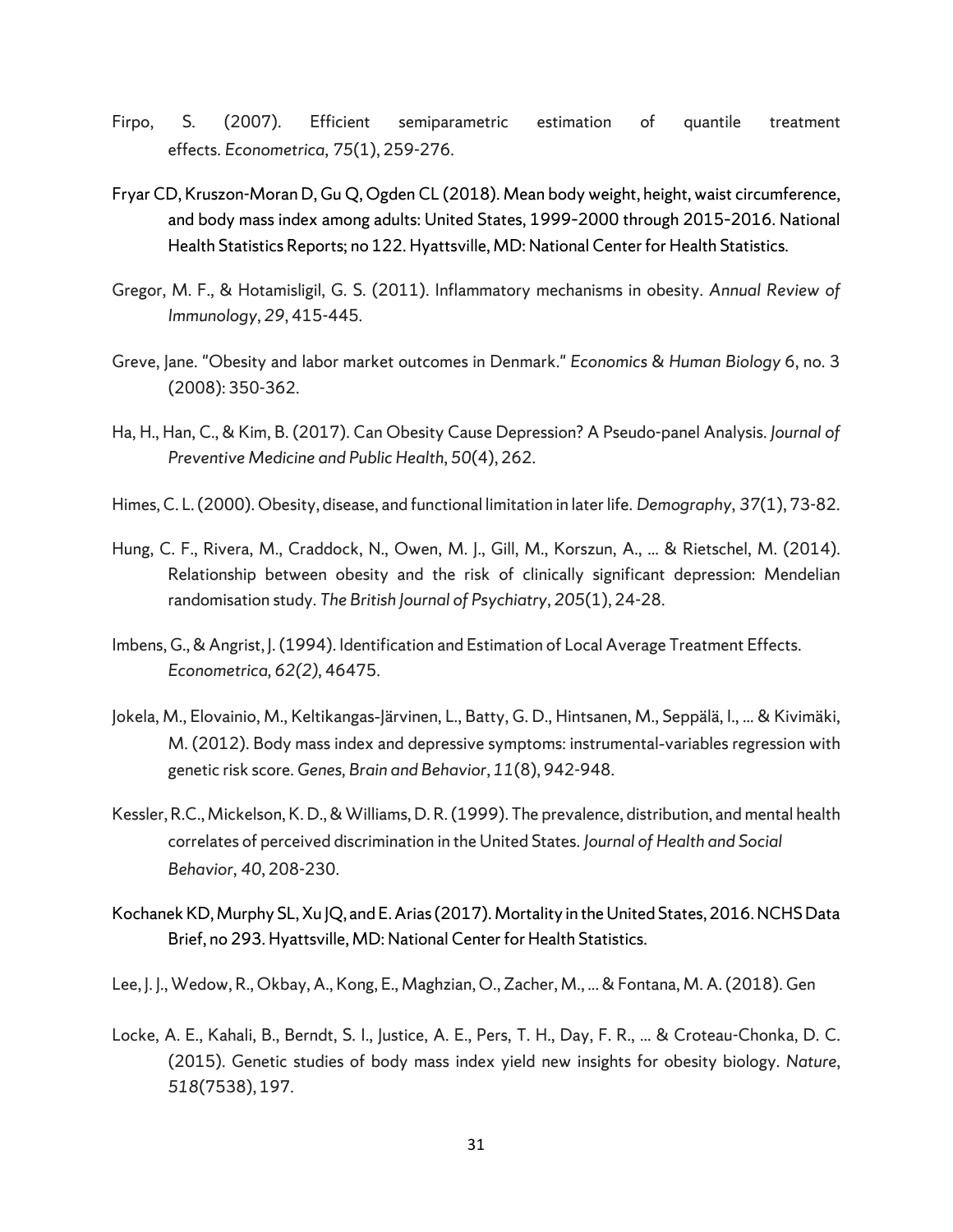Firpo, S. (2007). Efficient semiparametric estimation of quantile treatment effects. *Econometrica*, *75*(1), 259-276.

Fryar CD, Kruszon-Moran D, Gu Q, Ogden CL (2018). Mean body weight, height, waist circumference, and body mass index among adults: United States, 1999–2000 through 2015–2016. National Health Statistics Reports; no 122. Hyattsville, MD: National Center for Health Statistics.

Gregor, M. F., & Hotamisligil, G. S. (2011). Inflammatory mechanisms in obesity. *Annual Review of Immunology*, *29*, 415-445.

Greve, Jane. "Obesity and labor market outcomes in Denmark." *Economics & Human Biology* 6, no. 3 (2008): 350-362.

Ha, H., Han, C., & Kim, B. (2017). Can Obesity Cause Depression? A Pseudo-panel Analysis. *Journal of Preventive Medicine and Public Health*, *50*(4), 262.

Himes, C. L. (2000). Obesity, disease, and functional limitation in later life. *Demography*, *37*(1), 73-82.

Hung, C. F., Rivera, M., Craddock, N., Owen, M. J., Gill, M., Korszun, A., ... & Rietschel, M. (2014). Relationship between obesity and the risk of clinically significant depression: Mendelian randomisation study. *The British Journal of Psychiatry*, *205*(1), 24-28.

Imbens, G., & Angrist, J. (1994). Identification and Estimation of Local Average Treatment Effects. *Econometrica, 62(2),* 46475.

Jokela, M., Elovainio, M., Keltikangas-Järvinen, L., Batty, G. D., Hintsanen, M., Seppälä, I., ... & Kivimäki, M. (2012). Body mass index and depressive symptoms: instrumental-variables regression with genetic risk score. *Genes, Brain and Behavior*, *11*(8), 942-948.

Kessler, R.C., Mickelson, K. D., & Williams, D. R. (1999). The prevalence, distribution, and mental health correlates of perceived discrimination in the United States. *Journal of Health and Social Behavior*, *40*, 208-230.

Kochanek KD, Murphy SL, Xu JQ, and E. Arias (2017). Mortality in the United States, 2016. NCHS Data Brief, no 293. Hyattsville, MD: National Center for Health Statistics.

Lee, J. J., Wedow, R., Okbay, A., Kong, E., Maghzian, O., Zacher, M., ... & Fontana, M. A. (2018). Gen

Locke, A. E., Kahali, B., Berndt, S. I., Justice, A. E., Pers, T. H., Day, F. R., ... & Croteau-Chonka, D. C. (2015). Genetic studies of body mass index yield new insights for obesity biology. *Nature*, *518*(7538), 197.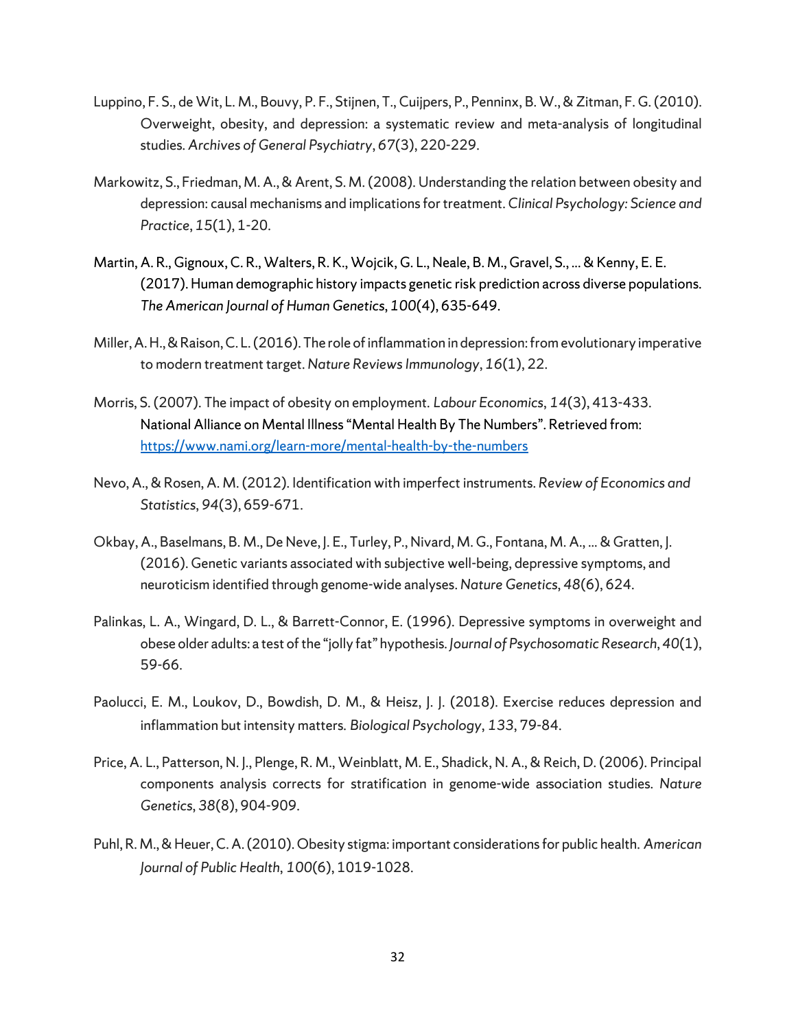Luppino, F. S., de Wit, L. M., Bouvy, P. F., Stijnen, T., Cuijpers, P., Penninx, B. W., & Zitman, F. G. (2010). Overweight, obesity, and depression: a systematic review and meta-analysis of longitudinal studies. *Archives of General Psychiatry*, *67*(3), 220-229.

Markowitz, S., Friedman, M. A., & Arent, S. M. (2008). Understanding the relation between obesity and depression: causal mechanisms and implications for treatment. *Clinical Psychology: Science and Practice*, *15*(1), 1-20.

Martin, A. R., Gignoux, C. R., Walters, R. K., Wojcik, G. L., Neale, B. M., Gravel, S., ... & Kenny, E. E. (2017). Human demographic history impacts genetic risk prediction across diverse populations. *The American Journal of Human Genetics*, *100*(4), 635-649.

Miller, A. H., & Raison, C. L. (2016). The role of inflammation in depression: from evolutionary imperative to modern treatment target. *Nature Reviews Immunology*, *16*(1), 22.

Morris, S. (2007). The impact of obesity on employment. *Labour Economics*, *14*(3), 413-433.

National Alliance on Mental Illness "Mental Health By The Numbers". Retrieved from: https://www.nami.org/learn-more/mental-health-by-the-numbers

Nevo, A., & Rosen, A. M. (2012). Identification with imperfect instruments. *Review of Economics and Statistics*, *94*(3), 659-671.

Okbay, A., Baselmans, B. M., De Neve, J. E., Turley, P., Nivard, M. G., Fontana, M. A., ... & Gratten, J. (2016). Genetic variants associated with subjective well-being, depressive symptoms, and neuroticism identified through genome-wide analyses. *Nature Genetics*, *48*(6), 624.

Palinkas, L. A., Wingard, D. L., & Barrett-Connor, E. (1996). Depressive symptoms in overweight and obese older adults: a test of the "jolly fat" hypothesis. *Journal of Psychosomatic Research*, *40*(1), 59-66.

Paolucci, E. M., Loukov, D., Bowdish, D. M., & Heisz, J. J. (2018). Exercise reduces depression and inflammation but intensity matters. *Biological Psychology*, *133*, 79-84.

Price, A. L., Patterson, N. J., Plenge, R. M., Weinblatt, M. E., Shadick, N. A., & Reich, D. (2006). Principal components analysis corrects for stratification in genome-wide association studies. *Nature Genetics*, *38*(8), 904-909.

Puhl, R. M., & Heuer, C. A. (2010). Obesity stigma: important considerations for public health. *American Journal of Public Health*, *100*(6), 1019-1028.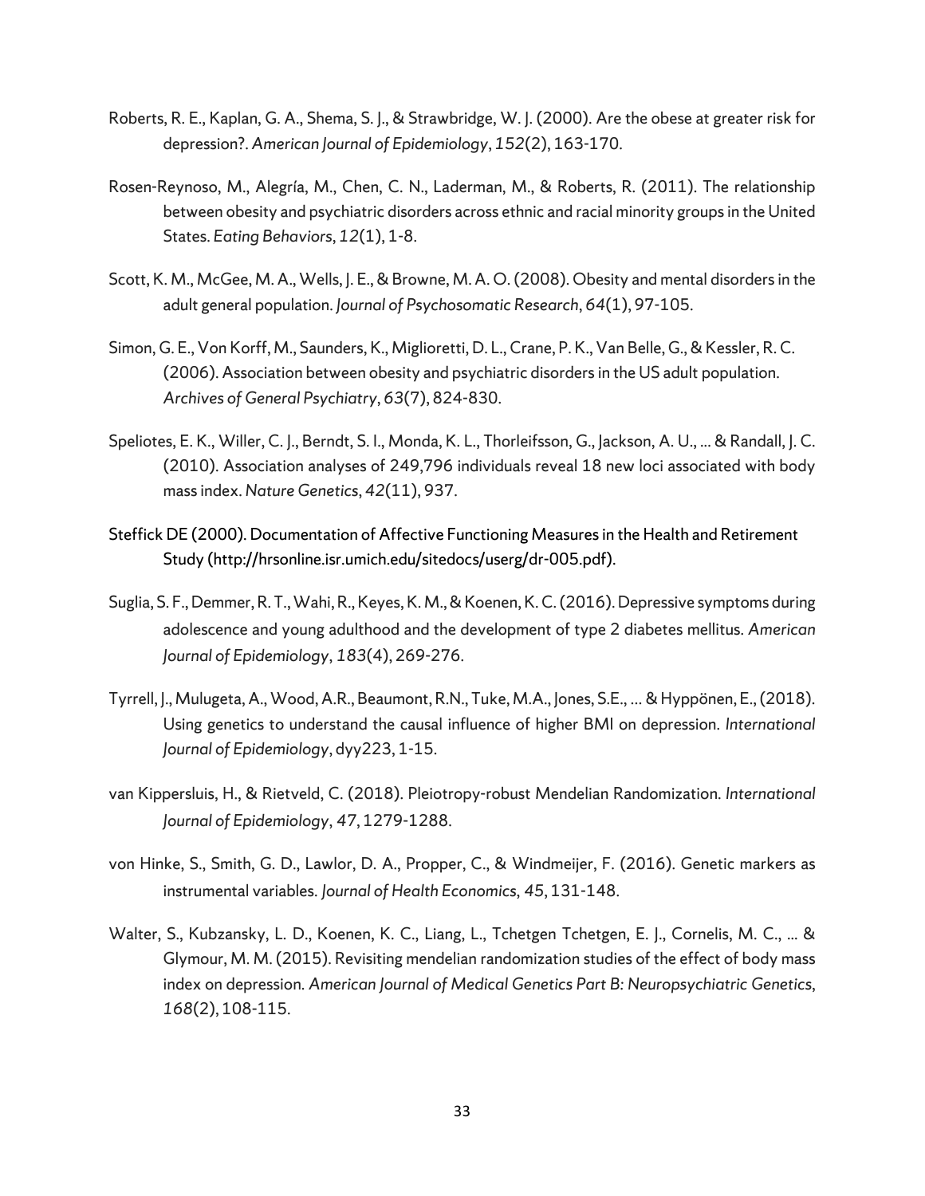Roberts, R. E., Kaplan, G. A., Shema, S. J., & Strawbridge, W. J. (2000). Are the obese at greater risk for depression?. *American Journal of Epidemiology*, *152*(2), 163-170.

Rosen-Reynoso, M., Alegría, M., Chen, C. N., Laderman, M., & Roberts, R. (2011). The relationship between obesity and psychiatric disorders across ethnic and racial minority groups in the United States. *Eating Behaviors*, *12*(1), 1-8.

Scott, K. M., McGee, M. A., Wells, J. E., & Browne, M. A. O. (2008). Obesity and mental disorders in the adult general population. *Journal of Psychosomatic Research*, *64*(1), 97-105.

Simon, G. E., Von Korff, M., Saunders, K., Miglioretti, D. L., Crane, P. K., Van Belle, G., & Kessler, R. C. (2006). Association between obesity and psychiatric disorders in the US adult population. *Archives of General Psychiatry*, *63*(7), 824-830.

Speliotes, E. K., Willer, C. J., Berndt, S. I., Monda, K. L., Thorleifsson, G., Jackson, A. U., ... & Randall, J. C. (2010). Association analyses of 249,796 individuals reveal 18 new loci associated with body mass index. *Nature Genetics*, *42*(11), 937.

Steffick DE (2000). Documentation of Affective Functioning Measures in the Health and Retirement Study (http://hrsonline.isr.umich.edu/sitedocs/userg/dr-005.pdf).

Suglia, S. F., Demmer, R. T., Wahi, R., Keyes, K. M., & Koenen, K. C. (2016). Depressive symptoms during adolescence and young adulthood and the development of type 2 diabetes mellitus. *American Journal of Epidemiology*, *183*(4), 269-276.

Tyrrell, J., Mulugeta, A., Wood, A.R., Beaumont, R.N., Tuke, M.A., Jones, S.E., ... & Hyppönen, E., (2018). Using genetics to understand the causal influence of higher BMI on depression. *International Journal of Epidemiology*, dyy223, 1-15.

van Kippersluis, H., & Rietveld, C. (2018). Pleiotropy-robust Mendelian Randomization. *International Journal of Epidemiology*, *47*, 1279-1288.

von Hinke, S., Smith, G. D., Lawlor, D. A., Propper, C., & Windmeijer, F. (2016). Genetic markers as instrumental variables. *Journal of Health Economics*, *45*, 131-148.

Walter, S., Kubzansky, L. D., Koenen, K. C., Liang, L., Tchetgen Tchetgen, E. J., Cornelis, M. C., ... & Glymour, M. M. (2015). Revisiting mendelian randomization studies of the effect of body mass index on depression. *American Journal of Medical Genetics Part B: Neuropsychiatric Genetics*, *168*(2), 108-115.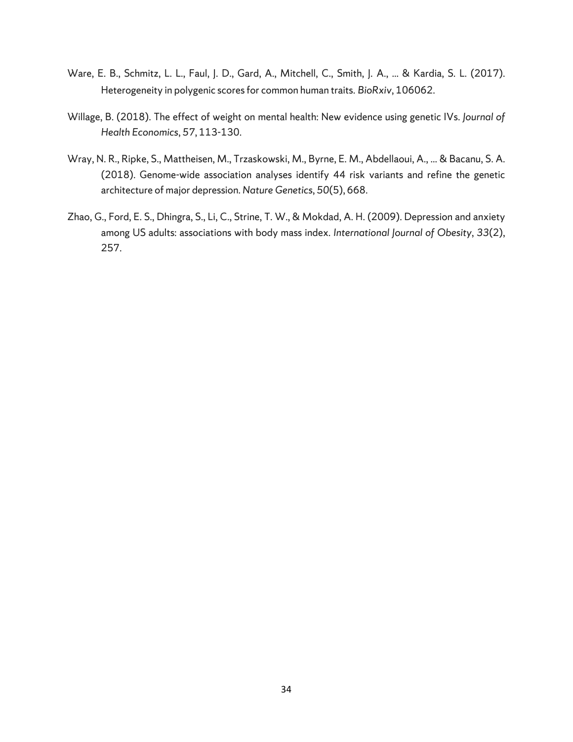Ware, E. B., Schmitz, L. L., Faul, J. D., Gard, A., Mitchell, C., Smith, J. A., ... & Kardia, S. L. (2017). Heterogeneity in polygenic scores for common human traits. *BioRxiv*, 106062.

Willage, B. (2018). The effect of weight on mental health: New evidence using genetic IVs. *Journal of Health Economics*, 57, 113-130.

Wray, N. R., Ripke, S., Mattheisen, M., Trzaskowski, M., Byrne, E. M., Abdellaoui, A., ... & Bacanu, S. A. (2018). Genome-wide association analyses identify 44 risk variants and refine the genetic architecture of major depression. *Nature Genetics*, *50*(5), 668.

Zhao, G., Ford, E. S., Dhingra, S., Li, C., Strine, T. W., & Mokdad, A. H. (2009). Depression and anxiety among US adults: associations with body mass index. *International Journal of Obesity*, *33*(2), 257.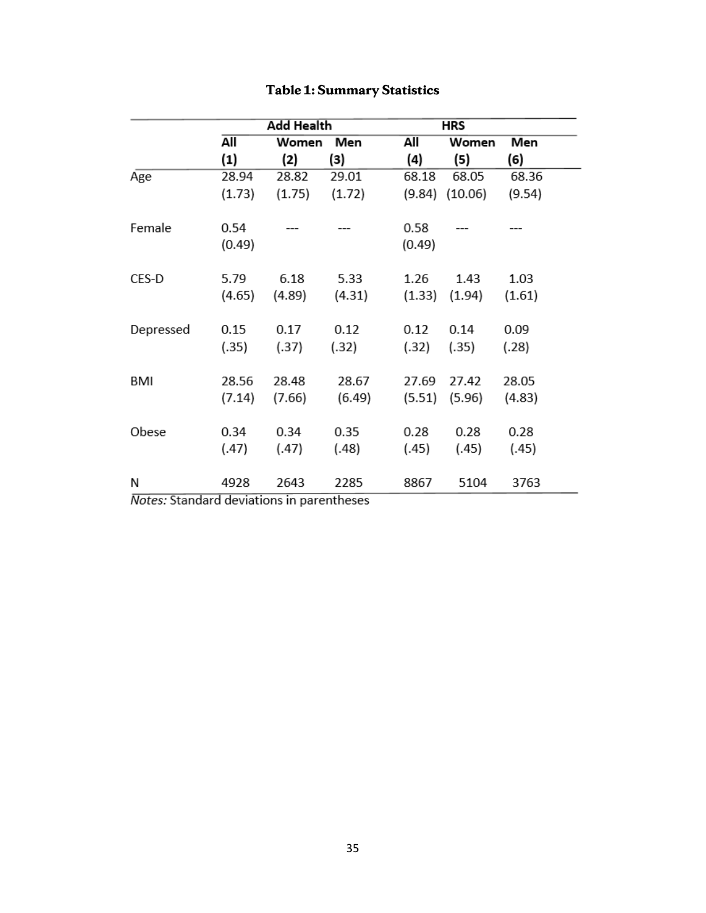# Table 1: Summary Statistics

| | Add Health | | | HRS | | |
|---|---|---|---|---|---|---|
| | All | Women | Men | All | Women | Men |
| | (1) | (2) | (3) | (4) | (5) | (6) |
| Age | 28.94 | 28.82 | 29.01 | 68.18 | 68.05 | 68.36 |
| | (1.73) | (1.75) | (1.72) | (9.84) | (10.06) | (9.54) |
| Female | 0.54 | --- | --- | 0.58 | --- | --- |
| | (0.49) | | | (0.49) | | |
| CES-D | 5.79 | 6.18 | 5.33 | 1.26 | 1.43 | 1.03 |
| | (4.65) | (4.89) | (4.31) | (1.33) | (1.94) | (1.61) |
| Depressed | 0.15 | 0.17 | 0.12 | 0.12 | 0.14 | 0.09 |
| | (.35) | (.37) | (.32) | (.32) | (.35) | (.28) |
| BMI | 28.56 | 28.48 | 28.67 | 27.69 | 27.42 | 28.05 |
| | (7.14) | (7.66) | (6.49) | (5.51) | (5.96) | (4.83) |
| Obese | 0.34 | 0.34 | 0.35 | 0.28 | 0.28 | 0.28 |
| | (.47) | (.47) | (.48) | (.45) | (.45) | (.45) |
| N | 4928 | 2643 | 2285 | 8867 | 5104 | 3763 |

*Notes:* Standard deviations in parentheses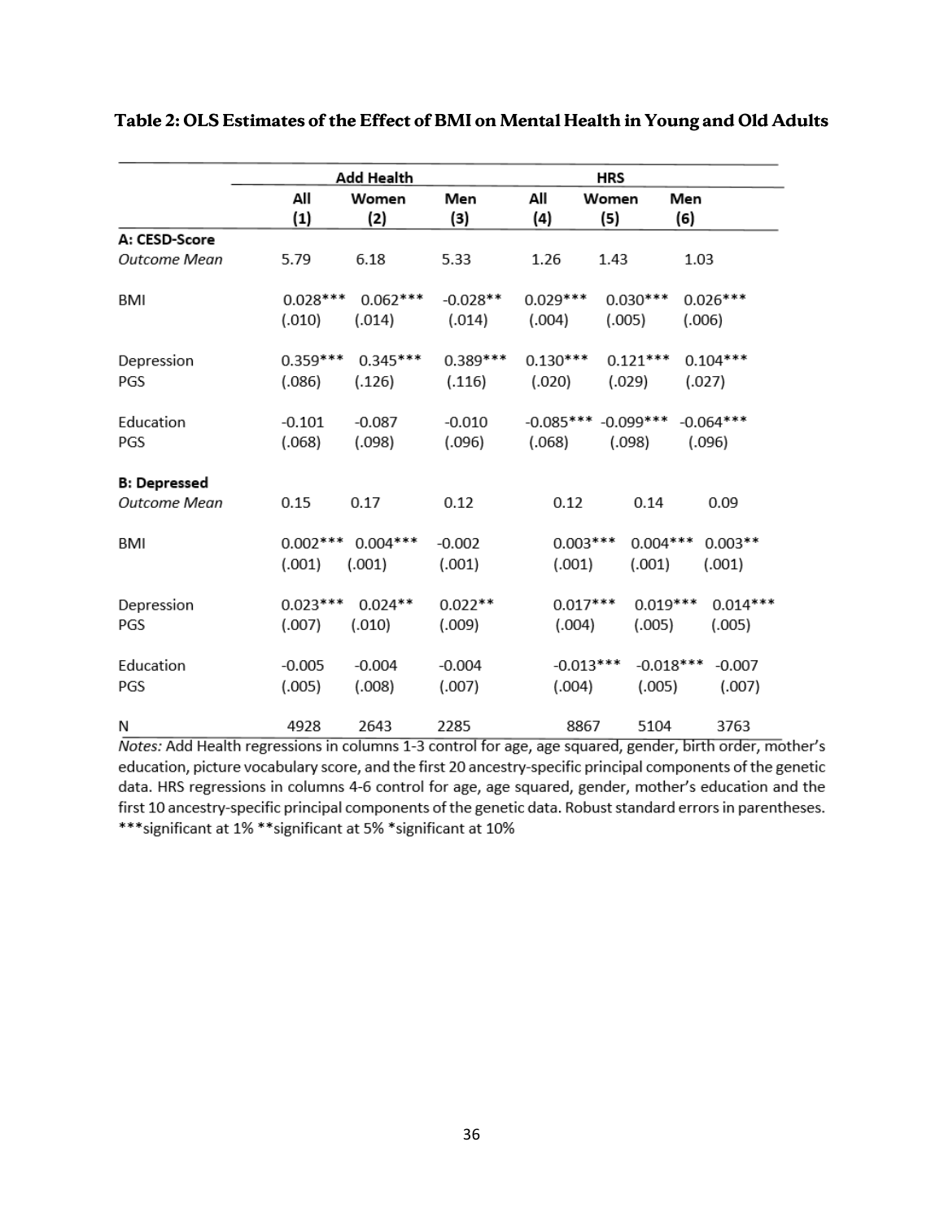**Table 2: OLS Estimates of the Effect of BMI on Mental Health in Young and Old Adults**

| | Add Health | | | HRS | | |
|---|---|---|---|---|---|---|
| | All | Women | Men | All | Women | Men |
| | (1) | (2) | (3) | (4) | (5) | (6) |
| **A: CESD-Score** | | | | | | |
| *Outcome Mean* | 5.79 | 6.18 | 5.33 | 1.26 | 1.43 | 1.03 |
| BMI | 0.028*** | 0.062*** | -0.028** | 0.029*** | 0.030*** | 0.026*** |
| | (.010) | (.014) | (.014) | (.004) | (.005) | (.006) |
| Depression PGS | 0.359*** | 0.345*** | 0.389*** | 0.130*** | 0.121*** | 0.104*** |
| | (.086) | (.126) | (.116) | (.020) | (.029) | (.027) |
| Education PGS | -0.101 | -0.087 | -0.010 | -0.085*** | -0.099*** | -0.064*** |
| | (.068) | (.098) | (.096) | (.068) | (.098) | (.096) |
| **B: Depressed** | | | | | | |
| *Outcome Mean* | 0.15 | 0.17 | 0.12 | 0.12 | 0.14 | 0.09 |
| BMI | 0.002*** | 0.004*** | -0.002 | 0.003*** | 0.004*** | 0.003** |
| | (.001) | (.001) | (.001) | (.001) | (.001) | (.001) |
| Depression PGS | 0.023*** | 0.024** | 0.022** | 0.017*** | 0.019*** | 0.014*** |
| | (.007) | (.010) | (.009) | (.004) | (.005) | (.005) |
| Education PGS | -0.005 | -0.004 | -0.004 | -0.013*** | -0.018*** | -0.007 |
| | (.005) | (.008) | (.007) | (.004) | (.005) | (.007) |
| N | 4928 | 2643 | 2285 | 8867 | 5104 | 3763 |

*Notes:* Add Health regressions in columns 1-3 control for age, age squared, gender, birth order, mother's education, picture vocabulary score, and the first 20 ancestry-specific principal components of the genetic data. HRS regressions in columns 4-6 control for age, age squared, gender, mother's education and the first 10 ancestry-specific principal components of the genetic data. Robust standard errors in parentheses. ***significant at 1% **significant at 5% *significant at 10%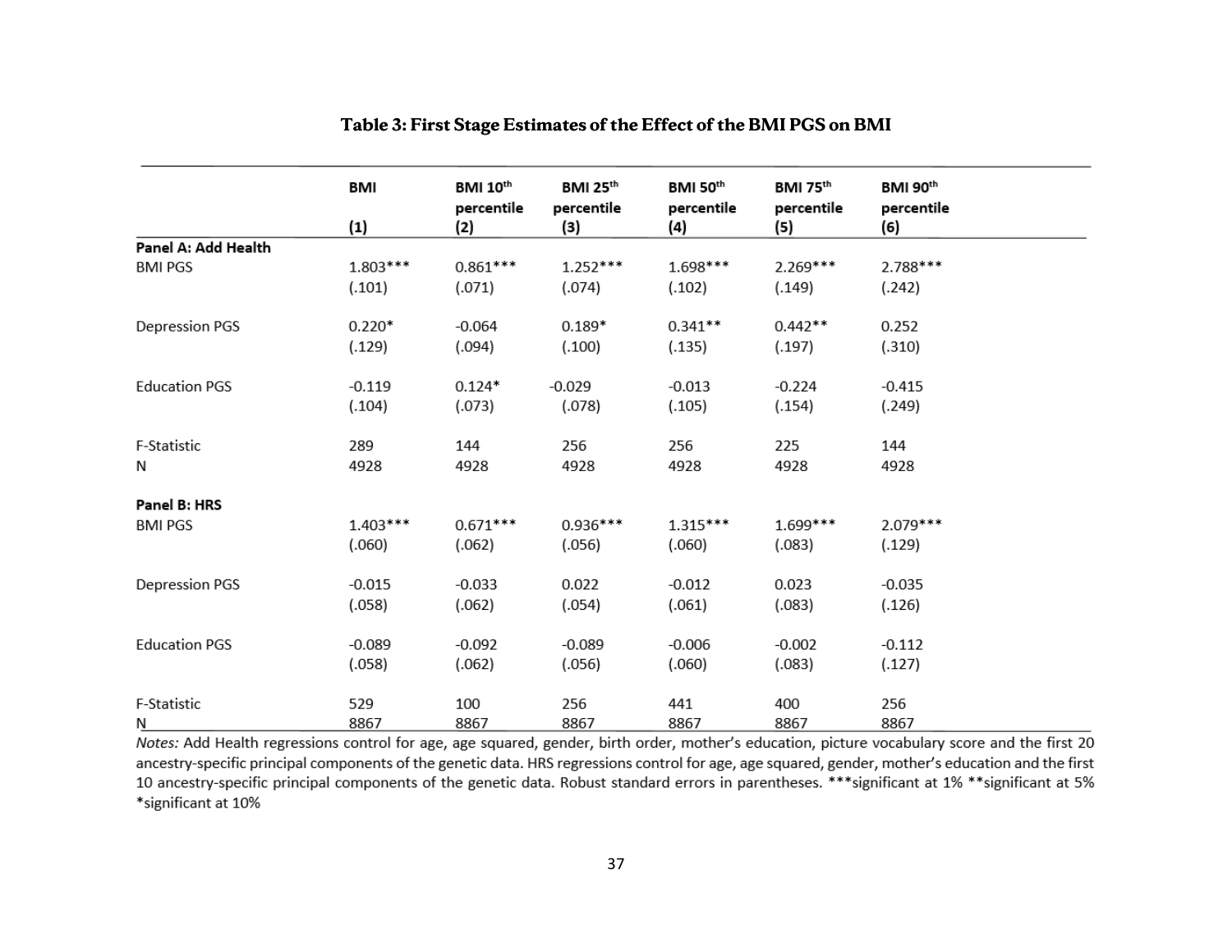### Table 3: First Stage Estimates of the Effect of the BMI PGS on BMI

| | BMI (1) | BMI 10th percentile (2) | BMI 25th percentile (3) | BMI 50th percentile (4) | BMI 75th percentile (5) | BMI 90th percentile (6) |
|---|---|---|---|---|---|---|
| **Panel A: Add Health** | | | | | | |
| BMI PGS | 1.803*** | 0.861*** | 1.252*** | 1.698*** | 2.269*** | 2.788*** |
| | (.101) | (.071) | (.074) | (.102) | (.149) | (.242) |
| Depression PGS | 0.220* | -0.064 | 0.189* | 0.341** | 0.442** | 0.252 |
| | (.129) | (.094) | (.100) | (.135) | (.197) | (.310) |
| Education PGS | -0.119 | 0.124* | -0.029 | -0.013 | -0.224 | -0.415 |
| | (.104) | (.073) | (.078) | (.105) | (.154) | (.249) |
| F-Statistic | 289 | 144 | 256 | 256 | 225 | 144 |
| N | 4928 | 4928 | 4928 | 4928 | 4928 | 4928 |
| **Panel B: HRS** | | | | | | |
| BMI PGS | 1.403*** | 0.671*** | 0.936*** | 1.315*** | 1.699*** | 2.079*** |
| | (.060) | (.062) | (.056) | (.060) | (.083) | (.129) |
| Depression PGS | -0.015 | -0.033 | 0.022 | -0.012 | 0.023 | -0.035 |
| | (.058) | (.062) | (.054) | (.061) | (.083) | (.126) |
| Education PGS | -0.089 | -0.092 | -0.089 | -0.006 | -0.002 | -0.112 |
| | (.058) | (.062) | (.056) | (.060) | (.083) | (.127) |
| F-Statistic | 529 | 100 | 256 | 441 | 400 | 256 |
| N | 8867 | 8867 | 8867 | 8867 | 8867 | 8867 |

*Notes:* Add Health regressions control for age, age squared, gender, birth order, mother's education, picture vocabulary score and the first 20 ancestry-specific principal components of the genetic data. HRS regressions control for age, age squared, gender, mother's education and the first 10 ancestry-specific principal components of the genetic data. Robust standard errors in parentheses. ***significant at 1% **significant at 5% *significant at 10%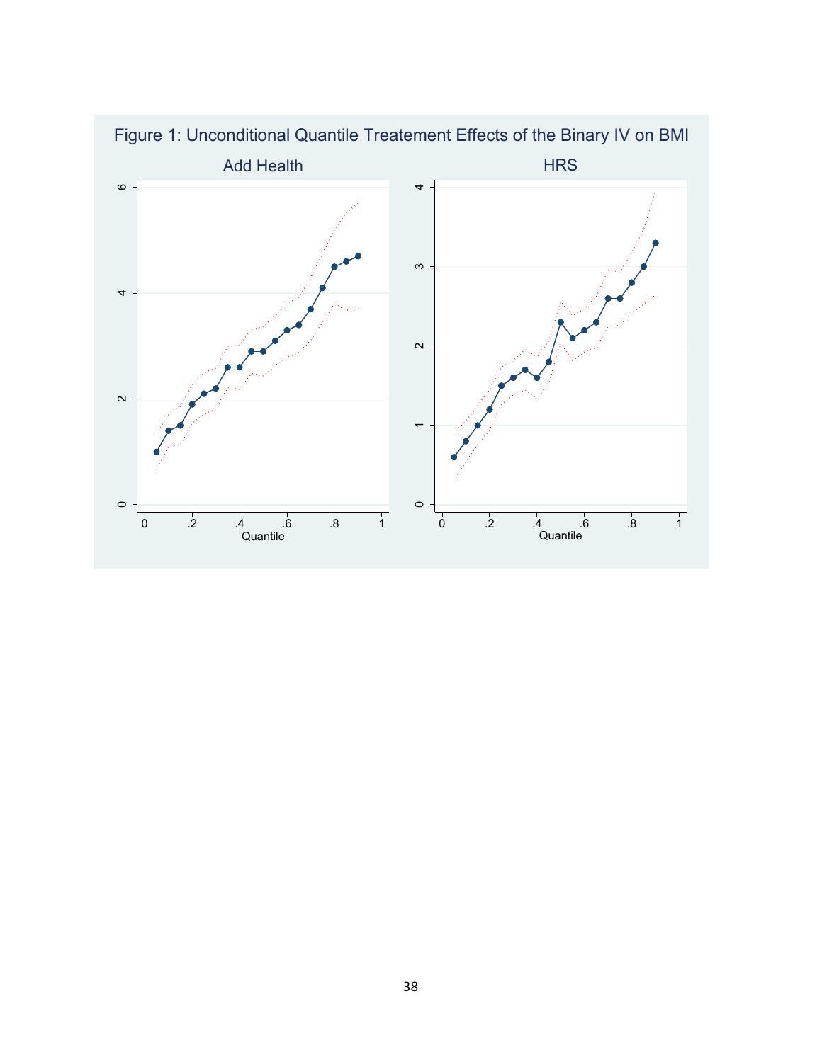Figure 1: Unconditional Quantile Treatement Effects of the Binary IV on BMI

Add Health

HRS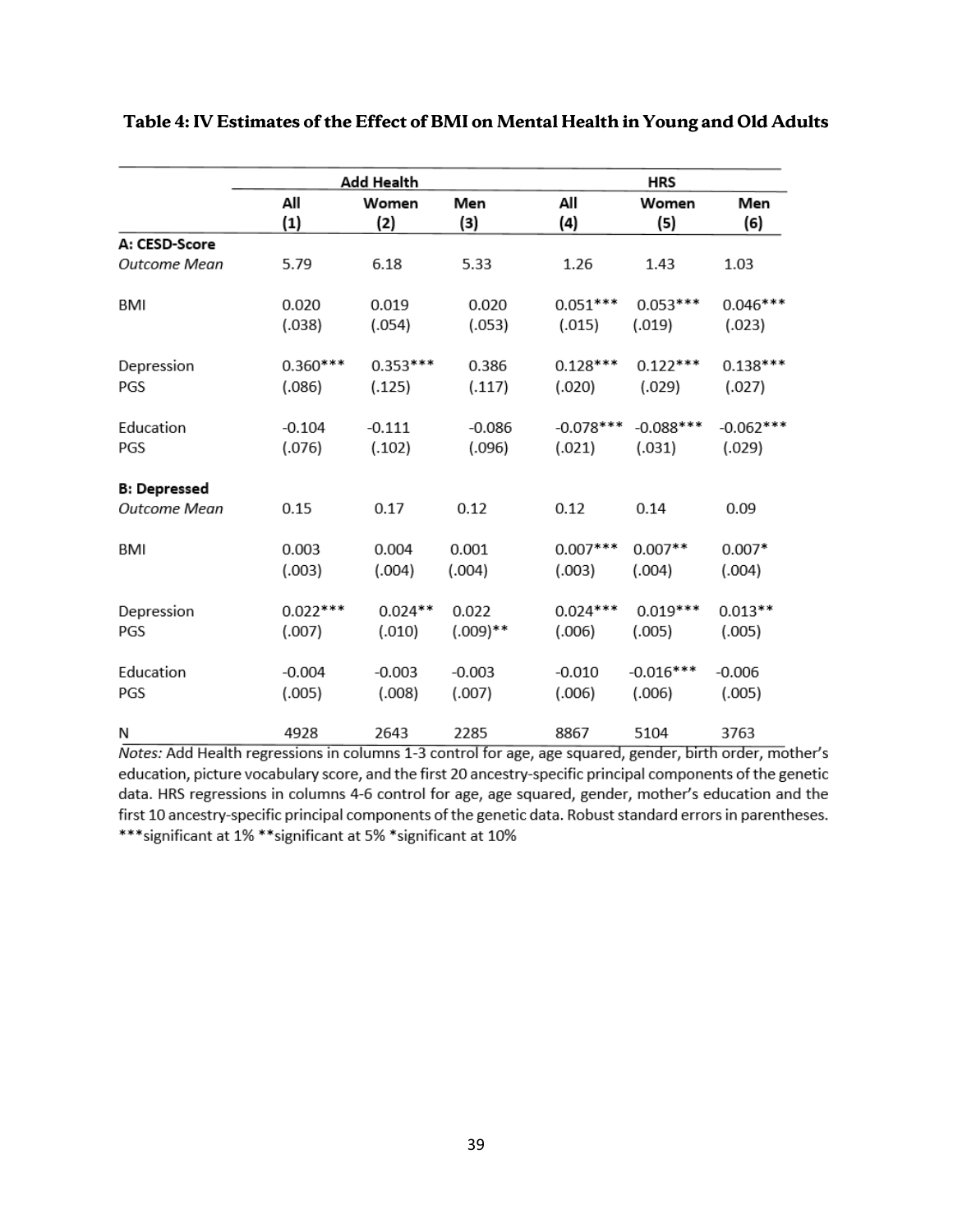**Table 4: IV Estimates of the Effect of BMI on Mental Health in Young and Old Adults**

| | Add Health | | | HRS | | |
|---|---|---|---|---|---|---|
| | All | Women | Men | All | Women | Men |
| | (1) | (2) | (3) | (4) | (5) | (6) |
| **A: CESD-Score** | | | | | | |
| *Outcome Mean* | 5.79 | 6.18 | 5.33 | 1.26 | 1.43 | 1.03 |
| BMI | 0.020 | 0.019 | 0.020 | 0.051*** | 0.053*** | 0.046*** |
| | (.038) | (.054) | (.053) | (.015) | (.019) | (.023) |
| Depression PGS | 0.360*** | 0.353*** | 0.386 | 0.128*** | 0.122*** | 0.138*** |
| | (.086) | (.125) | (.117) | (.020) | (.029) | (.027) |
| Education PGS | -0.104 | -0.111 | -0.086 | -0.078*** | -0.088*** | -0.062*** |
| | (.076) | (.102) | (.096) | (.021) | (.031) | (.029) |
| **B: Depressed** | | | | | | |
| *Outcome Mean* | 0.15 | 0.17 | 0.12 | 0.12 | 0.14 | 0.09 |
| BMI | 0.003 | 0.004 | 0.001 | 0.007*** | 0.007** | 0.007* |
| | (.003) | (.004) | (.004) | (.003) | (.004) | (.004) |
| Depression PGS | 0.022*** | 0.024** | 0.022 | 0.024*** | 0.019*** | 0.013** |
| | (.007) | (.010) | (.009)** | (.006) | (.005) | (.005) |
| Education PGS | -0.004 | -0.003 | -0.003 | -0.010 | -0.016*** | -0.006 |
| | (.005) | (.008) | (.007) | (.006) | (.006) | (.005) |
| N | 4928 | 2643 | 2285 | 8867 | 5104 | 3763 |

*Notes:* Add Health regressions in columns 1-3 control for age, age squared, gender, birth order, mother's education, picture vocabulary score, and the first 20 ancestry-specific principal components of the genetic data. HRS regressions in columns 4-6 control for age, age squared, gender, mother's education and the first 10 ancestry-specific principal components of the genetic data. Robust standard errors in parentheses. ***significant at 1% **significant at 5% *significant at 10%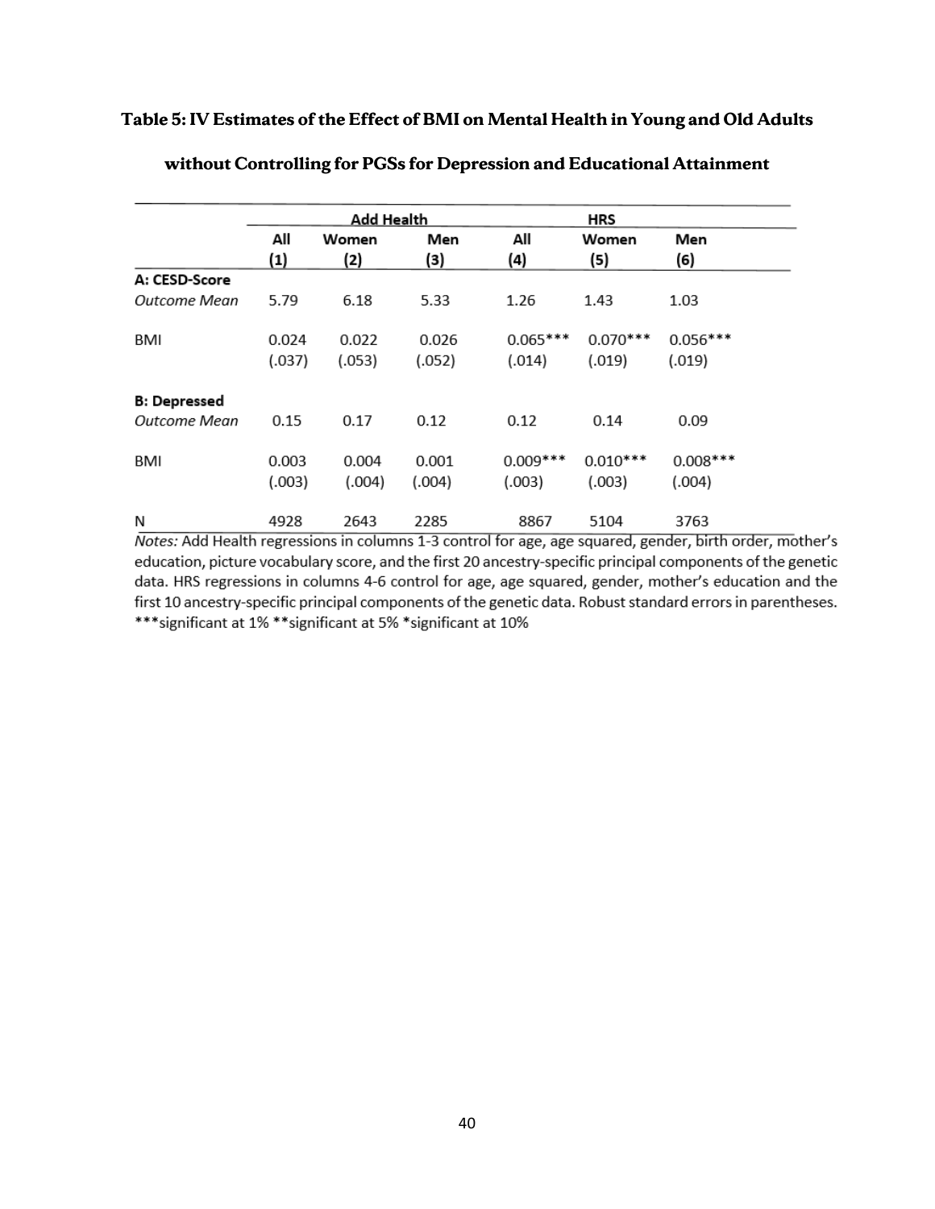**Table 5: IV Estimates of the Effect of BMI on Mental Health in Young and Old Adults without Controlling for PGSs for Depression and Educational Attainment**

| | Add Health | | | HRS | | |
|---|---|---|---|---|---|---|
| | All | Women | Men | All | Women | Men |
| | (1) | (2) | (3) | (4) | (5) | (6) |
| **A: CESD-Score** | | | | | | |
| *Outcome Mean* | 5.79 | 6.18 | 5.33 | 1.26 | 1.43 | 1.03 |
| BMI | 0.024 | 0.022 | 0.026 | 0.065*** | 0.070*** | 0.056*** |
| | (.037) | (.053) | (.052) | (.014) | (.019) | (.019) |
| **B: Depressed** | | | | | | |
| *Outcome Mean* | 0.15 | 0.17 | 0.12 | 0.12 | 0.14 | 0.09 |
| BMI | 0.003 | 0.004 | 0.001 | 0.009*** | 0.010*** | 0.008*** |
| | (.003) | (.004) | (.004) | (.003) | (.003) | (.004) |
| N | 4928 | 2643 | 2285 | 8867 | 5104 | 3763 |

*Notes:* Add Health regressions in columns 1-3 control for age, age squared, gender, birth order, mother's education, picture vocabulary score, and the first 20 ancestry-specific principal components of the genetic data. HRS regressions in columns 4-6 control for age, age squared, gender, mother's education and the first 10 ancestry-specific principal components of the genetic data. Robust standard errors in parentheses. ***significant at 1% **significant at 5% *significant at 10%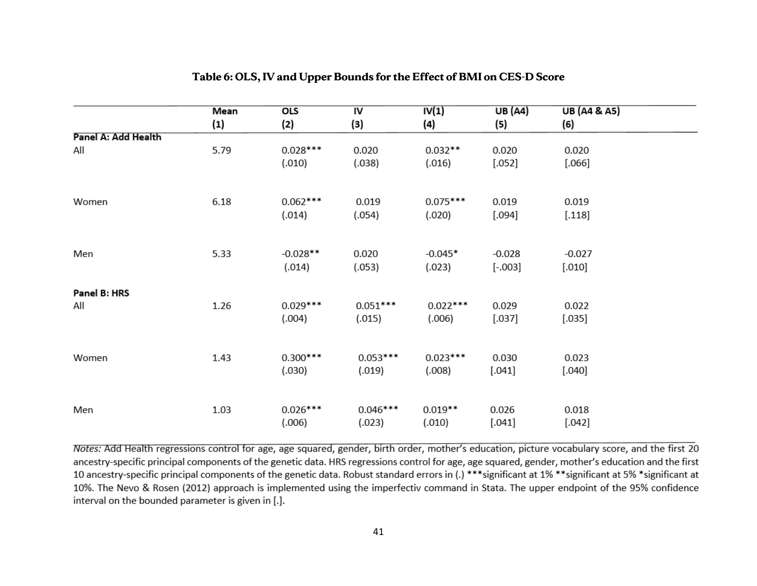**Table 6: OLS, IV and Upper Bounds for the Effect of BMI on CES-D Score**

| | Mean<br>(1) | OLS<br>(2) | IV<br>(3) | IV(1)<br>(4) | UB (A4)<br>(5) | UB (A4 & A5)<br>(6) |
|---|---|---|---|---|---|---|
| **Panel A: Add Health** | | | | | | |
| All | 5.79 | 0.028***<br>(.010) | 0.020<br>(.038) | 0.032**<br>(.016) | 0.020<br>[.052] | 0.020<br>[.066] |
| Women | 6.18 | 0.062***<br>(.014) | 0.019<br>(.054) | 0.075***<br>(.020) | 0.019<br>[.094] | 0.019<br>[.118] |
| Men | 5.33 | -0.028**<br>(.014) | 0.020<br>(.053) | -0.045*<br>(.023) | -0.028<br>[-.003] | -0.027<br>[.010] |
| **Panel B: HRS** | | | | | | |
| All | 1.26 | 0.029***<br>(.004) | 0.051***<br>(.015) | 0.022***<br>(.006) | 0.029<br>[.037] | 0.022<br>[.035] |
| Women | 1.43 | 0.300***<br>(.030) | 0.053***<br>(.019) | 0.023***<br>(.008) | 0.030<br>[.041] | 0.023<br>[.040] |
| Men | 1.03 | 0.026***<br>(.006) | 0.046***<br>(.023) | 0.019**<br>(.010) | 0.026<br>[.041] | 0.018<br>[.042] |

*Notes:* Add Health regressions control for age, age squared, gender, birth order, mother's education, picture vocabulary score, and the first 20 ancestry-specific principal components of the genetic data. HRS regressions control for age, age squared, gender, mother's education and the first 10 ancestry-specific principal components of the genetic data. Robust standard errors in (.) ***significant at 1% **significant at 5% *significant at 10%. The Nevo & Rosen (2012) approach is implemented using the imperfectiv command in Stata. The upper endpoint of the 95% confidence interval on the bounded parameter is given in [.].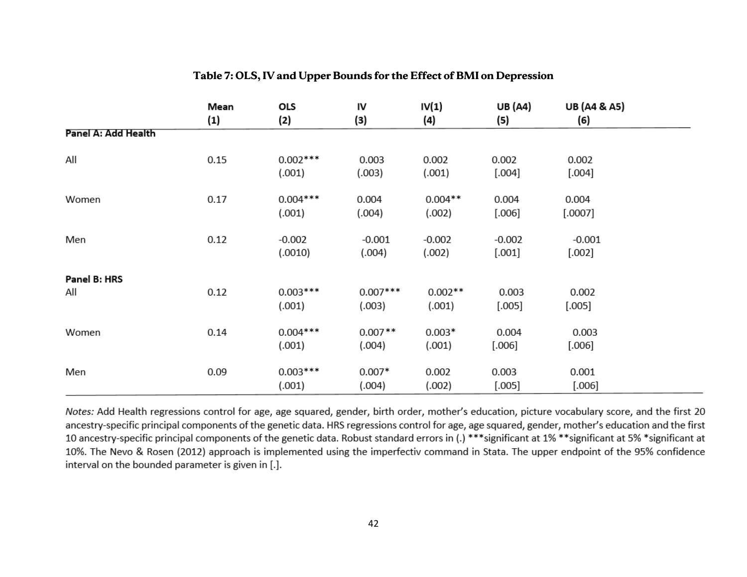**Table 7: OLS, IV and Upper Bounds for the Effect of BMI on Depression**

| | Mean | OLS | IV | IV(1) | UB (A4) | UB (A4 & A5) |
|---|---|---|---|---|---|---|
| | (1) | (2) | (3) | (4) | (5) | (6) |
| **Panel A: Add Health** | | | | | | |
| All | 0.15 | 0.002*** | 0.003 | 0.002 | 0.002 | 0.002 |
| | | (.001) | (.003) | (.001) | [.004] | [.004] |
| Women | 0.17 | 0.004*** | 0.004 | 0.004** | 0.004 | 0.004 |
| | | (.001) | (.004) | (.002) | [.006] | [.0007] |
| Men | 0.12 | -0.002 | -0.001 | -0.002 | -0.002 | -0.001 |
| | | (.0010) | (.004) | (.002) | [.001] | [.002] |
| **Panel B: HRS** | | | | | | |
| All | 0.12 | 0.003*** | 0.007*** | 0.002** | 0.003 | 0.002 |
| | | (.001) | (.003) | (.001) | [.005] | [.005] |
| Women | 0.14 | 0.004*** | 0.007** | 0.003* | 0.004 | 0.003 |
| | | (.001) | (.004) | (.001) | [.006] | [.006] |
| Men | 0.09 | 0.003*** | 0.007* | 0.002 | 0.003 | 0.001 |
| | | (.001) | (.004) | (.002) | [.005] | [.006] |

*Notes:* Add Health regressions control for age, age squared, gender, birth order, mother's education, picture vocabulary score, and the first 20 ancestry-specific principal components of the genetic data. HRS regressions control for age, age squared, gender, mother's education and the first 10 ancestry-specific principal components of the genetic data. Robust standard errors in (.) ***significant at 1% **significant at 5% *significant at 10%. The Nevo & Rosen (2012) approach is implemented using the imperfectiv command in Stata. The upper endpoint of the 95% confidence interval on the bounded parameter is given in [.].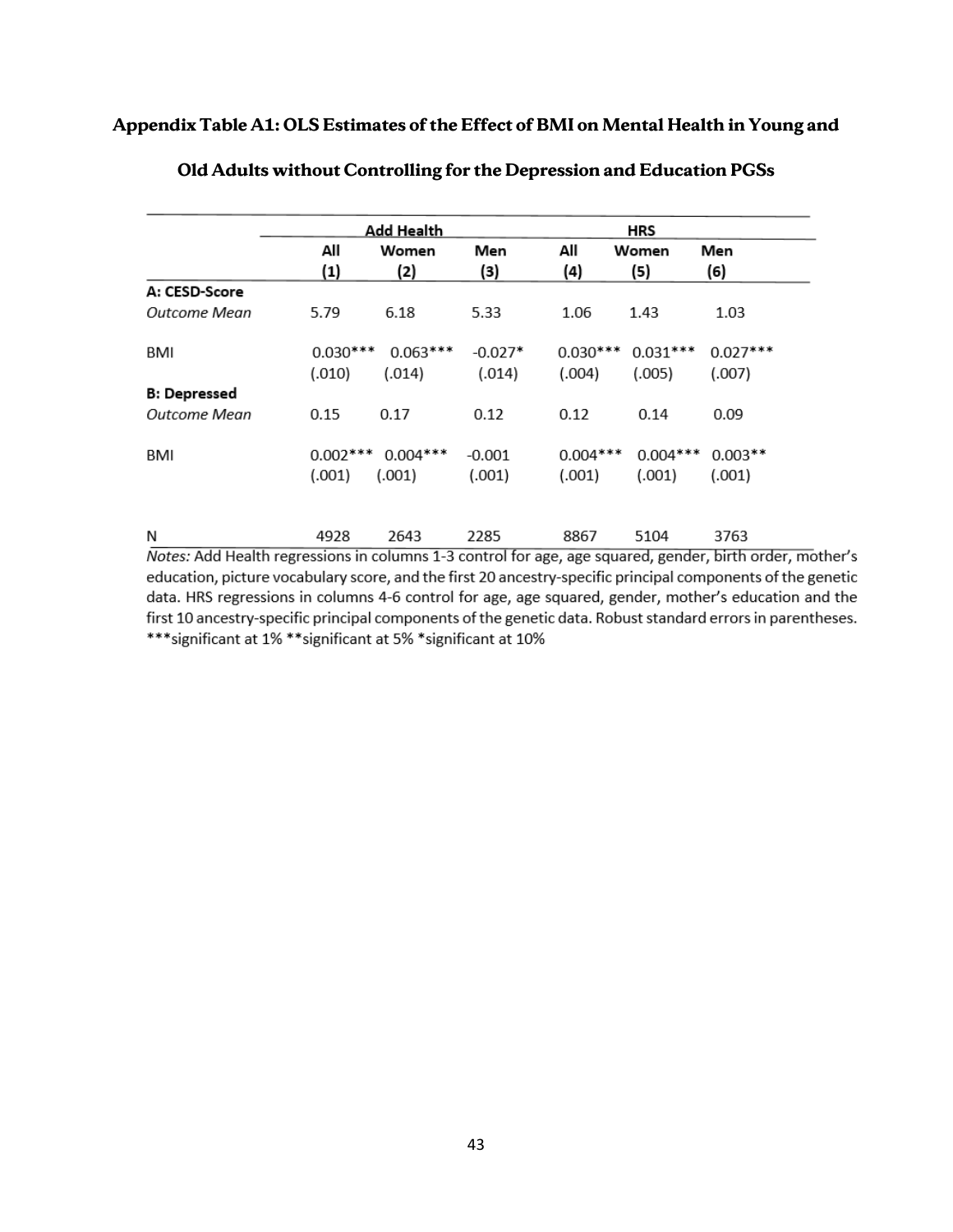**Appendix Table A1: OLS Estimates of the Effect of BMI on Mental Health in Young and Old Adults without Controlling for the Depression and Education PGSs**

| | Add Health | | | HRS | | |
|---|---|---|---|---|---|---|
| | All | Women | Men | All | Women | Men |
| | (1) | (2) | (3) | (4) | (5) | (6) |
| **A: CESD-Score** | | | | | | |
| *Outcome Mean* | 5.79 | 6.18 | 5.33 | 1.06 | 1.43 | 1.03 |
| BMI | 0.030*** | 0.063*** | -0.027* | 0.030*** | 0.031*** | 0.027*** |
| | (.010) | (.014) | (.014) | (.004) | (.005) | (.007) |
| **B: Depressed** | | | | | | |
| *Outcome Mean* | 0.15 | 0.17 | 0.12 | 0.12 | 0.14 | 0.09 |
| BMI | 0.002*** | 0.004*** | -0.001 | 0.004*** | 0.004*** | 0.003** |
| | (.001) | (.001) | (.001) | (.001) | (.001) | (.001) |
| N | 4928 | 2643 | 2285 | 8867 | 5104 | 3763 |

*Notes:* Add Health regressions in columns 1-3 control for age, age squared, gender, birth order, mother's education, picture vocabulary score, and the first 20 ancestry-specific principal components of the genetic data. HRS regressions in columns 4-6 control for age, age squared, gender, mother's education and the first 10 ancestry-specific principal components of the genetic data. Robust standard errors in parentheses. ***significant at 1% **significant at 5% *significant at 10%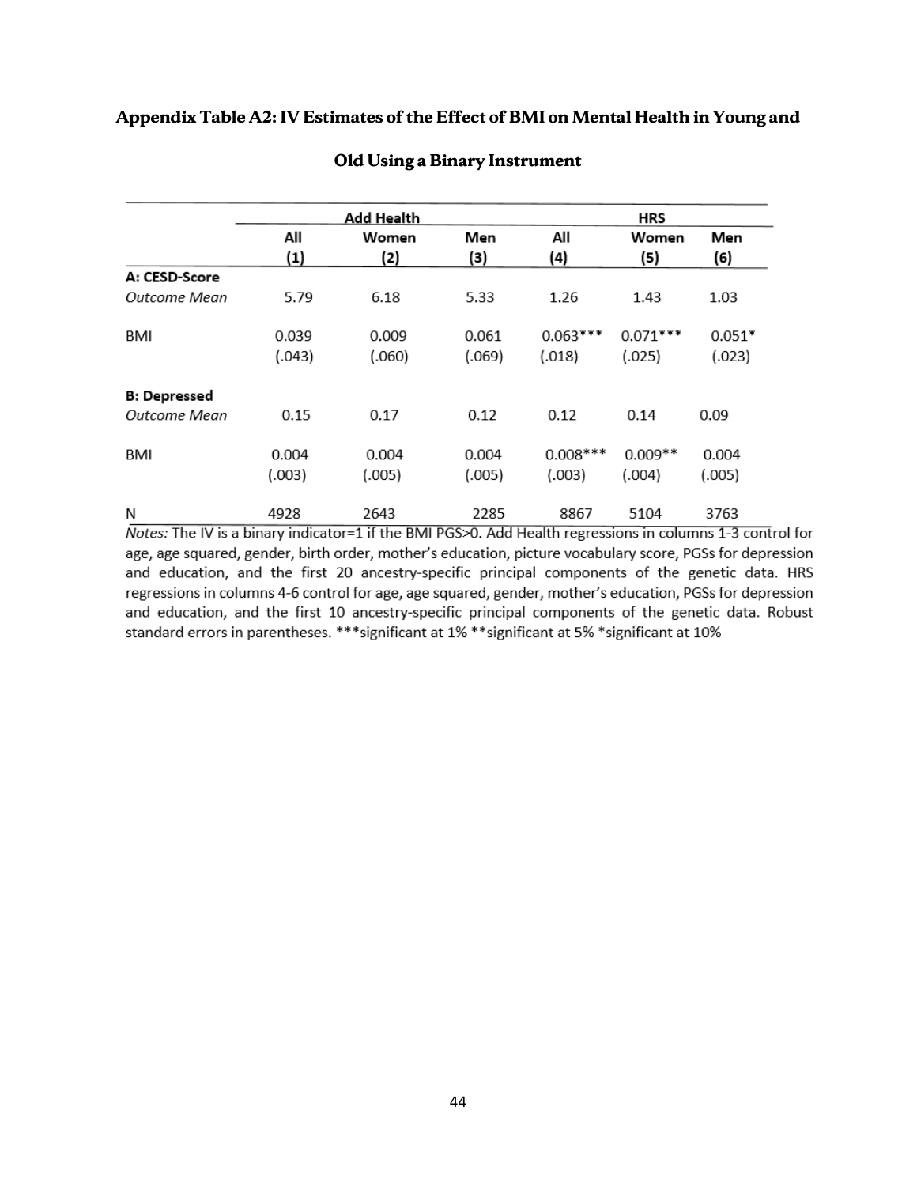**Appendix Table A2: IV Estimates of the Effect of BMI on Mental Health in Young and Old Using a Binary Instrument**

| | Add Health | | | HRS | | |
|---|---|---|---|---|---|---|
| | All | Women | Men | All | Women | Men |
| | (1) | (2) | (3) | (4) | (5) | (6) |
| **A: CESD-Score** | | | | | | |
| *Outcome Mean* | 5.79 | 6.18 | 5.33 | 1.26 | 1.43 | 1.03 |
| BMI | 0.039 | 0.009 | 0.061 | 0.063*** | 0.071*** | 0.051* |
| | (.043) | (.060) | (.069) | (.018) | (.025) | (.023) |
| **B: Depressed** | | | | | | |
| *Outcome Mean* | 0.15 | 0.17 | 0.12 | 0.12 | 0.14 | 0.09 |
| BMI | 0.004 | 0.004 | 0.004 | 0.008*** | 0.009** | 0.004 |
| | (.003) | (.005) | (.005) | (.003) | (.004) | (.005) |
| N | 4928 | 2643 | 2285 | 8867 | 5104 | 3763 |

*Notes:* The IV is a binary indicator=1 if the BMI PGS>0. Add Health regressions in columns 1-3 control for age, age squared, gender, birth order, mother's education, picture vocabulary score, PGSs for depression and education, and the first 20 ancestry-specific principal components of the genetic data. HRS regressions in columns 4-6 control for age, age squared, gender, mother's education, PGSs for depression and education, and the first 10 ancestry-specific principal components of the genetic data. Robust standard errors in parentheses. ***significant at 1% **significant at 5% *significant at 10%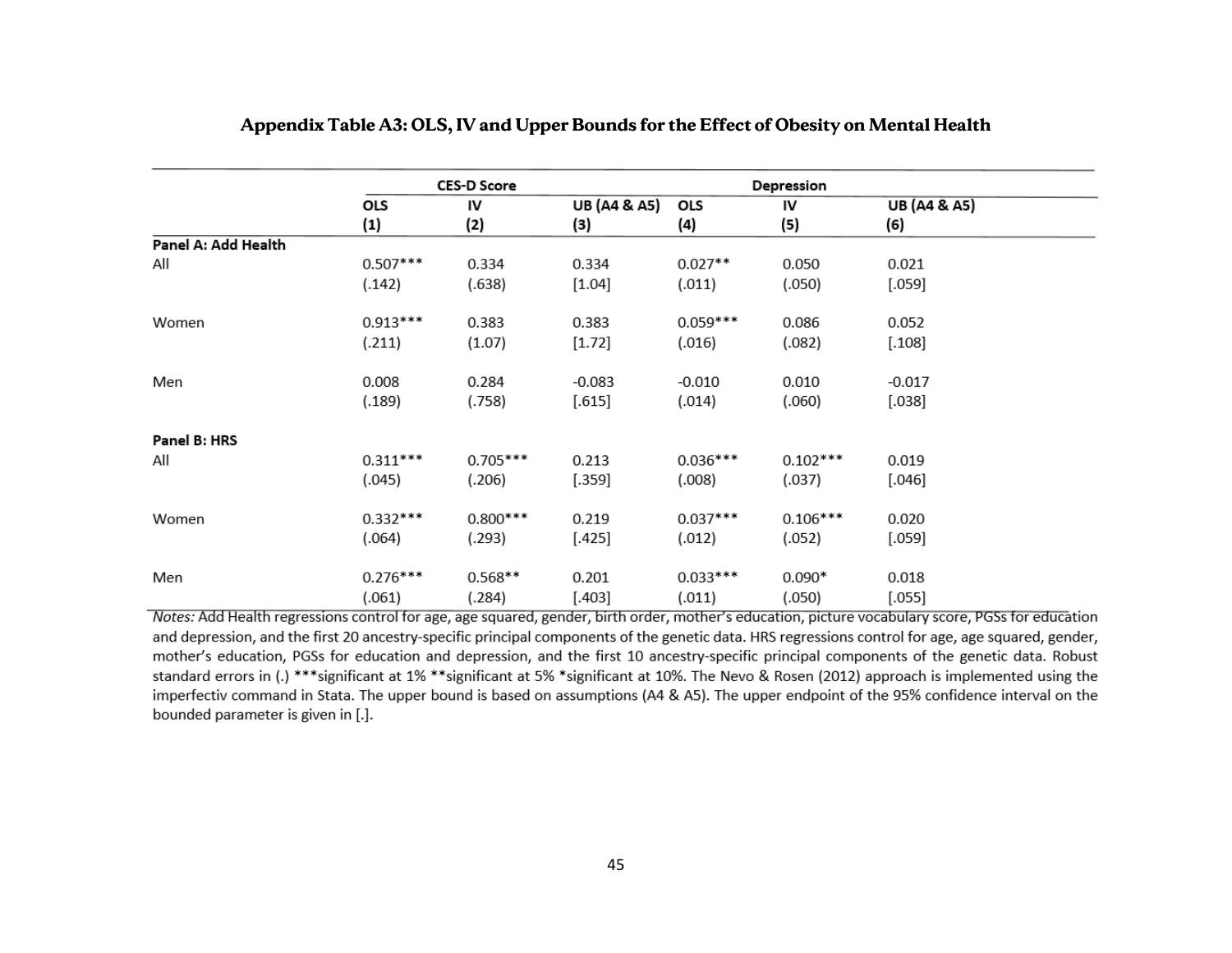## Appendix Table A3: OLS, IV and Upper Bounds for the Effect of Obesity on Mental Health

| | CES-D Score | | | Depression | | |
|---|---|---|---|---|---|---|
| | OLS | IV | UB (A4 & A5) | OLS | IV | UB (A4 & A5) |
| | (1) | (2) | (3) | (4) | (5) | (6) |
| **Panel A: Add Health** | | | | | | |
| All | 0.507*** | 0.334 | 0.334 | 0.027** | 0.050 | 0.021 |
| | (.142) | (.638) | [1.04] | (.011) | (.050) | [.059] |
| Women | 0.913*** | 0.383 | 0.383 | 0.059*** | 0.086 | 0.052 |
| | (.211) | (1.07) | [1.72] | (.016) | (.082) | [.108] |
| Men | 0.008 | 0.284 | -0.083 | -0.010 | 0.010 | -0.017 |
| | (.189) | (.758) | [.615] | (.014) | (.060) | [.038] |
| **Panel B: HRS** | | | | | | |
| All | 0.311*** | 0.705*** | 0.213 | 0.036*** | 0.102*** | 0.019 |
| | (.045) | (.206) | [.359] | (.008) | (.037) | [.046] |
| Women | 0.332*** | 0.800*** | 0.219 | 0.037*** | 0.106*** | 0.020 |
| | (.064) | (.293) | [.425] | (.012) | (.052) | [.059] |
| Men | 0.276*** | 0.568** | 0.201 | 0.033*** | 0.090* | 0.018 |
| | (.061) | (.284) | [.403] | (.011) | (.050) | [.055] |

*Notes:* Add Health regressions control for age, age squared, gender, birth order, mother's education, picture vocabulary score, PGSs for education and depression, and the first 20 ancestry-specific principal components of the genetic data. HRS regressions control for age, age squared, gender, mother's education, PGSs for education and depression, and the first 10 ancestry-specific principal components of the genetic data. Robust standard errors in (.) ***significant at 1% **significant at 5% *significant at 10%. The Nevo & Rosen (2012) approach is implemented using the imperfectiv command in Stata. The upper bound is based on assumptions (A4 & A5). The upper endpoint of the 95% confidence interval on the bounded parameter is given in [.].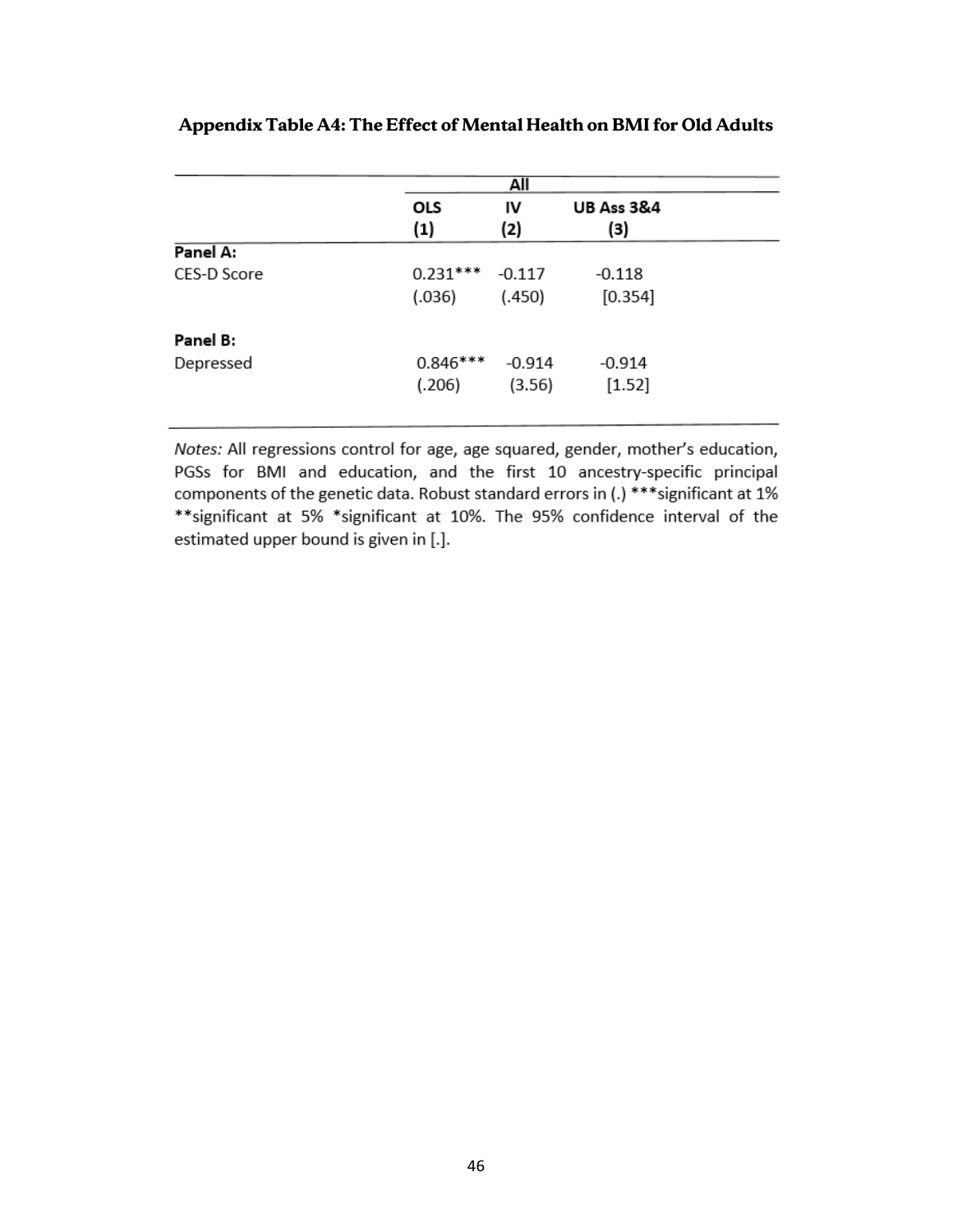**Appendix Table A4: The Effect of Mental Health on BMI for Old Adults**

| | All | | |
|---|---|---|---|
| | OLS (1) | IV (2) | UB Ass 3&4 (3) |
| **Panel A:** | | | |
| CES-D Score | 0.231*** | -0.117 | -0.118 |
| | (.036) | (.450) | [0.354] |
| **Panel B:** | | | |
| Depressed | 0.846*** | -0.914 | -0.914 |
| | (.206) | (3.56) | [1.52] |

*Notes:* All regressions control for age, age squared, gender, mother's education, PGSs for BMI and education, and the first 10 ancestry-specific principal components of the genetic data. Robust standard errors in (.) ***significant at 1% **significant at 5% *significant at 10%. The 95% confidence interval of the estimated upper bound is given in [.].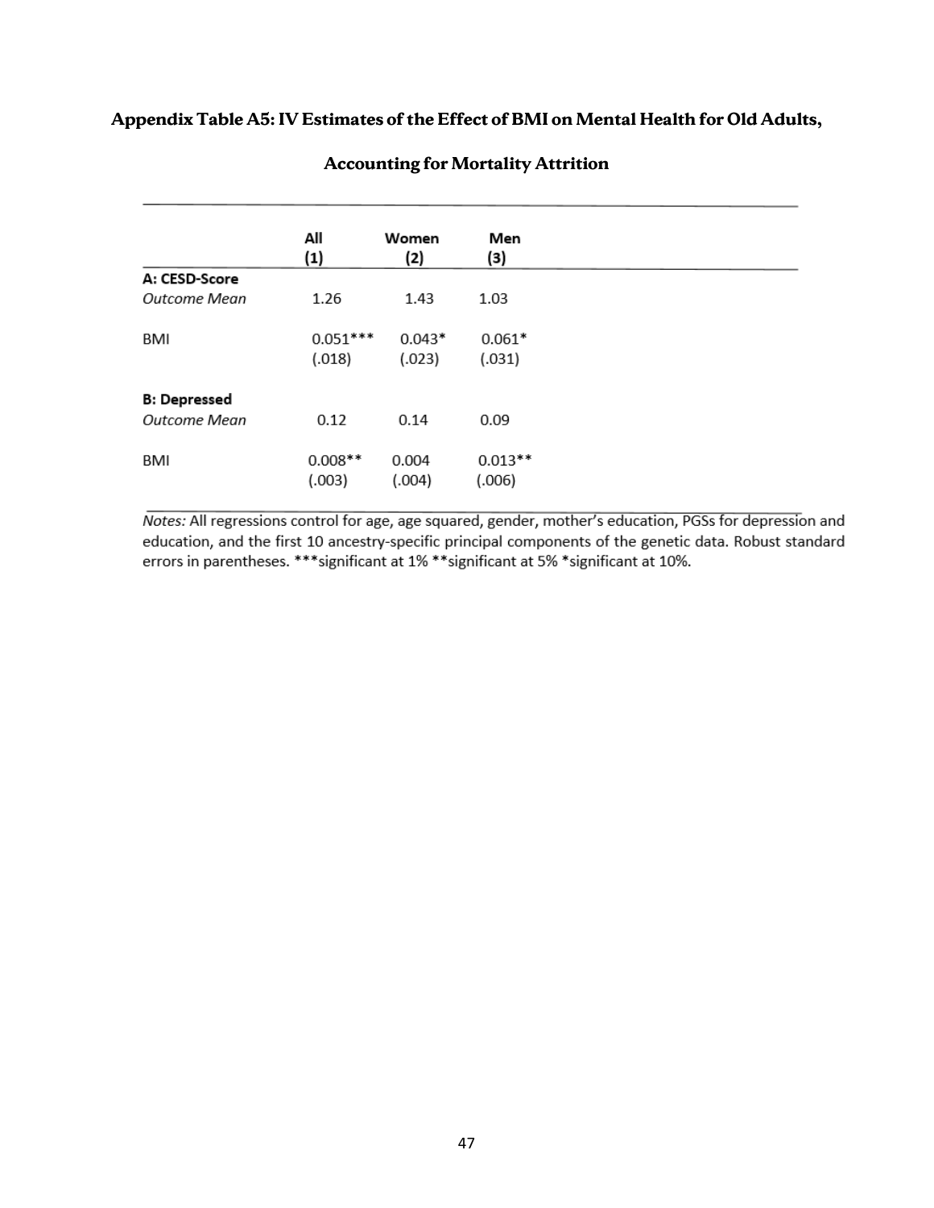**Appendix Table A5: IV Estimates of the Effect of BMI on Mental Health for Old Adults, Accounting for Mortality Attrition**

| | All (1) | Women (2) | Men (3) |
|---|---|---|---|
| **A: CESD-Score** | | | |
| *Outcome Mean* | 1.26 | 1.43 | 1.03 |
| BMI | 0.051*** | 0.043* | 0.061* |
| | (.018) | (.023) | (.031) |
| **B: Depressed** | | | |
| *Outcome Mean* | 0.12 | 0.14 | 0.09 |
| BMI | 0.008** | 0.004 | 0.013** |
| | (.003) | (.004) | (.006) |

*Notes:* All regressions control for age, age squared, gender, mother's education, PGSs for depression and education, and the first 10 ancestry-specific principal components of the genetic data. Robust standard errors in parentheses. ***significant at 1% **significant at 5% *significant at 10%.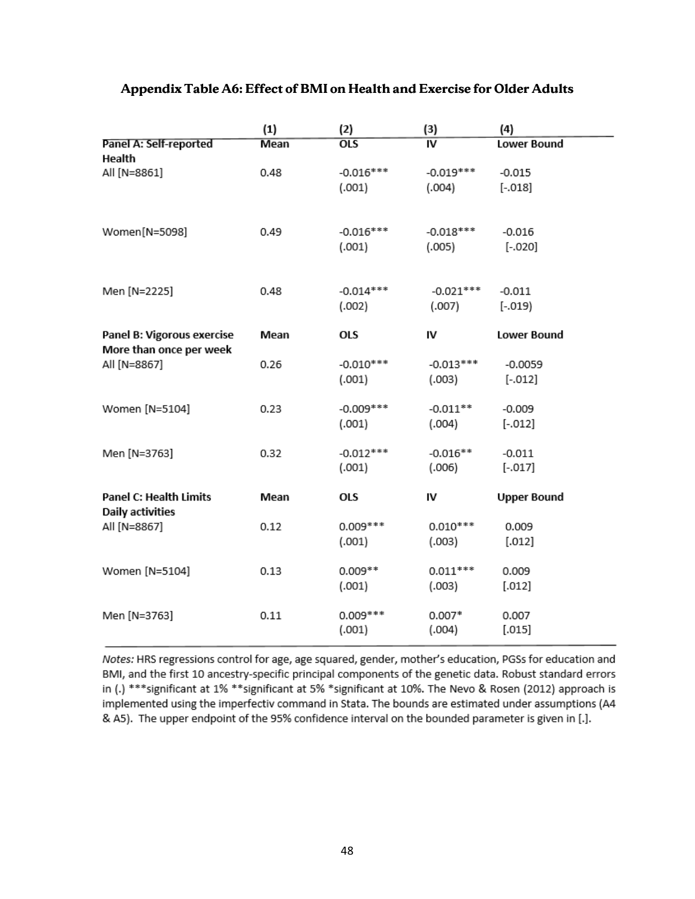## Appendix Table A6: Effect of BMI on Health and Exercise for Older Adults

| | (1) | (2) | (3) | (4) |
|---|---|---|---|---|
| **Panel A: Self-reported Health** | **Mean** | **OLS** | **IV** | **Lower Bound** |
| All [N=8861] | 0.48 | -0.016*** | -0.019*** | -0.015 |
| | | (.001) | (.004) | [-.018] |
| Women[N=5098] | 0.49 | -0.016*** | -0.018*** | -0.016 |
| | | (.001) | (.005) | [-.020] |
| Men [N=2225] | 0.48 | -0.014*** | -0.021*** | -0.011 |
| | | (.002) | (.007) | [-.019) |
| **Panel B: Vigorous exercise More than once per week** | **Mean** | **OLS** | **IV** | **Lower Bound** |
| All [N=8867] | 0.26 | -0.010*** | -0.013*** | -0.0059 |
| | | (.001) | (.003) | [-.012] |
| Women [N=5104] | 0.23 | -0.009*** | -0.011** | -0.009 |
| | | (.001) | (.004) | [-.012] |
| Men [N=3763] | 0.32 | -0.012*** | -0.016** | -0.011 |
| | | (.001) | (.006) | [-.017] |
| **Panel C: Health Limits Daily activities** | **Mean** | **OLS** | **IV** | **Upper Bound** |
| All [N=8867] | 0.12 | 0.009*** | 0.010*** | 0.009 |
| | | (.001) | (.003) | [.012] |
| Women [N=5104] | 0.13 | 0.009** | 0.011*** | 0.009 |
| | | (.001) | (.003) | [.012] |
| Men [N=3763] | 0.11 | 0.009*** | 0.007* | 0.007 |
| | | (.001) | (.004) | [.015] |

*Notes:* HRS regressions control for age, age squared, gender, mother's education, PGSs for education and BMI, and the first 10 ancestry-specific principal components of the genetic data. Robust standard errors in (.) ***significant at 1% **significant at 5% *significant at 10%. The Nevo & Rosen (2012) approach is implemented using the imperfectiv command in Stata. The bounds are estimated under assumptions (A4 & A5). The upper endpoint of the 95% confidence interval on the bounded parameter is given in [.].